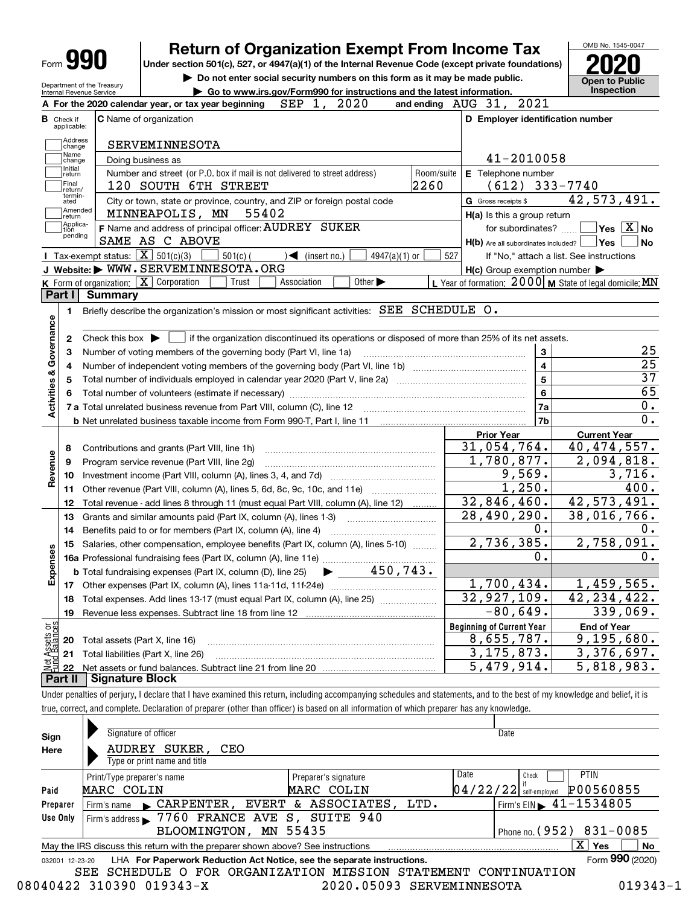Form **990**

# Return of Organization Exempt From Income Tax

**Under section 501(c), 527, or 4947(a)(1) of the Internal Revenue Code (except private foundations)**

▶ Do not enter social security numbers on this form as it may be made public.

▶ Go to www.irs.gov/Form990 for instructions and the latest information.

Department of the Treasury
Internal Revenue Service

OMB No. 1545-0047

**2020**

**Open to Public Inspection**

**A** For the 2020 calendar year, or tax year beginning SEP 1, 2020 and ending AUG 31, 2021

**B** Check if applicable: Address change, Name change, Initial return, Final return/terminated, Amended return, Application pending

**C** Name of organization: SERVEMINNESOTA

Doing business as

Number and street (or P.O. box if mail is not delivered to street address): 120 SOUTH 6TH STREET — Room/suite: 2260

City or town, state or province, country, and ZIP or foreign postal code: MINNEAPOLIS, MN 55402

**D** Employer identification number: 41-2010058

**E** Telephone number: (612) 333-7740

**G** Gross receipts $ 42,573,491.

**F** Name and address of principal officer: AUDREY SUKER
SAME AS C ABOVE

**H(a)** Is this a group return for subordinates? ☐ Yes ☒ No

**H(b)** Are all subordinates included? ☐ Yes ☐ No
If "No," attach a list. See instructions

**H(c)** Group exemption number ▶

**I** Tax-exempt status: ☒ 501(c)(3) ☐ 501(c) ( ) ◀ (insert no.) ☐ 4947(a)(1) or ☐ 527

**J** Website: ▶ WWW.SERVEMINNESOTA.ORG

**K** Form of organization: ☒ Corporation ☐ Trust ☐ Association ☐ Other ▶

**L** Year of formation: 2000 **M** State of legal domicile: MN

## Part I Summary

**Activities & Governance**

1 Briefly describe the organization's mission or most significant activities: SEE SCHEDULE O.

2 Check this box ▶ ☐ if the organization discontinued its operations or disposed of more than 25% of its net assets.

| | | | |
|---|---|---|---|
| 3 | Number of voting members of the governing body (Part VI, line 1a) | 3 | 25 |
| 4 | Number of independent voting members of the governing body (Part VI, line 1b) | 4 | 25 |
| 5 | Total number of individuals employed in calendar year 2020 (Part V, line 2a) | 5 | 37 |
| 6 | Total number of volunteers (estimate if necessary) | 6 | 65 |
| 7a | Total unrelated business revenue from Part VIII, column (C), line 12 | 7a | 0. |
| b | Net unrelated business taxable income from Form 990-T, Part I, line 11 | 7b | 0. |

| | | Prior Year | Current Year |
|---|---|---|---|
| **Revenue** | | | |
| 8 | Contributions and grants (Part VIII, line 1h) | 31,054,764. | 40,474,557. |
| 9 | Program service revenue (Part VIII, line 2g) | 1,780,877. | 2,094,818. |
| 10 | Investment income (Part VIII, column (A), lines 3, 4, and 7d) | 9,569. | 3,716. |
| 11 | Other revenue (Part VIII, column (A), lines 5, 6d, 8c, 9c, 10c, and 11e) | 1,250. | 400. |
| 12 | Total revenue - add lines 8 through 11 (must equal Part VIII, column (A), line 12) | 32,846,460. | 42,573,491. |
| **Expenses** | | | |
| 13 | Grants and similar amounts paid (Part IX, column (A), lines 1-3) | 28,490,290. | 38,016,766. |
| 14 | Benefits paid to or for members (Part IX, column (A), line 4) | 0. | 0. |
| 15 | Salaries, other compensation, employee benefits (Part IX, column (A), lines 5-10) | 2,736,385. | 2,758,091. |
| 16a | Professional fundraising fees (Part IX, column (A), line 11e) | 0. | 0. |
| b | Total fundraising expenses (Part IX, column (D), line 25) ▶ 450,743. | | |
| 17 | Other expenses (Part IX, column (A), lines 11a-11d, 11f-24e) | 1,700,434. | 1,459,565. |
| 18 | Total expenses. Add lines 13-17 (must equal Part IX, column (A), line 25) | 32,927,109. | 42,234,422. |
| 19 | Revenue less expenses. Subtract line 18 from line 12 | -80,649. | 339,069. |

| | **Net Assets or Fund Balances** | Beginning of Current Year | End of Year |
|---|---|---|---|
| 20 | Total assets (Part X, line 16) | 8,655,787. | 9,195,680. |
| 21 | Total liabilities (Part X, line 26) | 3,175,873. | 3,376,697. |
| 22 | Net assets or fund balances. Subtract line 21 from line 20 | 5,479,914. | 5,818,983. |

## Part II Signature Block

Under penalties of perjury, I declare that I have examined this return, including accompanying schedules and statements, and to the best of my knowledge and belief, it is true, correct, and complete. Declaration of preparer (other than officer) is based on all information of which preparer has any knowledge.

**Sign Here**

Signature of officer — Date

AUDREY SUKER, CEO
Type or print name and title

**Paid Preparer Use Only**

| Print/Type preparer's name | Preparer's signature | Date | Check ☐ if self-employed | PTIN |
|---|---|---|---|---|
| MARC COLIN | MARC COLIN | 04/22/22 | | P00560855 |

Firm's name ▶ CARPENTER, EVERT & ASSOCIATES, LTD. — Firm's EIN ▶ 41-1534805

Firm's address ▶ 7760 FRANCE AVE S, SUITE 940, BLOOMINGTON, MN 55435 — Phone no. (952) 831-0085

May the IRS discuss this return with the preparer shown above? See instructions ☒ Yes ☐ No

032001 12-23-20 LHA For Paperwork Reduction Act Notice, see the separate instructions. Form **990** (2020)

SEE SCHEDULE O FOR ORGANIZATION MISSION STATEMENT CONTINUATION

08040422 310390 019343-X 2020.05093 SERVEMINNESOTA 019343-1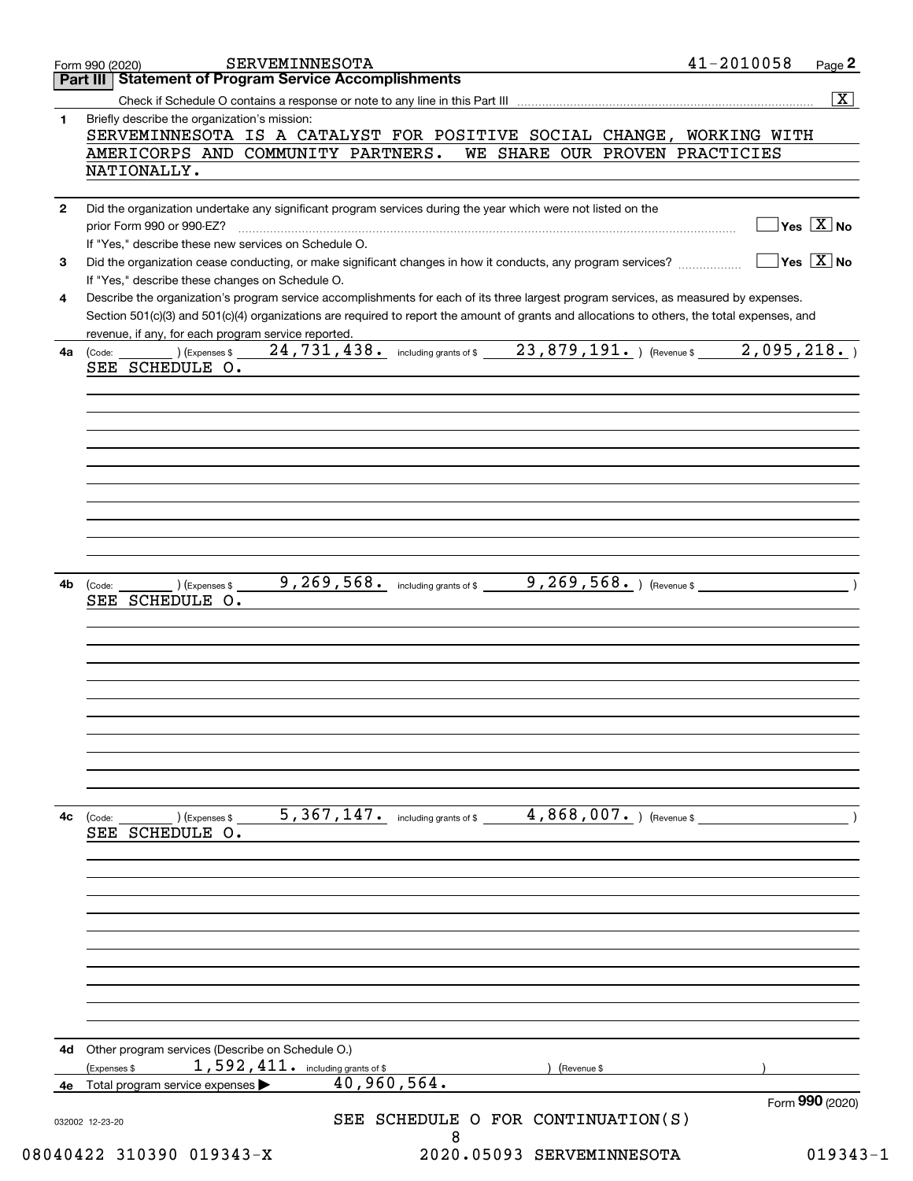Form 990 (2020) SERVEMINNESOTA 41-2010058 Page **2**

## Part III Statement of Program Service Accomplishments

Check if Schedule O contains a response or note to any line in this Part III .......... [X]

**1** Briefly describe the organization's mission:

SERVEMINNESOTA IS A CATALYST FOR POSITIVE SOCIAL CHANGE, WORKING WITH AMERICORPS AND COMMUNITY PARTNERS. WE SHARE OUR PROVEN PRACTICIES NATIONALLY.

**2** Did the organization undertake any significant program services during the year which were not listed on the prior Form 990 or 990-EZ? .......... [ ] Yes [X] No

If "Yes," describe these new services on Schedule O.

**3** Did the organization cease conducting, or make significant changes in how it conducts, any program services? .......... [ ] Yes [X] No

If "Yes," describe these changes on Schedule O.

**4** Describe the organization's program service accomplishments for each of its three largest program services, as measured by expenses. Section 501(c)(3) and 501(c)(4) organizations are required to report the amount of grants and allocations to others, the total expenses, and revenue, if any, for each program service reported.

**4a** (Code: ) (Expenses $ 24,731,438. including grants of $ 23,879,191. ) (Revenue $ 2,095,218. )

SEE SCHEDULE O.

**4b** (Code: ) (Expenses $ 9,269,568. including grants of $ 9,269,568. ) (Revenue $ )

SEE SCHEDULE O.

**4c** (Code: ) (Expenses $ 5,367,147. including grants of $ 4,868,007. ) (Revenue $ )

SEE SCHEDULE O.

**4d** Other program services (Describe on Schedule O.)

(Expenses $ 1,592,411. including grants of $ ) (Revenue $ )

**4e** Total program service expenses ▶ 40,960,564.

Form **990** (2020)

032002 12-23-20

SEE SCHEDULE O FOR CONTINUATION(S)

08040422 310390 019343-X 2020.05093 SERVEMINNESOTA 019343-1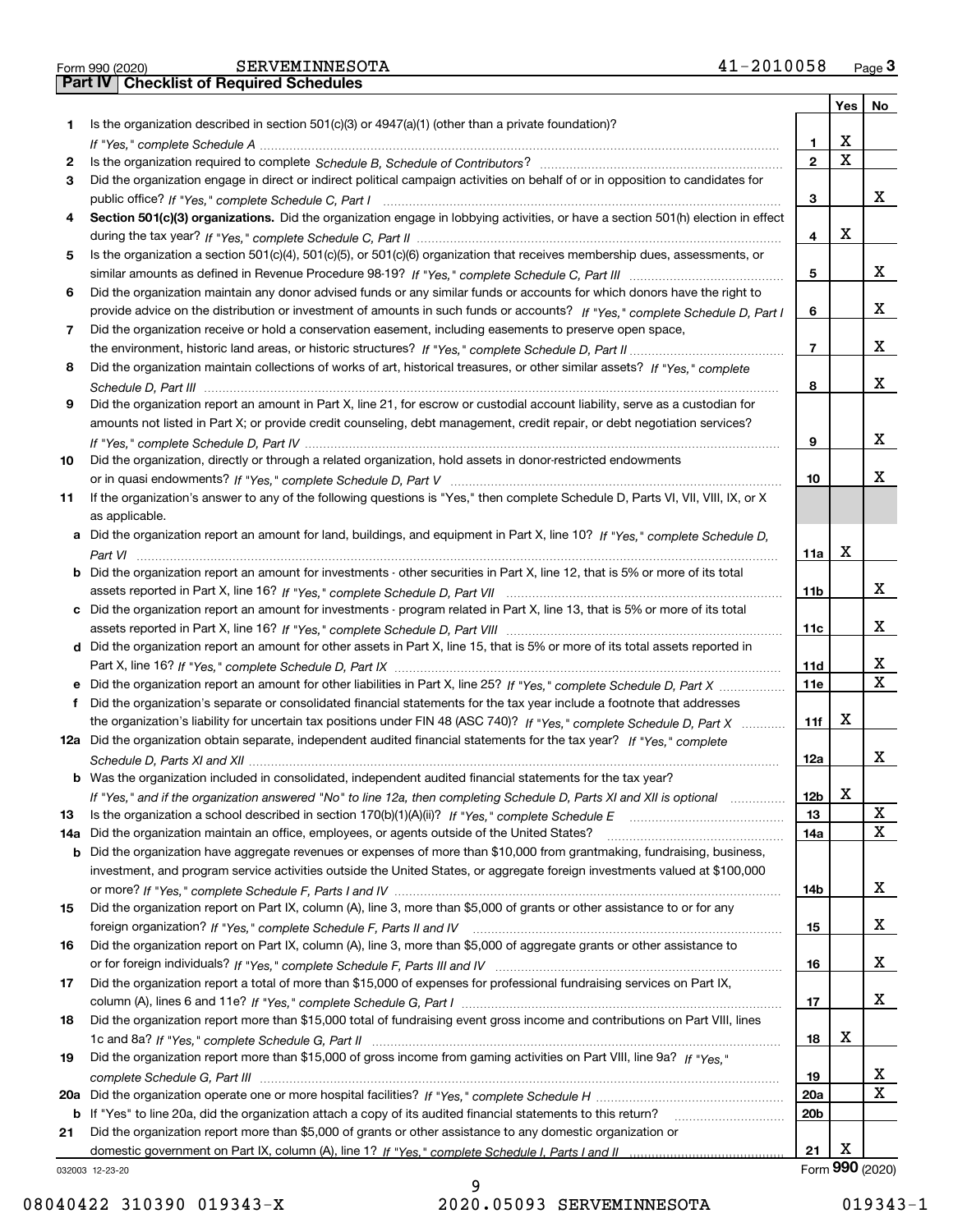Form 990 (2020) SERVEMINNESOTA 41-2010058 Page **3**

## Part IV | Checklist of Required Schedules

| | | | Yes | No |
|---|---|---|---|---|
| **1** | Is the organization described in section 501(c)(3) or 4947(a)(1) (other than a private foundation)? *If "Yes," complete Schedule A* | **1** | X | |
| **2** | Is the organization required to complete *Schedule B, Schedule of Contributors*? | **2** | X | |
| **3** | Did the organization engage in direct or indirect political campaign activities on behalf of or in opposition to candidates for public office? *If "Yes," complete Schedule C, Part I* | **3** | | X |
| **4** | **Section 501(c)(3) organizations.** Did the organization engage in lobbying activities, or have a section 501(h) election in effect during the tax year? *If "Yes," complete Schedule C, Part II* | **4** | X | |
| **5** | Is the organization a section 501(c)(4), 501(c)(5), or 501(c)(6) organization that receives membership dues, assessments, or similar amounts as defined in Revenue Procedure 98-19? *If "Yes," complete Schedule C, Part III* | **5** | | X |
| **6** | Did the organization maintain any donor advised funds or any similar funds or accounts for which donors have the right to provide advice on the distribution or investment of amounts in such funds or accounts? *If "Yes," complete Schedule D, Part I* | **6** | | X |
| **7** | Did the organization receive or hold a conservation easement, including easements to preserve open space, the environment, historic land areas, or historic structures? *If "Yes," complete Schedule D, Part II* | **7** | | X |
| **8** | Did the organization maintain collections of works of art, historical treasures, or other similar assets? *If "Yes," complete Schedule D, Part III* | **8** | | X |
| **9** | Did the organization report an amount in Part X, line 21, for escrow or custodial account liability, serve as a custodian for amounts not listed in Part X; or provide credit counseling, debt management, credit repair, or debt negotiation services? *If "Yes," complete Schedule D, Part IV* | **9** | | X |
| **10** | Did the organization, directly or through a related organization, hold assets in donor-restricted endowments or in quasi endowments? *If "Yes," complete Schedule D, Part V* | **10** | | X |
| **11** | If the organization's answer to any of the following questions is "Yes," then complete Schedule D, Parts VI, VII, VIII, IX, or X as applicable. | | | |
| **a** | Did the organization report an amount for land, buildings, and equipment in Part X, line 10? *If "Yes," complete Schedule D, Part VI* | **11a** | X | |
| **b** | Did the organization report an amount for investments - other securities in Part X, line 12, that is 5% or more of its total assets reported in Part X, line 16? *If "Yes," complete Schedule D, Part VII* | **11b** | | X |
| **c** | Did the organization report an amount for investments - program related in Part X, line 13, that is 5% or more of its total assets reported in Part X, line 16? *If "Yes," complete Schedule D, Part VIII* | **11c** | | X |
| **d** | Did the organization report an amount for other assets in Part X, line 15, that is 5% or more of its total assets reported in Part X, line 16? *If "Yes," complete Schedule D, Part IX* | **11d** | | X |
| **e** | Did the organization report an amount for other liabilities in Part X, line 25? *If "Yes," complete Schedule D, Part X* | **11e** | | X |
| **f** | Did the organization's separate or consolidated financial statements for the tax year include a footnote that addresses the organization's liability for uncertain tax positions under FIN 48 (ASC 740)? *If "Yes," complete Schedule D, Part X* | **11f** | X | |
| **12a** | Did the organization obtain separate, independent audited financial statements for the tax year? *If "Yes," complete Schedule D, Parts XI and XII* | **12a** | | X |
| **b** | Was the organization included in consolidated, independent audited financial statements for the tax year? *If "Yes," and if the organization answered "No" to line 12a, then completing Schedule D, Parts XI and XII is optional* | **12b** | X | |
| **13** | Is the organization a school described in section 170(b)(1)(A)(ii)? *If "Yes," complete Schedule E* | **13** | | X |
| **14a** | Did the organization maintain an office, employees, or agents outside of the United States? | **14a** | | X |
| **b** | Did the organization have aggregate revenues or expenses of more than $10,000 from grantmaking, fundraising, business, investment, and program service activities outside the United States, or aggregate foreign investments valued at $100,000 or more? *If "Yes," complete Schedule F, Parts I and IV* | **14b** | | X |
| **15** | Did the organization report on Part IX, column (A), line 3, more than $5,000 of grants or other assistance to or for any foreign organization? *If "Yes," complete Schedule F, Parts II and IV* | **15** | | X |
| **16** | Did the organization report on Part IX, column (A), line 3, more than $5,000 of aggregate grants or other assistance to or for foreign individuals? *If "Yes," complete Schedule F, Parts III and IV* | **16** | | X |
| **17** | Did the organization report a total of more than $15,000 of expenses for professional fundraising services on Part IX, column (A), lines 6 and 11e? *If "Yes," complete Schedule G, Part I* | **17** | | X |
| **18** | Did the organization report more than $15,000 total of fundraising event gross income and contributions on Part VIII, lines 1c and 8a? *If "Yes," complete Schedule G, Part II* | **18** | X | |
| **19** | Did the organization report more than $15,000 of gross income from gaming activities on Part VIII, line 9a? *If "Yes," complete Schedule G, Part III* | **19** | | X |
| **20a** | Did the organization operate one or more hospital facilities? *If "Yes," complete Schedule H* | **20a** | | X |
| **b** | If "Yes" to line 20a, did the organization attach a copy of its audited financial statements to this return? | **20b** | | |
| **21** | Did the organization report more than $5,000 of grants or other assistance to any domestic organization or domestic government on Part IX, column (A), line 1? *If "Yes," complete Schedule I, Parts I and II* | **21** | X | |

032003 12-23-20 Form **990** (2020)

08040422 310390 019343-X 2020.05093 SERVEMINNESOTA 019343-1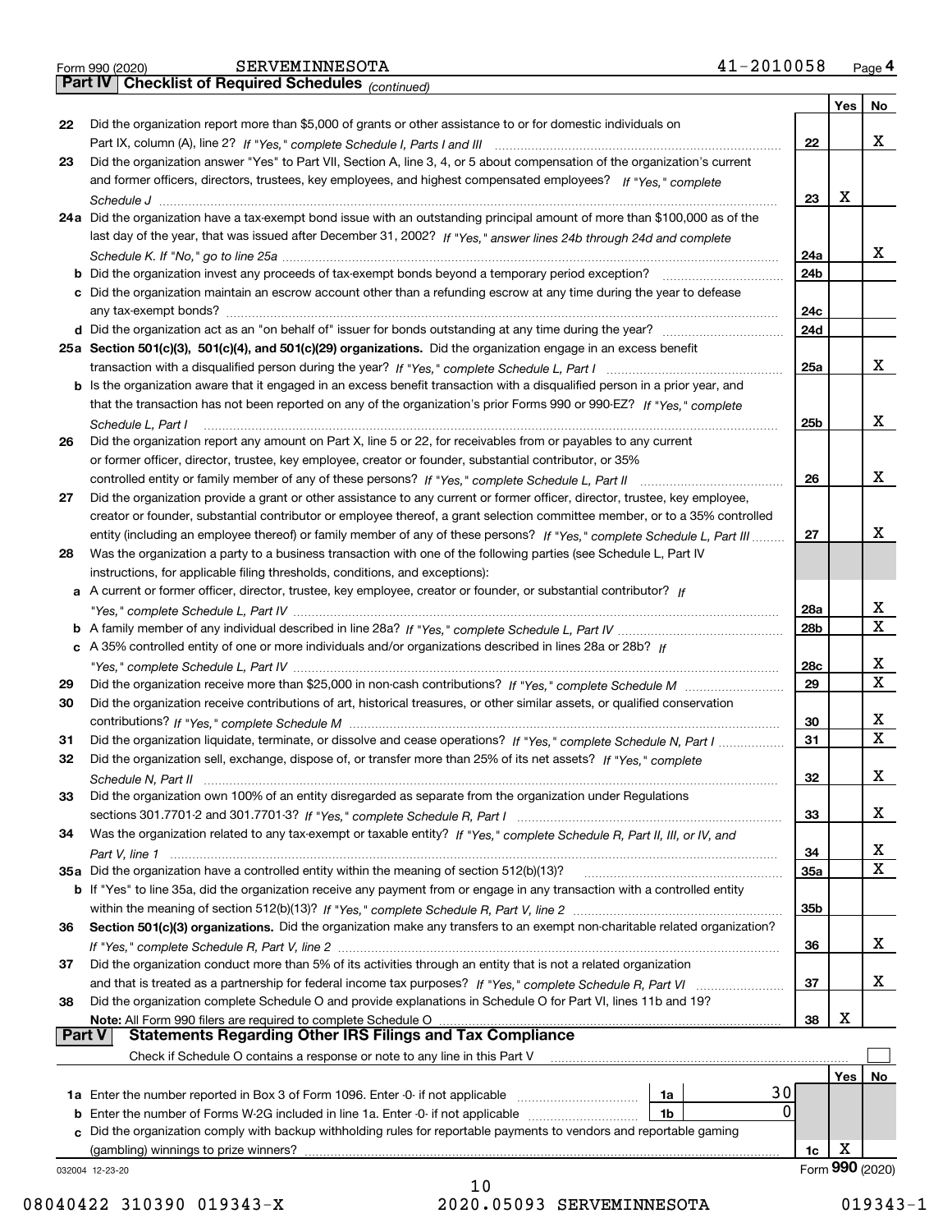Form 990 (2020) SERVEMINNESOTA 41-2010058 Page 4

**Part IV | Checklist of Required Schedules** *(continued)*

| | | | Yes | No |
|---|---|---|---|---|
| **22** | Did the organization report more than $5,000 of grants or other assistance to or for domestic individuals on Part IX, column (A), line 2? *If "Yes," complete Schedule I, Parts I and III* | **22** | | X |
| **23** | Did the organization answer "Yes" to Part VII, Section A, line 3, 4, or 5 about compensation of the organization's current and former officers, directors, trustees, key employees, and highest compensated employees? *If "Yes," complete Schedule J* | **23** | X | |
| **24a** | Did the organization have a tax-exempt bond issue with an outstanding principal amount of more than $100,000 as of the last day of the year, that was issued after December 31, 2002? *If "Yes," answer lines 24b through 24d and complete Schedule K. If "No," go to line 25a* | **24a** | | X |
| **b** | Did the organization invest any proceeds of tax-exempt bonds beyond a temporary period exception? | **24b** | | |
| **c** | Did the organization maintain an escrow account other than a refunding escrow at any time during the year to defease any tax-exempt bonds? | **24c** | | |
| **d** | Did the organization act as an "on behalf of" issuer for bonds outstanding at any time during the year? | **24d** | | |
| **25a** | **Section 501(c)(3), 501(c)(4), and 501(c)(29) organizations.** Did the organization engage in an excess benefit transaction with a disqualified person during the year? *If "Yes," complete Schedule L, Part I* | **25a** | | X |
| **b** | Is the organization aware that it engaged in an excess benefit transaction with a disqualified person in a prior year, and that the transaction has not been reported on any of the organization's prior Forms 990 or 990-EZ? *If "Yes," complete Schedule L, Part I* | **25b** | | X |
| **26** | Did the organization report any amount on Part X, line 5 or 22, for receivables from or payables to any current or former officer, director, trustee, key employee, creator or founder, substantial contributor, or 35% controlled entity or family member of any of these persons? *If "Yes," complete Schedule L, Part II* | **26** | | X |
| **27** | Did the organization provide a grant or other assistance to any current or former officer, director, trustee, key employee, creator or founder, substantial contributor or employee thereof, a grant selection committee member, or to a 35% controlled entity (including an employee thereof) or family member of any of these persons? *If "Yes," complete Schedule L, Part III* | **27** | | X |
| **28** | Was the organization a party to a business transaction with one of the following parties (see Schedule L, Part IV instructions, for applicable filing thresholds, conditions, and exceptions): | | | |
| **a** | A current or former officer, director, trustee, key employee, creator or founder, or substantial contributor? *If "Yes," complete Schedule L, Part IV* | **28a** | | X |
| **b** | A family member of any individual described in line 28a? *If "Yes," complete Schedule L, Part IV* | **28b** | | X |
| **c** | A 35% controlled entity of one or more individuals and/or organizations described in lines 28a or 28b? *If "Yes," complete Schedule L, Part IV* | **28c** | | X |
| **29** | Did the organization receive more than $25,000 in non-cash contributions? *If "Yes," complete Schedule M* | **29** | | X |
| **30** | Did the organization receive contributions of art, historical treasures, or other similar assets, or qualified conservation contributions? *If "Yes," complete Schedule M* | **30** | | X |
| **31** | Did the organization liquidate, terminate, or dissolve and cease operations? *If "Yes," complete Schedule N, Part I* | **31** | | X |
| **32** | Did the organization sell, exchange, dispose of, or transfer more than 25% of its net assets? *If "Yes," complete Schedule N, Part II* | **32** | | X |
| **33** | Did the organization own 100% of an entity disregarded as separate from the organization under Regulations sections 301.7701-2 and 301.7701-3? *If "Yes," complete Schedule R, Part I* | **33** | | X |
| **34** | Was the organization related to any tax-exempt or taxable entity? *If "Yes," complete Schedule R, Part II, III, or IV, and Part V, line 1* | **34** | | X |
| **35a** | Did the organization have a controlled entity within the meaning of section 512(b)(13)? | **35a** | | X |
| **b** | If "Yes" to line 35a, did the organization receive any payment from or engage in any transaction with a controlled entity within the meaning of section 512(b)(13)? *If "Yes," complete Schedule R, Part V, line 2* | **35b** | | |
| **36** | **Section 501(c)(3) organizations.** Did the organization make any transfers to an exempt non-charitable related organization? *If "Yes," complete Schedule R, Part V, line 2* | **36** | | X |
| **37** | Did the organization conduct more than 5% of its activities through an entity that is not a related organization and that is treated as a partnership for federal income tax purposes? *If "Yes," complete Schedule R, Part VI* | **37** | | X |
| **38** | Did the organization complete Schedule O and provide explanations in Schedule O for Part VI, lines 11b and 19? **Note:** All Form 990 filers are required to complete Schedule O | **38** | X | |

**Part V | Statements Regarding Other IRS Filings and Tax Compliance**

Check if Schedule O contains a response or note to any line in this Part V ☐

| | | | | | Yes | No |
|---|---|---|---|---|---|---|
| **1a** | Enter the number reported in Box 3 of Form 1096. Enter -0- if not applicable | **1a** | 30 | | | |
| **b** | Enter the number of Forms W-2G included in line 1a. Enter -0- if not applicable | **1b** | 0 | | | |
| **c** | Did the organization comply with backup withholding rules for reportable payments to vendors and reportable gaming (gambling) winnings to prize winners? | | | **1c** | X | |

032004 12-23-20 Form **990** (2020)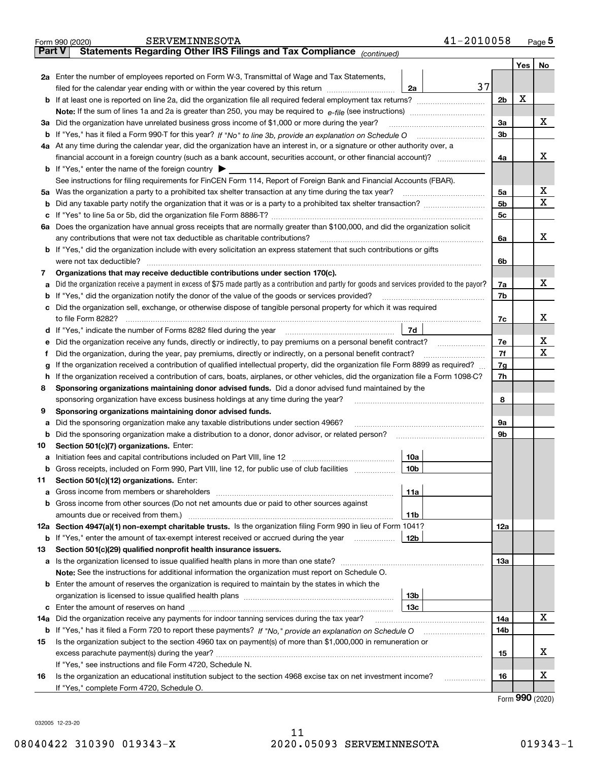Form 990 (2020) SERVEMINNESOTA 41-2010058 Page 5

## Part V Statements Regarding Other IRS Filings and Tax Compliance *(continued)*

| | | | | | Yes | No |
|---|---|---|---|---|---|---|
| **2a** | Enter the number of employees reported on Form W-3, Transmittal of Wage and Tax Statements, filed for the calendar year ending with or within the year covered by this return | 2a | 37 | | | |
| **b** | If at least one is reported on line 2a, did the organization file all required federal employment tax returns? | | | 2b | X | |
| | **Note:** If the sum of lines 1a and 2a is greater than 250, you may be required to *e-file* (see instructions) | | | | | |
| **3a** | Did the organization have unrelated business gross income of $1,000 or more during the year? | | | 3a | | X |
| **b** | If "Yes," has it filed a Form 990-T for this year? *If "No" to line 3b, provide an explanation on Schedule O* | | | 3b | | |
| **4a** | At any time during the calendar year, did the organization have an interest in, or a signature or other authority over, a financial account in a foreign country (such as a bank account, securities account, or other financial account)? | | | 4a | | X |
| **b** | If "Yes," enter the name of the foreign country ▶ | | | | | |
| | See instructions for filing requirements for FinCEN Form 114, Report of Foreign Bank and Financial Accounts (FBAR). | | | | | |
| **5a** | Was the organization a party to a prohibited tax shelter transaction at any time during the tax year? | | | 5a | | X |
| **b** | Did any taxable party notify the organization that it was or is a party to a prohibited tax shelter transaction? | | | 5b | | X |
| **c** | If "Yes" to line 5a or 5b, did the organization file Form 8886-T? | | | 5c | | |
| **6a** | Does the organization have annual gross receipts that are normally greater than $100,000, and did the organization solicit any contributions that were not tax deductible as charitable contributions? | | | 6a | | X |
| **b** | If "Yes," did the organization include with every solicitation an express statement that such contributions or gifts were not tax deductible? | | | 6b | | |
| **7** | **Organizations that may receive deductible contributions under section 170(c).** | | | | | |
| **a** | Did the organization receive a payment in excess of $75 made partly as a contribution and partly for goods and services provided to the payor? | | | 7a | | X |
| **b** | If "Yes," did the organization notify the donor of the value of the goods or services provided? | | | 7b | | |
| **c** | Did the organization sell, exchange, or otherwise dispose of tangible personal property for which it was required to file Form 8282? | | | 7c | | X |
| **d** | If "Yes," indicate the number of Forms 8282 filed during the year | 7d | | | | |
| **e** | Did the organization receive any funds, directly or indirectly, to pay premiums on a personal benefit contract? | | | 7e | | X |
| **f** | Did the organization, during the year, pay premiums, directly or indirectly, on a personal benefit contract? | | | 7f | | X |
| **g** | If the organization received a contribution of qualified intellectual property, did the organization file Form 8899 as required? | | | 7g | | |
| **h** | If the organization received a contribution of cars, boats, airplanes, or other vehicles, did the organization file a Form 1098-C? | | | 7h | | |
| **8** | **Sponsoring organizations maintaining donor advised funds.** Did a donor advised fund maintained by the sponsoring organization have excess business holdings at any time during the year? | | | 8 | | |
| **9** | **Sponsoring organizations maintaining donor advised funds.** | | | | | |
| **a** | Did the sponsoring organization make any taxable distributions under section 4966? | | | 9a | | |
| **b** | Did the sponsoring organization make a distribution to a donor, donor advisor, or related person? | | | 9b | | |
| **10** | **Section 501(c)(7) organizations.** Enter: | | | | | |
| **a** | Initiation fees and capital contributions included on Part VIII, line 12 | 10a | | | | |
| **b** | Gross receipts, included on Form 990, Part VIII, line 12, for public use of club facilities | 10b | | | | |
| **11** | **Section 501(c)(12) organizations.** Enter: | | | | | |
| **a** | Gross income from members or shareholders | 11a | | | | |
| **b** | Gross income from other sources (Do not net amounts due or paid to other sources against amounts due or received from them.) | 11b | | | | |
| **12a** | **Section 4947(a)(1) non-exempt charitable trusts.** Is the organization filing Form 990 in lieu of Form 1041? | | | 12a | | |
| **b** | If "Yes," enter the amount of tax-exempt interest received or accrued during the year | 12b | | | | |
| **13** | **Section 501(c)(29) qualified nonprofit health insurance issuers.** | | | | | |
| **a** | Is the organization licensed to issue qualified health plans in more than one state? | | | 13a | | |
| | **Note:** See the instructions for additional information the organization must report on Schedule O. | | | | | |
| **b** | Enter the amount of reserves the organization is required to maintain by the states in which the organization is licensed to issue qualified health plans | 13b | | | | |
| **c** | Enter the amount of reserves on hand | 13c | | | | |
| **14a** | Did the organization receive any payments for indoor tanning services during the tax year? | | | 14a | | X |
| **b** | If "Yes," has it filed a Form 720 to report these payments? *If "No," provide an explanation on Schedule O* | | | 14b | | |
| **15** | Is the organization subject to the section 4960 tax on payment(s) of more than $1,000,000 in remuneration or excess parachute payment(s) during the year? | | | 15 | | X |
| | If "Yes," see instructions and file Form 4720, Schedule N. | | | | | |
| **16** | Is the organization an educational institution subject to the section 4968 excise tax on net investment income? | | | 16 | | X |
| | If "Yes," complete Form 4720, Schedule O. | | | | | |

Form **990** (2020)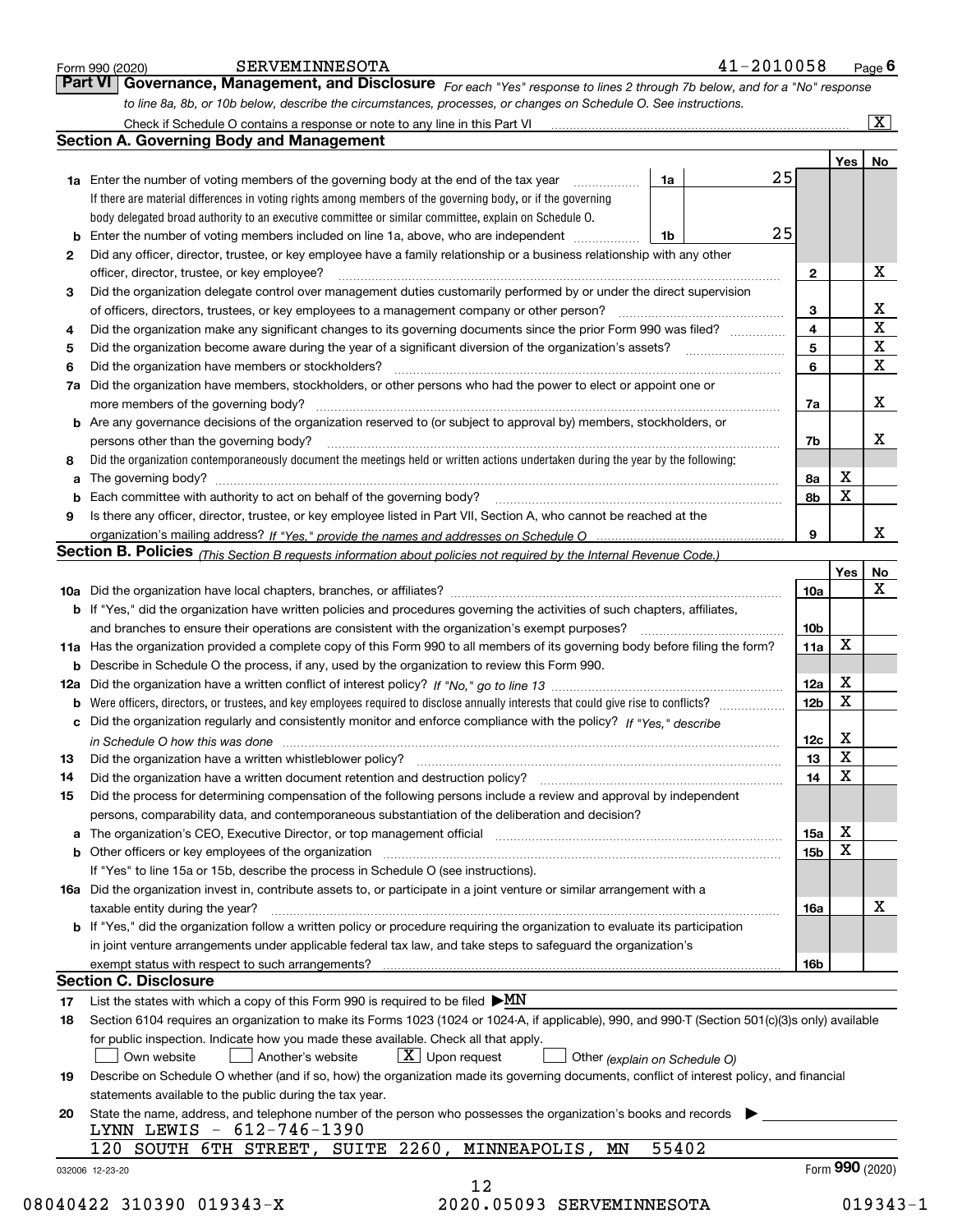Form 990 (2020) SERVEMINNESOTA 41-2010058 Page 6

## Part VI Governance, Management, and Disclosure

*For each "Yes" response to lines 2 through 7b below, and for a "No" response to line 8a, 8b, or 10b below, describe the circumstances, processes, or changes on Schedule O. See instructions.*

Check if Schedule O contains a response or note to any line in this Part VI .......... [X]

### Section A. Governing Body and Management

| | | | | Yes | No |
|---|---|---|---|---|---|
| **1a** | Enter the number of voting members of the governing body at the end of the tax year. If there are material differences in voting rights among members of the governing body, or if the governing body delegated broad authority to an executive committee or similar committee, explain on Schedule O. | 1a | 25 | | |
| **b** | Enter the number of voting members included on line 1a, above, who are independent | 1b | 25 | | |
| **2** | Did any officer, director, trustee, or key employee have a family relationship or a business relationship with any other officer, director, trustee, or key employee? | 2 | | | X |
| **3** | Did the organization delegate control over management duties customarily performed by or under the direct supervision of officers, directors, trustees, or key employees to a management company or other person? | 3 | | | X |
| **4** | Did the organization make any significant changes to its governing documents since the prior Form 990 was filed? | 4 | | | X |
| **5** | Did the organization become aware during the year of a significant diversion of the organization's assets? | 5 | | | X |
| **6** | Did the organization have members or stockholders? | 6 | | | X |
| **7a** | Did the organization have members, stockholders, or other persons who had the power to elect or appoint one or more members of the governing body? | 7a | | | X |
| **b** | Are any governance decisions of the organization reserved to (or subject to approval by) members, stockholders, or persons other than the governing body? | 7b | | | X |
| **8** | Did the organization contemporaneously document the meetings held or written actions undertaken during the year by the following: | | | | |
| **a** | The governing body? | 8a | | X | |
| **b** | Each committee with authority to act on behalf of the governing body? | 8b | | X | |
| **9** | Is there any officer, director, trustee, or key employee listed in Part VII, Section A, who cannot be reached at the organization's mailing address? *If "Yes," provide the names and addresses on Schedule O* | 9 | | | X |

### Section B. Policies *(This Section B requests information about policies not required by the Internal Revenue Code.)*

| | | | Yes | No |
|---|---|---|---|---|
| **10a** | Did the organization have local chapters, branches, or affiliates? | 10a | | X |
| **b** | If "Yes," did the organization have written policies and procedures governing the activities of such chapters, affiliates, and branches to ensure their operations are consistent with the organization's exempt purposes? | 10b | | |
| **11a** | Has the organization provided a complete copy of this Form 990 to all members of its governing body before filing the form? | 11a | X | |
| **b** | Describe in Schedule O the process, if any, used by the organization to review this Form 990. | | | |
| **12a** | Did the organization have a written conflict of interest policy? *If "No," go to line 13* | 12a | X | |
| **b** | Were officers, directors, or trustees, and key employees required to disclose annually interests that could give rise to conflicts? | 12b | X | |
| **c** | Did the organization regularly and consistently monitor and enforce compliance with the policy? *If "Yes," describe in Schedule O how this was done* | 12c | X | |
| **13** | Did the organization have a written whistleblower policy? | 13 | X | |
| **14** | Did the organization have a written document retention and destruction policy? | 14 | X | |
| **15** | Did the process for determining compensation of the following persons include a review and approval by independent persons, comparability data, and contemporaneous substantiation of the deliberation and decision? | | | |
| **a** | The organization's CEO, Executive Director, or top management official | 15a | X | |
| **b** | Other officers or key employees of the organization | 15b | X | |
| | If "Yes" to line 15a or 15b, describe the process in Schedule O (see instructions). | | | |
| **16a** | Did the organization invest in, contribute assets to, or participate in a joint venture or similar arrangement with a taxable entity during the year? | 16a | | X |
| **b** | If "Yes," did the organization follow a written policy or procedure requiring the organization to evaluate its participation in joint venture arrangements under applicable federal tax law, and take steps to safeguard the organization's exempt status with respect to such arrangements? | 16b | | |

### Section C. Disclosure

**17** List the states with which a copy of this Form 990 is required to be filed ▶ MN

**18** Section 6104 requires an organization to make its Forms 1023 (1024 or 1024-A, if applicable), 990, and 990-T (Section 501(c)(3)s only) available for public inspection. Indicate how you made these available. Check all that apply.

[ ] Own website [ ] Another's website [X] Upon request [ ] Other *(explain on Schedule O)*

**19** Describe on Schedule O whether (and if so, how) the organization made its governing documents, conflict of interest policy, and financial statements available to the public during the tax year.

**20** State the name, address, and telephone number of the person who possesses the organization's books and records ▶

LYNN LEWIS - 612-746-1390
120 SOUTH 6TH STREET, SUITE 2260, MINNEAPOLIS, MN 55402

032006 12-23-20 Form 990 (2020)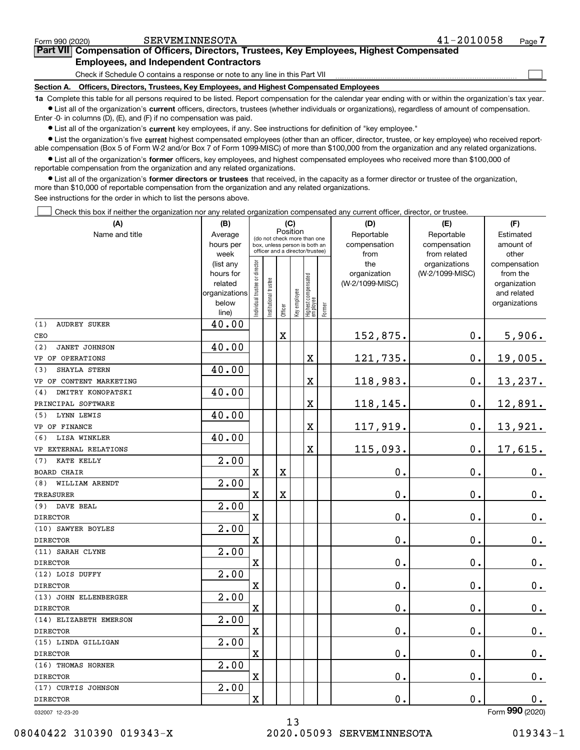Form 990 (2020) SERVEMINNESOTA 41-2010058 Page **7**

## Part VII Compensation of Officers, Directors, Trustees, Key Employees, Highest Compensated Employees, and Independent Contractors

Check if Schedule O contains a response or note to any line in this Part VII

### Section A. Officers, Directors, Trustees, Key Employees, and Highest Compensated Employees

**1a** Complete this table for all persons required to be listed. Report compensation for the calendar year ending with or within the organization's tax year.

- List all of the organization's **current** officers, directors, trustees (whether individuals or organizations), regardless of amount of compensation. Enter -0- in columns (D), (E), and (F) if no compensation was paid.
- List all of the organization's **current** key employees, if any. See instructions for definition of "key employee."
- List the organization's five **current** highest compensated employees (other than an officer, director, trustee, or key employee) who received reportable compensation (Box 5 of Form W-2 and/or Box 7 of Form 1099-MISC) of more than $100,000 from the organization and any related organizations.
- List all of the organization's **former** officers, key employees, and highest compensated employees who received more than $100,000 of reportable compensation from the organization and any related organizations.
- List all of the organization's **former directors or trustees** that received, in the capacity as a former director or trustee of the organization, more than $10,000 of reportable compensation from the organization and any related organizations.

See instructions for the order in which to list the persons above.

Check this box if neither the organization nor any related organization compensated any current officer, director, or trustee.

| (A) Name and title | (B) Average hours per week (list any hours for related organizations below line) | (C) Position (do not check more than one box, unless person is both an officer and a director/trustee) | | | | | | (D) Reportable compensation from the organization (W-2/1099-MISC) | (E) Reportable compensation from related organizations (W-2/1099-MISC) | (F) Estimated amount of other compensation from the organization and related organizations |
|---|---|---|---|---|---|---|---|---|---|---|
| | | Individual trustee or director | Institutional trustee | Officer | Key employee | Highest compensated employee | Former | | | |
| (1) AUDREY SUKER<br>CEO | 40.00 | | | X | | | | 152,875. | 0. | 5,906. |
| (2) JANET JOHNSON<br>VP OF OPERATIONS | 40.00 | | | | | X | | 121,735. | 0. | 19,005. |
| (3) SHAYLA STERN<br>VP OF CONTENT MARKETING | 40.00 | | | | | X | | 118,983. | 0. | 13,237. |
| (4) DMITRY KONOPATSKI<br>PRINCIPAL SOFTWARE | 40.00 | | | | | X | | 118,145. | 0. | 12,891. |
| (5) LYNN LEWIS<br>VP OF FINANCE | 40.00 | | | | | X | | 117,919. | 0. | 13,921. |
| (6) LISA WINKLER<br>VP EXTERNAL RELATIONS | 40.00 | | | | | X | | 115,093. | 0. | 17,615. |
| (7) KATE KELLY<br>BOARD CHAIR | 2.00 | X | | X | | | | 0. | 0. | 0. |
| (8) WILLIAM ARENDT<br>TREASURER | 2.00 | X | | X | | | | 0. | 0. | 0. |
| (9) DAVE BEAL<br>DIRECTOR | 2.00 | X | | | | | | 0. | 0. | 0. |
| (10) SAWYER BOYLES<br>DIRECTOR | 2.00 | X | | | | | | 0. | 0. | 0. |
| (11) SARAH CLYNE<br>DIRECTOR | 2.00 | X | | | | | | 0. | 0. | 0. |
| (12) LOIS DUFFY<br>DIRECTOR | 2.00 | X | | | | | | 0. | 0. | 0. |
| (13) JOHN ELLENBERGER<br>DIRECTOR | 2.00 | X | | | | | | 0. | 0. | 0. |
| (14) ELIZABETH EMERSON<br>DIRECTOR | 2.00 | X | | | | | | 0. | 0. | 0. |
| (15) LINDA GILLIGAN<br>DIRECTOR | 2.00 | X | | | | | | 0. | 0. | 0. |
| (16) THOMAS HORNER<br>DIRECTOR | 2.00 | X | | | | | | 0. | 0. | 0. |
| (17) CURTIS JOHNSON<br>DIRECTOR | 2.00 | X | | | | | | 0. | 0. | 0. |

032007 12-23-20 Form **990** (2020)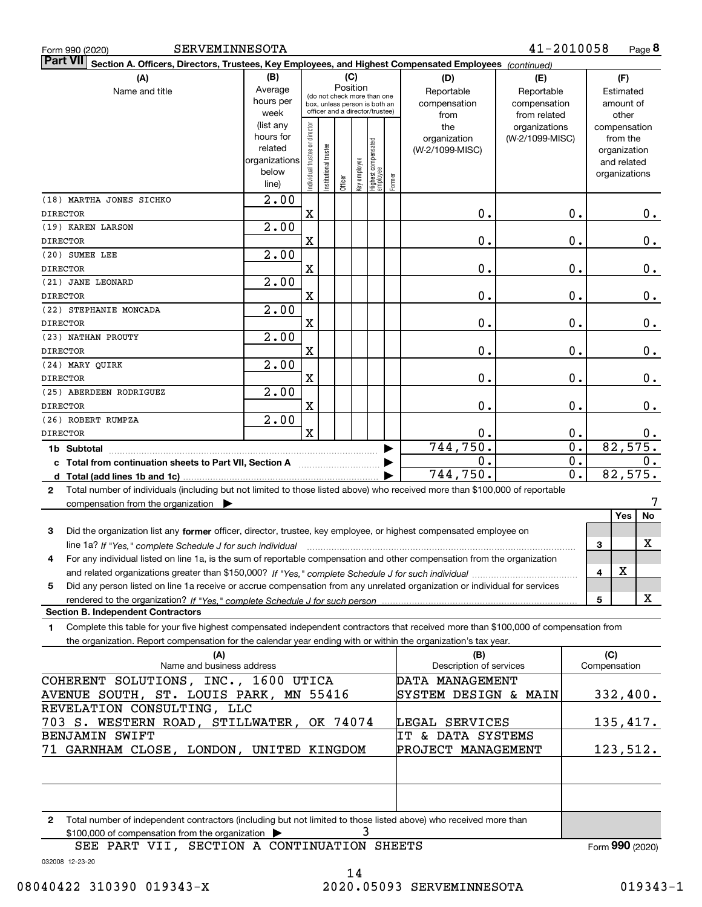Form 990 (2020) SERVEMINNESOTA 41-2010058 Page 8

**Part VII Section A. Officers, Directors, Trustees, Key Employees, and Highest Compensated Employees** *(continued)*

| (A) Name and title | (B) Average hours per week (list any hours for related organizations below line) | (C) Position: Individual trustee or director | Institutional trustee | Officer | Key employee | Highest compensated employee | Former | (D) Reportable compensation from the organization (W-2/1099-MISC) | (E) Reportable compensation from related organizations (W-2/1099-MISC) | (F) Estimated amount of other compensation from the organization and related organizations |
|---|---|---|---|---|---|---|---|---|---|---|
| (18) MARTHA JONES SICHKO<br>DIRECTOR | 2.00 | X | | | | | | 0. | 0. | 0. |
| (19) KAREN LARSON<br>DIRECTOR | 2.00 | X | | | | | | 0. | 0. | 0. |
| (20) SUMEE LEE<br>DIRECTOR | 2.00 | X | | | | | | 0. | 0. | 0. |
| (21) JANE LEONARD<br>DIRECTOR | 2.00 | X | | | | | | 0. | 0. | 0. |
| (22) STEPHANIE MONCADA<br>DIRECTOR | 2.00 | X | | | | | | 0. | 0. | 0. |
| (23) NATHAN PROUTY<br>DIRECTOR | 2.00 | X | | | | | | 0. | 0. | 0. |
| (24) MARY QUIRK<br>DIRECTOR | 2.00 | X | | | | | | 0. | 0. | 0. |
| (25) ABERDEEN RODRIGUEZ<br>DIRECTOR | 2.00 | X | | | | | | 0. | 0. | 0. |
| (26) ROBERT RUMPZA<br>DIRECTOR | 2.00 | X | | | | | | 0. | 0. | 0. |
| **1b Subtotal** | | | | | | | | 744,750. | 0. | 82,575. |
| **c Total from continuation sheets to Part VII, Section A** | | | | | | | | 0. | 0. | 0. |
| **d Total (add lines 1b and 1c)** | | | | | | | | 744,750. | 0. | 82,575. |

**2** Total number of individuals (including but not limited to those listed above) who received more than $100,000 of reportable compensation from the organization ▶ 7

| | | Yes | No |
|---|---|---|---|
| **3** Did the organization list any **former** officer, director, trustee, key employee, or highest compensated employee on line 1a? *If "Yes," complete Schedule J for such individual* | 3 | | X |
| **4** For any individual listed on line 1a, is the sum of reportable compensation and other compensation from the organization and related organizations greater than $150,000? *If "Yes," complete Schedule J for such individual* | 4 | X | |
| **5** Did any person listed on line 1a receive or accrue compensation from any unrelated organization or individual for services rendered to the organization? *If "Yes," complete Schedule J for such person* | 5 | | X |

**Section B. Independent Contractors**

**1** Complete this table for your five highest compensated independent contractors that received more than $100,000 of compensation from the organization. Report compensation for the calendar year ending with or within the organization's tax year.

| (A) Name and business address | (B) Description of services | (C) Compensation |
|---|---|---|
| COHERENT SOLUTIONS, INC., 1600 UTICA AVENUE SOUTH, ST. LOUIS PARK, MN 55416 | DATA MANAGEMENT SYSTEM DESIGN & MAIN | 332,400. |
| REVELATION CONSULTING, LLC 703 S. WESTERN ROAD, STILLWATER, OK 74074 | LEGAL SERVICES | 135,417. |
| BENJAMIN SWIFT 71 GARNHAM CLOSE, LONDON, UNITED KINGDOM | IT & DATA SYSTEMS PROJECT MANAGEMENT | 123,512. |
| | | |
| | | |

**2** Total number of independent contractors (including but not limited to those listed above) who received more than $100,000 of compensation from the organization ▶ 3

SEE PART VII, SECTION A CONTINUATION SHEETS

Form **990** (2020)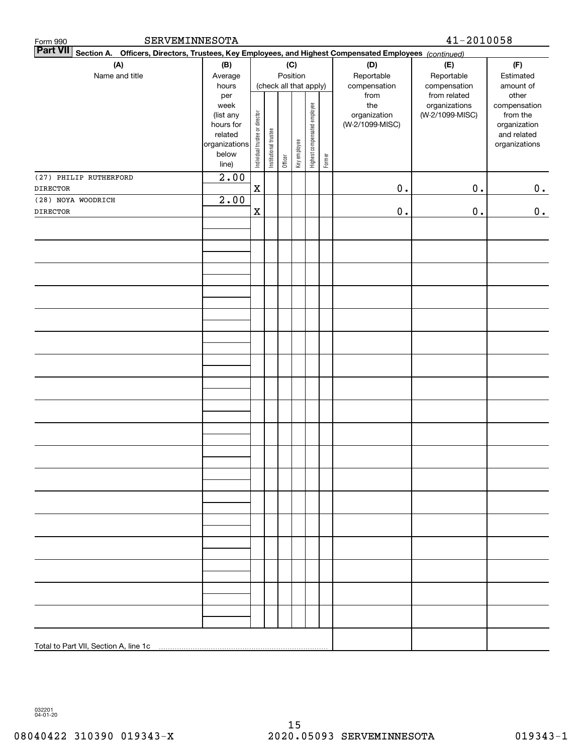Form 990 SERVEMINNESOTA 41-2010058

**Part VII Section A. Officers, Directors, Trustees, Key Employees, and Highest Compensated Employees** *(continued)*

| (A) Name and title | (B) Average hours per week (list any hours for related organizations below line) | (C) Position (check all that apply): Individual trustee or director | Institutional trustee | Officer | Key employee | Highest compensated employee | Former | (D) Reportable compensation from the organization (W-2/1099-MISC) | (E) Reportable compensation from related organizations (W-2/1099-MISC) | (F) Estimated amount of other compensation from the organization and related organizations |
|---|---|---|---|---|---|---|---|---|---|---|
| (27) PHILIP RUTHERFORD DIRECTOR | 2.00 | X | | | | | | 0. | 0. | 0. |
| (28) NOYA WOODRICH DIRECTOR | 2.00 | X | | | | | | 0. | 0. | 0. |
| Total to Part VII, Section A, line 1c | | | | | | | | | | |

032201 04-01-20

08040422 310390 019343-X 2020.05093 SERVEMINNESOTA 019343-1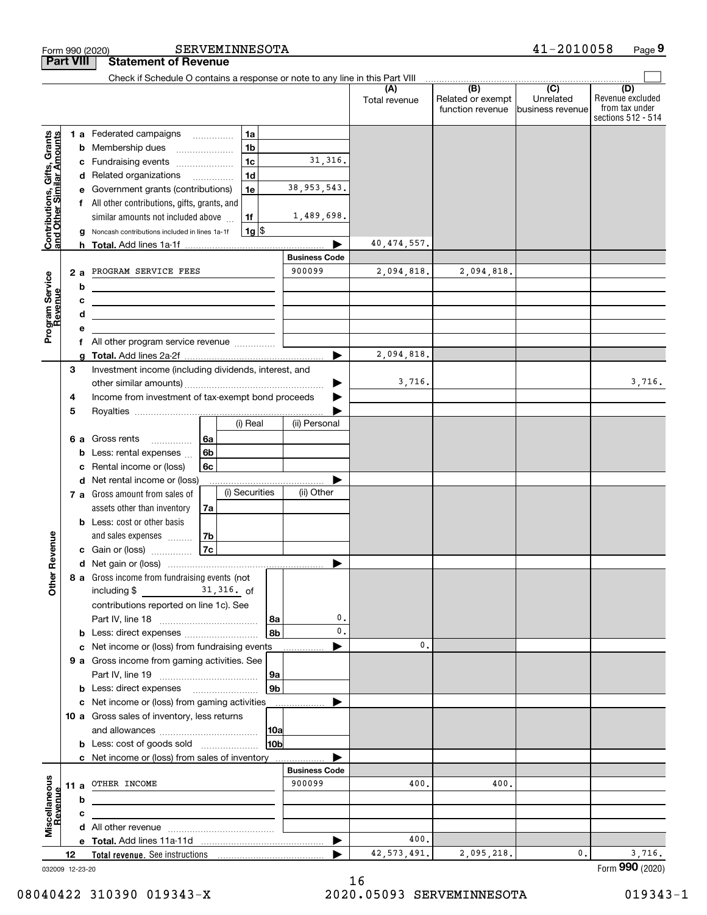Form 990 (2020) SERVEMINNESOTA 41-2010058 Page 9

## Part VIII Statement of Revenue

Check if Schedule O contains a response or note to any line in this Part VIII

| | | | | (A) Total revenue | (B) Related or exempt function revenue | (C) Unrelated business revenue | (D) Revenue excluded from tax under sections 512 - 514 |
|---|---|---|---|---|---|---|---|
| **Contributions, Gifts, Grants and Other Similar Amounts** | 1a Federated campaigns | 1a | | | | | |
| | b Membership dues | 1b | | | | | |
| | c Fundraising events | 1c | 31,316. | | | | |
| | d Related organizations | 1d | | | | | |
| | e Government grants (contributions) | 1e | 38,953,543. | | | | |
| | f All other contributions, gifts, grants, and similar amounts not included above | 1f | 1,489,698. | | | | |
| | g Noncash contributions included in lines 1a-1f | 1g | $ | | | | |
| | h Total. Add lines 1a-1f | | | 40,474,557. | | | |
| | | | **Business Code** | | | | |
| **Program Service Revenue** | 2a PROGRAM SERVICE FEES | | 900099 | 2,094,818. | 2,094,818. | | |
| | b | | | | | | |
| | c | | | | | | |
| | d | | | | | | |
| | e | | | | | | |
| | f All other program service revenue | | | | | | |
| | g Total. Add lines 2a-2f | | | 2,094,818. | | | |
| **Other Revenue** | 3 Investment income (including dividends, interest, and other similar amounts) | | | 3,716. | | | 3,716. |
| | 4 Income from investment of tax-exempt bond proceeds | | | | | | |
| | 5 Royalties | | | | | | |
| | | | (i) Real / (ii) Personal | | | | |
| | 6a Gross rents | 6a | | | | | |
| | b Less: rental expenses | 6b | | | | | |
| | c Rental income or (loss) | 6c | | | | | |
| | d Net rental income or (loss) | | | | | | |
| | | | (i) Securities / (ii) Other | | | | |
| | 7a Gross amount from sales of assets other than inventory | 7a | | | | | |
| | b Less: cost or other basis and sales expenses | 7b | | | | | |
| | c Gain or (loss) | 7c | | | | | |
| | d Net gain or (loss) | | | | | | |
| | 8a Gross income from fundraising events (not including $ 31,316. of contributions reported on line 1c). See Part IV, line 18 | 8a | 0. | | | | |
| | b Less: direct expenses | 8b | 0. | | | | |
| | c Net income or (loss) from fundraising events | | | 0. | | | |
| | 9a Gross income from gaming activities. See Part IV, line 19 | 9a | | | | | |
| | b Less: direct expenses | 9b | | | | | |
| | c Net income or (loss) from gaming activities | | | | | | |
| | 10a Gross sales of inventory, less returns and allowances | 10a | | | | | |
| | b Less: cost of goods sold | 10b | | | | | |
| | c Net income or (loss) from sales of inventory | | | | | | |
| | | | **Business Code** | | | | |
| **Miscellaneous Revenue** | 11a OTHER INCOME | | 900099 | 400. | 400. | | |
| | b | | | | | | |
| | c | | | | | | |
| | d All other revenue | | | | | | |
| | e Total. Add lines 11a-11d | | | 400. | | | |
| | 12 Total revenue. See instructions | | | 42,573,491. | 2,095,218. | 0. | 3,716. |

032009 12-23-20 Form 990 (2020)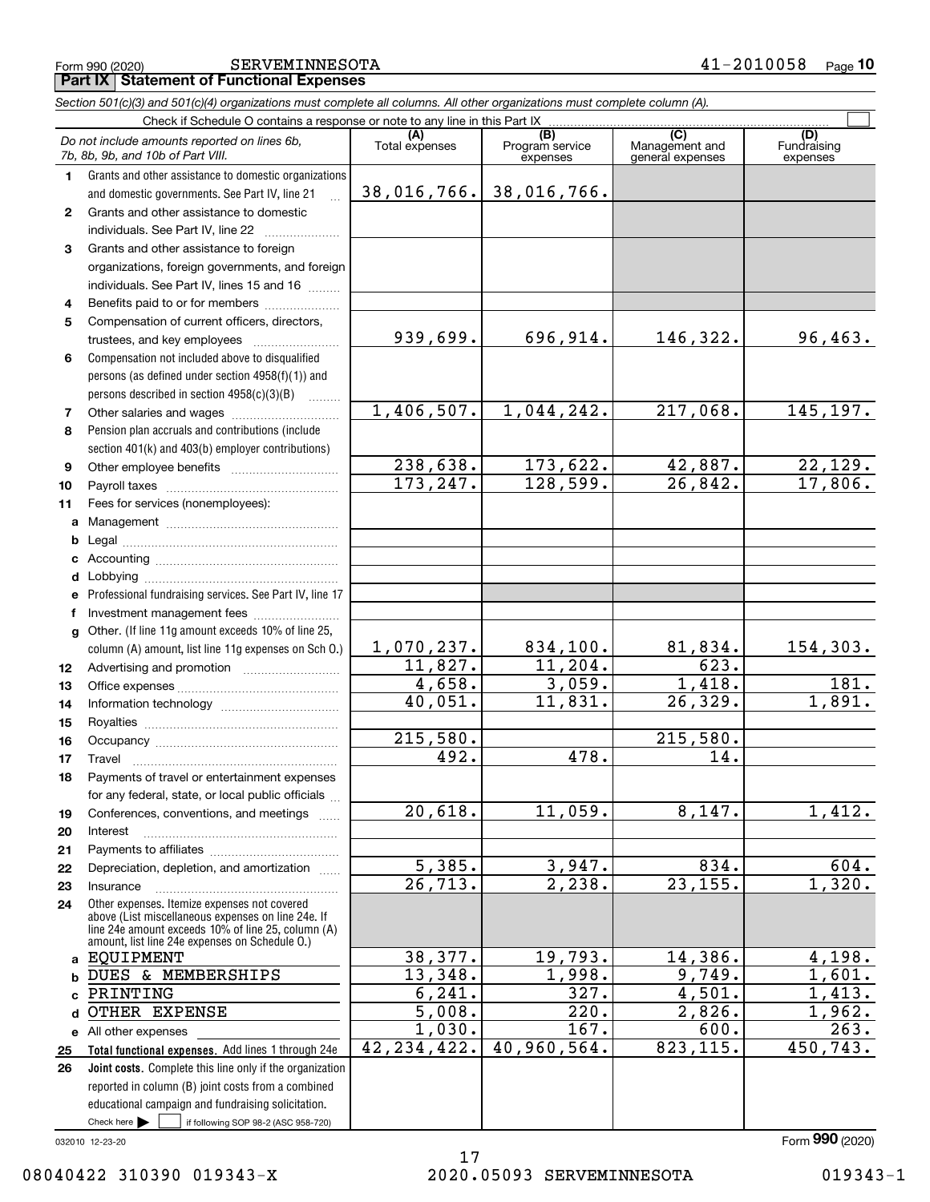Form 990 (2020) SERVEMINNESOTA 41-2010058 Page **10**

**Part IX Statement of Functional Expenses**

*Section 501(c)(3) and 501(c)(4) organizations must complete all columns. All other organizations must complete column (A).*

Check if Schedule O contains a response or note to any line in this Part IX ☐

| *Do not include amounts reported on lines 6b, 7b, 8b, 9b, and 10b of Part VIII.* | (A) Total expenses | (B) Program service expenses | (C) Management and general expenses | (D) Fundraising expenses |
|---|---|---|---|---|
| **1** Grants and other assistance to domestic organizations and domestic governments. See Part IV, line 21 | 38,016,766. | 38,016,766. | | |
| **2** Grants and other assistance to domestic individuals. See Part IV, line 22 | | | | |
| **3** Grants and other assistance to foreign organizations, foreign governments, and foreign individuals. See Part IV, lines 15 and 16 | | | | |
| **4** Benefits paid to or for members | | | | |
| **5** Compensation of current officers, directors, trustees, and key employees | 939,699. | 696,914. | 146,322. | 96,463. |
| **6** Compensation not included above to disqualified persons (as defined under section 4958(f)(1)) and persons described in section 4958(c)(3)(B) | | | | |
| **7** Other salaries and wages | 1,406,507. | 1,044,242. | 217,068. | 145,197. |
| **8** Pension plan accruals and contributions (include section 401(k) and 403(b) employer contributions) | | | | |
| **9** Other employee benefits | 238,638. | 173,622. | 42,887. | 22,129. |
| **10** Payroll taxes | 173,247. | 128,599. | 26,842. | 17,806. |
| **11** Fees for services (nonemployees): | | | | |
| **a** Management | | | | |
| **b** Legal | | | | |
| **c** Accounting | | | | |
| **d** Lobbying | | | | |
| **e** Professional fundraising services. See Part IV, line 17 | | | | |
| **f** Investment management fees | | | | |
| **g** Other. (If line 11g amount exceeds 10% of line 25, column (A) amount, list line 11g expenses on Sch O.) | 1,070,237. | 834,100. | 81,834. | 154,303. |
| **12** Advertising and promotion | 11,827. | 11,204. | 623. | |
| **13** Office expenses | 4,658. | 3,059. | 1,418. | 181. |
| **14** Information technology | 40,051. | 11,831. | 26,329. | 1,891. |
| **15** Royalties | | | | |
| **16** Occupancy | 215,580. | | 215,580. | |
| **17** Travel | 492. | 478. | 14. | |
| **18** Payments of travel or entertainment expenses for any federal, state, or local public officials | | | | |
| **19** Conferences, conventions, and meetings | 20,618. | 11,059. | 8,147. | 1,412. |
| **20** Interest | | | | |
| **21** Payments to affiliates | | | | |
| **22** Depreciation, depletion, and amortization | 5,385. | 3,947. | 834. | 604. |
| **23** Insurance | 26,713. | 2,238. | 23,155. | 1,320. |
| **24** Other expenses. Itemize expenses not covered above (List miscellaneous expenses on line 24e. If line 24e amount exceeds 10% of line 25, column (A) amount, list line 24e expenses on Schedule O.) | | | | |
| **a** EQUIPMENT | 38,377. | 19,793. | 14,386. | 4,198. |
| **b** DUES & MEMBERSHIPS | 13,348. | 1,998. | 9,749. | 1,601. |
| **c** PRINTING | 6,241. | 327. | 4,501. | 1,413. |
| **d** OTHER EXPENSE | 5,008. | 220. | 2,826. | 1,962. |
| **e** All other expenses | 1,030. | 167. | 600. | 263. |
| **25** **Total functional expenses.** Add lines 1 through 24e | 42,234,422. | 40,960,564. | 823,115. | 450,743. |
| **26** **Joint costs.** Complete this line only if the organization reported in column (B) joint costs from a combined educational campaign and fundraising solicitation. Check here ☐ if following SOP 98-2 (ASC 958-720) | | | | |

032010 12-23-20 Form **990** (2020)

08040422 310390 019343-X 2020.05093 SERVEMINNESOTA 019343-1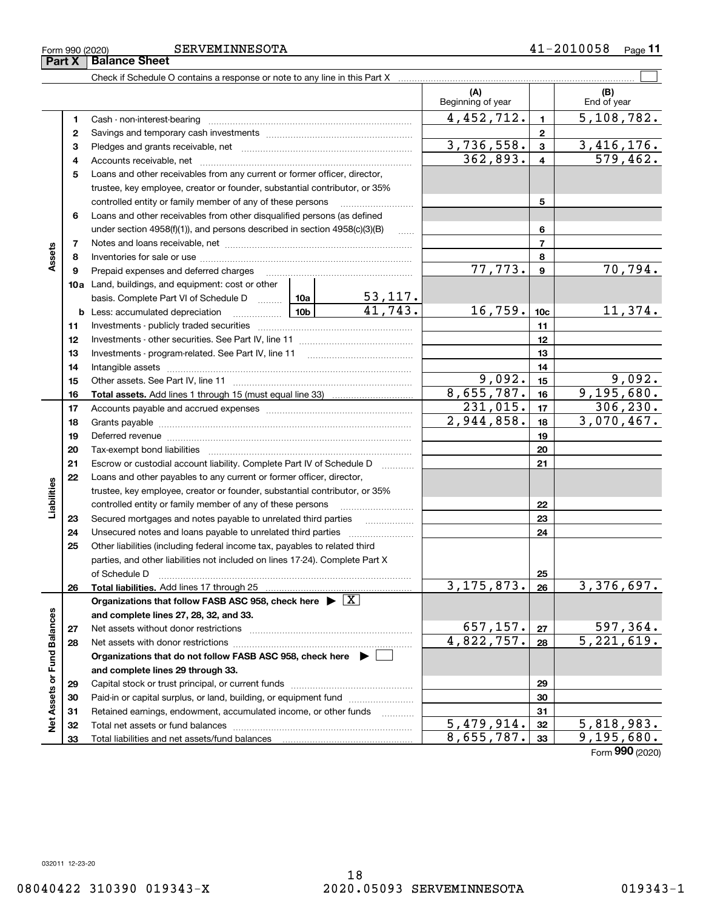Form 990 (2020) SERVEMINNESOTA 41-2010058

## Part X Balance Sheet

Check if Schedule O contains a response or note to any line in this Part X

| | | | (A) Beginning of year | | (B) End of year |
|---|---|---|---|---|---|
| **Assets** | 1 | Cash - non-interest-bearing | 4,452,712. | 1 | 5,108,782. |
| | 2 | Savings and temporary cash investments | | 2 | |
| | 3 | Pledges and grants receivable, net | 3,736,558. | 3 | 3,416,176. |
| | 4 | Accounts receivable, net | 362,893. | 4 | 579,462. |
| | 5 | Loans and other receivables from any current or former officer, director, trustee, key employee, creator or founder, substantial contributor, or 35% controlled entity or family member of any of these persons | | 5 | |
| | 6 | Loans and other receivables from other disqualified persons (as defined under section 4958(f)(1)), and persons described in section 4958(c)(3)(B) | | 6 | |
| | 7 | Notes and loans receivable, net | | 7 | |
| | 8 | Inventories for sale or use | | 8 | |
| | 9 | Prepaid expenses and deferred charges | 77,773. | 9 | 70,794. |
| | 10a | Land, buildings, and equipment: cost or other basis. Complete Part VI of Schedule D — 10a: 53,117. | | | |
| | b | Less: accumulated depreciation — 10b: 41,743. | 16,759. | 10c | 11,374. |
| | 11 | Investments - publicly traded securities | | 11 | |
| | 12 | Investments - other securities. See Part IV, line 11 | | 12 | |
| | 13 | Investments - program-related. See Part IV, line 11 | | 13 | |
| | 14 | Intangible assets | | 14 | |
| | 15 | Other assets. See Part IV, line 11 | 9,092. | 15 | 9,092. |
| | 16 | **Total assets.** Add lines 1 through 15 (must equal line 33) | 8,655,787. | 16 | 9,195,680. |
| **Liabilities** | 17 | Accounts payable and accrued expenses | 231,015. | 17 | 306,230. |
| | 18 | Grants payable | 2,944,858. | 18 | 3,070,467. |
| | 19 | Deferred revenue | | 19 | |
| | 20 | Tax-exempt bond liabilities | | 20 | |
| | 21 | Escrow or custodial account liability. Complete Part IV of Schedule D | | 21 | |
| | 22 | Loans and other payables to any current or former officer, director, trustee, key employee, creator or founder, substantial contributor, or 35% controlled entity or family member of any of these persons | | 22 | |
| | 23 | Secured mortgages and notes payable to unrelated third parties | | 23 | |
| | 24 | Unsecured notes and loans payable to unrelated third parties | | 24 | |
| | 25 | Other liabilities (including federal income tax, payables to related third parties, and other liabilities not included on lines 17-24). Complete Part X of Schedule D | | 25 | |
| | 26 | **Total liabilities.** Add lines 17 through 25 | 3,175,873. | 26 | 3,376,697. |
| **Net Assets or Fund Balances** | | **Organizations that follow FASB ASC 958, check here ▶ [X] and complete lines 27, 28, 32, and 33.** | | | |
| | 27 | Net assets without donor restrictions | 657,157. | 27 | 597,364. |
| | 28 | Net assets with donor restrictions | 4,822,757. | 28 | 5,221,619. |
| | | **Organizations that do not follow FASB ASC 958, check here ▶ [ ] and complete lines 29 through 33.** | | | |
| | 29 | Capital stock or trust principal, or current funds | | 29 | |
| | 30 | Paid-in or capital surplus, or land, building, or equipment fund | | 30 | |
| | 31 | Retained earnings, endowment, accumulated income, or other funds | | 31 | |
| | 32 | Total net assets or fund balances | 5,479,914. | 32 | 5,818,983. |
| | 33 | Total liabilities and net assets/fund balances | 8,655,787. | 33 | 9,195,680. |

Form **990** (2020)

032011 12-23-20

08040422 310390 019343-X 2020.05093 SERVEMINNESOTA 019343-1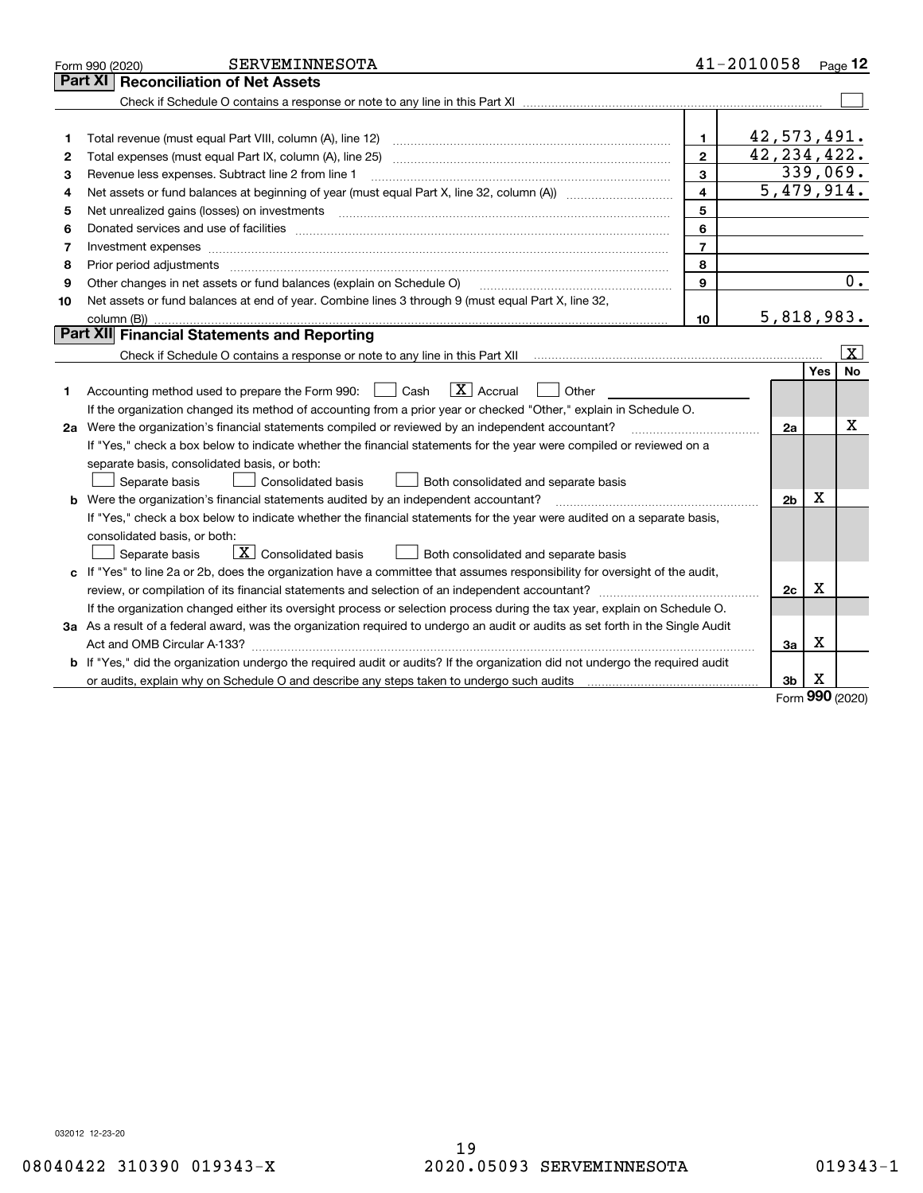Form 990 (2020) SERVEMINNESOTA 41-2010058 Page **12**

## Part XI Reconciliation of Net Assets

Check if Schedule O contains a response or note to any line in this Part XI ☐

| | | | |
|---|---|---|---|
| 1 | Total revenue (must equal Part VIII, column (A), line 12) | 1 | 42,573,491. |
| 2 | Total expenses (must equal Part IX, column (A), line 25) | 2 | 42,234,422. |
| 3 | Revenue less expenses. Subtract line 2 from line 1 | 3 | 339,069. |
| 4 | Net assets or fund balances at beginning of year (must equal Part X, line 32, column (A)) | 4 | 5,479,914. |
| 5 | Net unrealized gains (losses) on investments | 5 | |
| 6 | Donated services and use of facilities | 6 | |
| 7 | Investment expenses | 7 | |
| 8 | Prior period adjustments | 8 | |
| 9 | Other changes in net assets or fund balances (explain on Schedule O) | 9 | 0. |
| 10 | Net assets or fund balances at end of year. Combine lines 3 through 9 (must equal Part X, line 32, column (B)) | 10 | 5,818,983. |

## Part XII Financial Statements and Reporting

Check if Schedule O contains a response or note to any line in this Part XII ☒

| | | | Yes | No |
|---|---|---|---|---|
| 1 | Accounting method used to prepare the Form 990: ☐ Cash ☒ Accrual ☐ Other<br>If the organization changed its method of accounting from a prior year or checked "Other," explain in Schedule O. | | | |
| 2a | Were the organization's financial statements compiled or reviewed by an independent accountant?<br>If "Yes," check a box below to indicate whether the financial statements for the year were compiled or reviewed on a separate basis, consolidated basis, or both:<br>☐ Separate basis ☐ Consolidated basis ☐ Both consolidated and separate basis | 2a | | X |
| b | Were the organization's financial statements audited by an independent accountant?<br>If "Yes," check a box below to indicate whether the financial statements for the year were audited on a separate basis, consolidated basis, or both:<br>☐ Separate basis ☒ Consolidated basis ☐ Both consolidated and separate basis | 2b | X | |
| c | If "Yes" to line 2a or 2b, does the organization have a committee that assumes responsibility for oversight of the audit, review, or compilation of its financial statements and selection of an independent accountant?<br>If the organization changed either its oversight process or selection process during the tax year, explain on Schedule O. | 2c | X | |
| 3a | As a result of a federal award, was the organization required to undergo an audit or audits as set forth in the Single Audit Act and OMB Circular A-133? | 3a | X | |
| b | If "Yes," did the organization undergo the required audit or audits? If the organization did not undergo the required audit or audits, explain why on Schedule O and describe any steps taken to undergo such audits | 3b | X | |

Form **990** (2020)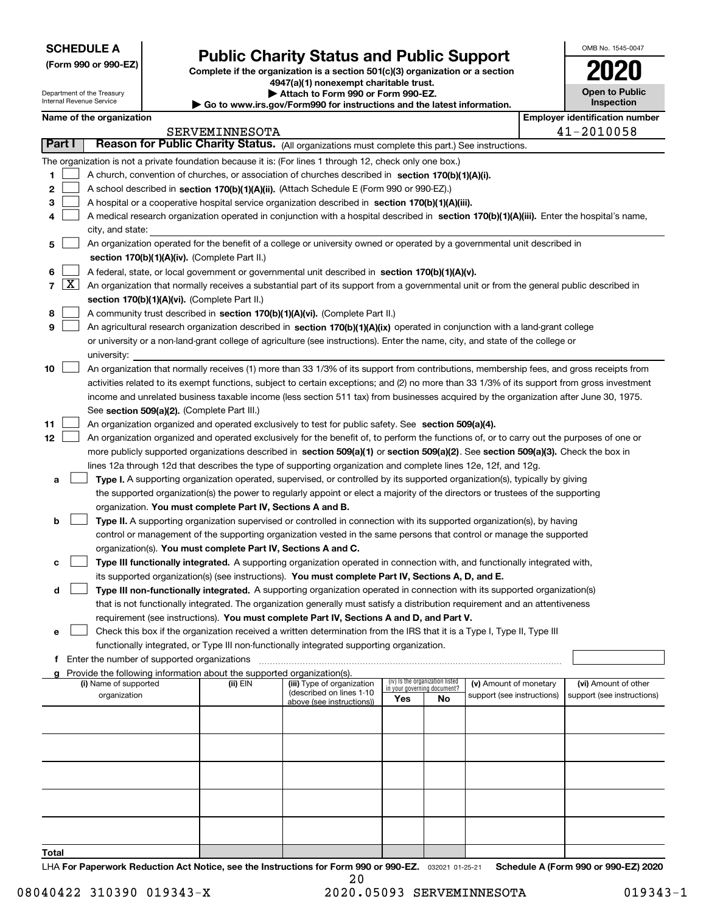**SCHEDULE A**
**(Form 990 or 990-EZ)**

Department of the Treasury
Internal Revenue Service

# Public Charity Status and Public Support

**Complete if the organization is a section 501(c)(3) organization or a section 4947(a)(1) nonexempt charitable trust.**
**▶ Attach to Form 990 or Form 990-EZ.**
**▶ Go to www.irs.gov/Form990 for instructions and the latest information.**

OMB No. 1545-0047
**2020**
**Open to Public Inspection**

**Name of the organization**: SERVEMINNESOTA
**Employer identification number**: 41-2010058

## Part I Reason for Public Charity Status. (All organizations must complete this part.) See instructions.

The organization is not a private foundation because it is: (For lines 1 through 12, check only one box.)

1. [ ] A church, convention of churches, or association of churches described in **section 170(b)(1)(A)(i).**
2. [ ] A school described in **section 170(b)(1)(A)(ii).** (Attach Schedule E (Form 990 or 990-EZ).)
3. [ ] A hospital or a cooperative hospital service organization described in **section 170(b)(1)(A)(iii).**
4. [ ] A medical research organization operated in conjunction with a hospital described in **section 170(b)(1)(A)(iii).** Enter the hospital's name, city, and state:
5. [ ] An organization operated for the benefit of a college or university owned or operated by a governmental unit described in **section 170(b)(1)(A)(iv).** (Complete Part II.)
6. [ ] A federal, state, or local government or governmental unit described in **section 170(b)(1)(A)(v).**
7. [X] An organization that normally receives a substantial part of its support from a governmental unit or from the general public described in **section 170(b)(1)(A)(vi).** (Complete Part II.)
8. [ ] A community trust described in **section 170(b)(1)(A)(vi).** (Complete Part II.)
9. [ ] An agricultural research organization described in **section 170(b)(1)(A)(ix)** operated in conjunction with a land-grant college or university or a non-land-grant college of agriculture (see instructions). Enter the name, city, and state of the college or university:
10. [ ] An organization that normally receives (1) more than 33 1/3% of its support from contributions, membership fees, and gross receipts from activities related to its exempt functions, subject to certain exceptions; and (2) no more than 33 1/3% of its support from gross investment income and unrelated business taxable income (less section 511 tax) from businesses acquired by the organization after June 30, 1975. See **section 509(a)(2).** (Complete Part III.)
11. [ ] An organization organized and operated exclusively to test for public safety. See **section 509(a)(4).**
12. [ ] An organization organized and operated exclusively for the benefit of, to perform the functions of, or to carry out the purposes of one or more publicly supported organizations described in **section 509(a)(1)** or **section 509(a)(2)**. See **section 509(a)(3).** Check the box in lines 12a through 12d that describes the type of supporting organization and complete lines 12e, 12f, and 12g.
   - **a** [ ] **Type I.** A supporting organization operated, supervised, or controlled by its supported organization(s), typically by giving the supported organization(s) the power to regularly appoint or elect a majority of the directors or trustees of the supporting organization. **You must complete Part IV, Sections A and B.**
   - **b** [ ] **Type II.** A supporting organization supervised or controlled in connection with its supported organization(s), by having control or management of the supporting organization vested in the same persons that control or manage the supported organization(s). **You must complete Part IV, Sections A and C.**
   - **c** [ ] **Type III functionally integrated.** A supporting organization operated in connection with, and functionally integrated with, its supported organization(s) (see instructions). **You must complete Part IV, Sections A, D, and E.**
   - **d** [ ] **Type III non-functionally integrated.** A supporting organization operated in connection with its supported organization(s) that is not functionally integrated. The organization generally must satisfy a distribution requirement and an attentiveness requirement (see instructions). **You must complete Part IV, Sections A and D, and Part V.**
   - **e** [ ] Check this box if the organization received a written determination from the IRS that it is a Type I, Type II, Type III functionally integrated, or Type III non-functionally integrated supporting organization.
   - **f** Enter the number of supported organizations
   - **g** Provide the following information about the supported organization(s).

| (i) Name of supported organization | (ii) EIN | (iii) Type of organization (described on lines 1-10 above (see instructions)) | (iv) Is the organization listed in your governing document? Yes | No | (v) Amount of monetary support (see instructions) | (vi) Amount of other support (see instructions) |
|---|---|---|---|---|---|---|
| | | | | | | |
| | | | | | | |
| | | | | | | |
| | | | | | | |
| | | | | | | |
| **Total** | | | | | | |

LHA **For Paperwork Reduction Act Notice, see the Instructions for Form 990 or 990-EZ.** 032021 01-25-21 **Schedule A (Form 990 or 990-EZ) 2020**

08040422 310390 019343-X 2020.05093 SERVEMINNESOTA 019343-1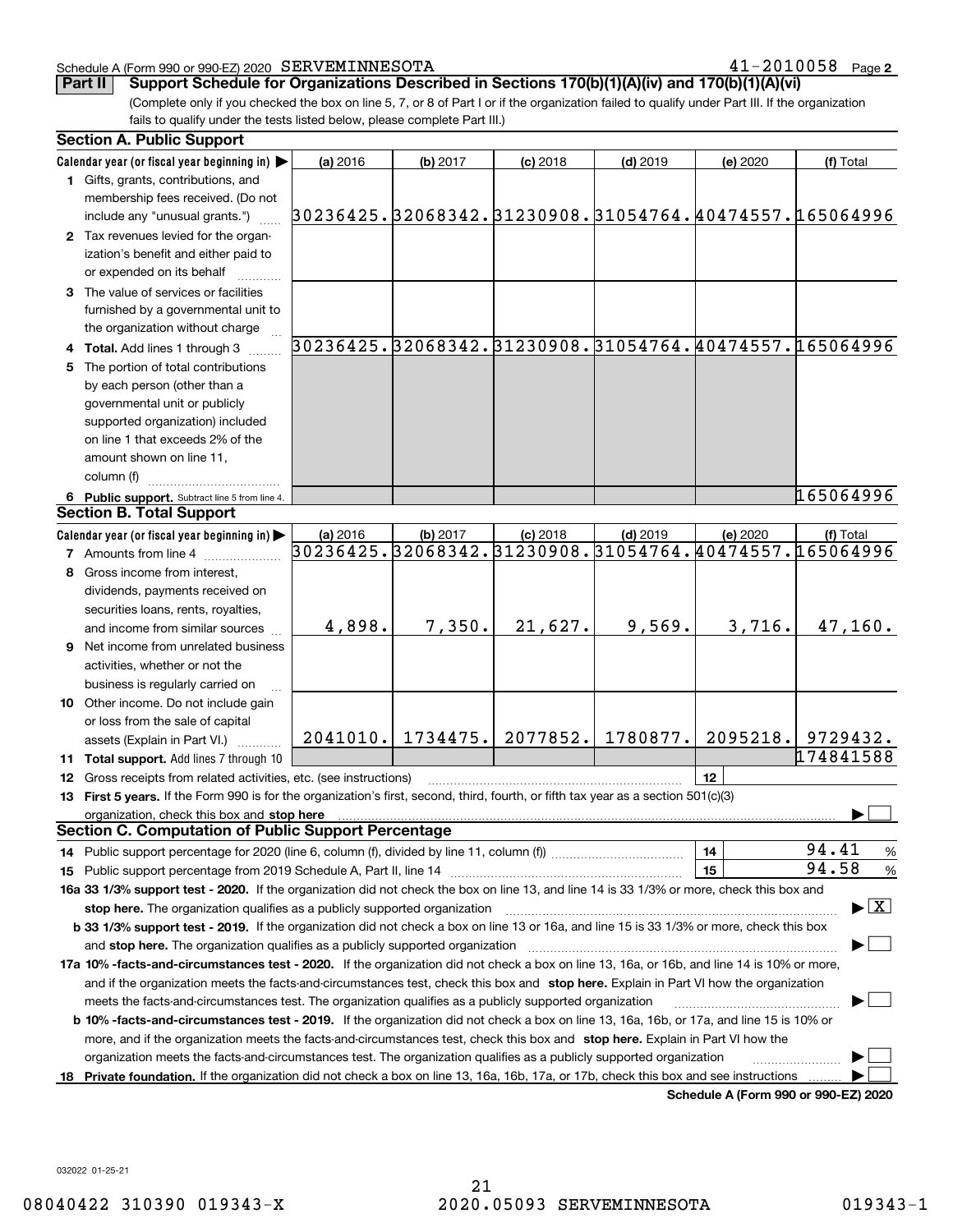Schedule A (Form 990 or 990-EZ) 2020 SERVEMINNESOTA 41-2010058 Page 2

## Part II Support Schedule for Organizations Described in Sections 170(b)(1)(A)(iv) and 170(b)(1)(A)(vi)

(Complete only if you checked the box on line 5, 7, or 8 of Part I or if the organization failed to qualify under Part III. If the organization fails to qualify under the tests listed below, please complete Part III.)

### Section A. Public Support

| Calendar year (or fiscal year beginning in) | (a) 2016 | (b) 2017 | (c) 2018 | (d) 2019 | (e) 2020 | (f) Total |
|---|---|---|---|---|---|---|
| 1 Gifts, grants, contributions, and membership fees received. (Do not include any "unusual grants.") | 30236425. | 32068342. | 31230908. | 31054764. | 40474557. | 165064996 |
| 2 Tax revenues levied for the organization's benefit and either paid to or expended on its behalf | | | | | | |
| 3 The value of services or facilities furnished by a governmental unit to the organization without charge | | | | | | |
| 4 Total. Add lines 1 through 3 | 30236425. | 32068342. | 31230908. | 31054764. | 40474557. | 165064996 |
| 5 The portion of total contributions by each person (other than a governmental unit or publicly supported organization) included on line 1 that exceeds 2% of the amount shown on line 11, column (f) | | | | | | |
| 6 Public support. Subtract line 5 from line 4. | | | | | | 165064996 |

### Section B. Total Support

| Calendar year (or fiscal year beginning in) | (a) 2016 | (b) 2017 | (c) 2018 | (d) 2019 | (e) 2020 | (f) Total |
|---|---|---|---|---|---|---|
| 7 Amounts from line 4 | 30236425. | 32068342. | 31230908. | 31054764. | 40474557. | 165064996 |
| 8 Gross income from interest, dividends, payments received on securities loans, rents, royalties, and income from similar sources | 4,898. | 7,350. | 21,627. | 9,569. | 3,716. | 47,160. |
| 9 Net income from unrelated business activities, whether or not the business is regularly carried on | | | | | | |
| 10 Other income. Do not include gain or loss from the sale of capital assets (Explain in Part VI.) | 2041010. | 1734475. | 2077852. | 1780877. | 2095218. | 9729432. |
| 11 Total support. Add lines 7 through 10 | | | | | | 174841588 |

12 Gross receipts from related activities, etc. (see instructions) | 12 |

13 **First 5 years.** If the Form 990 is for the organization's first, second, third, fourth, or fifth tax year as a section 501(c)(3) organization, check this box and **stop here** ☐

### Section C. Computation of Public Support Percentage

14 Public support percentage for 2020 (line 6, column (f), divided by line 11, column (f)) | 14 | 94.41 %

15 Public support percentage from 2019 Schedule A, Part II, line 14 | 15 | 94.58 %

**16a 33 1/3% support test - 2020.** If the organization did not check the box on line 13, and line 14 is 33 1/3% or more, check this box and **stop here.** The organization qualifies as a publicly supported organization ☒

**b 33 1/3% support test - 2019.** If the organization did not check a box on line 13 or 16a, and line 15 is 33 1/3% or more, check this box and **stop here.** The organization qualifies as a publicly supported organization ☐

**17a 10% -facts-and-circumstances test - 2020.** If the organization did not check a box on line 13, 16a, or 16b, and line 14 is 10% or more, and if the organization meets the facts-and-circumstances test, check this box and **stop here.** Explain in Part VI how the organization meets the facts-and-circumstances test. The organization qualifies as a publicly supported organization ☐

**b 10% -facts-and-circumstances test - 2019.** If the organization did not check a box on line 13, 16a, 16b, or 17a, and line 15 is 10% or more, and if the organization meets the facts-and-circumstances test, check this box and **stop here.** Explain in Part VI how the organization meets the facts-and-circumstances test. The organization qualifies as a publicly supported organization ☐

**18 Private foundation.** If the organization did not check a box on line 13, 16a, 16b, 17a, or 17b, check this box and see instructions ☐

**Schedule A (Form 990 or 990-EZ) 2020**

032022 01-25-21

08040422 310390 019343-X 2020.05093 SERVEMINNESOTA 019343-1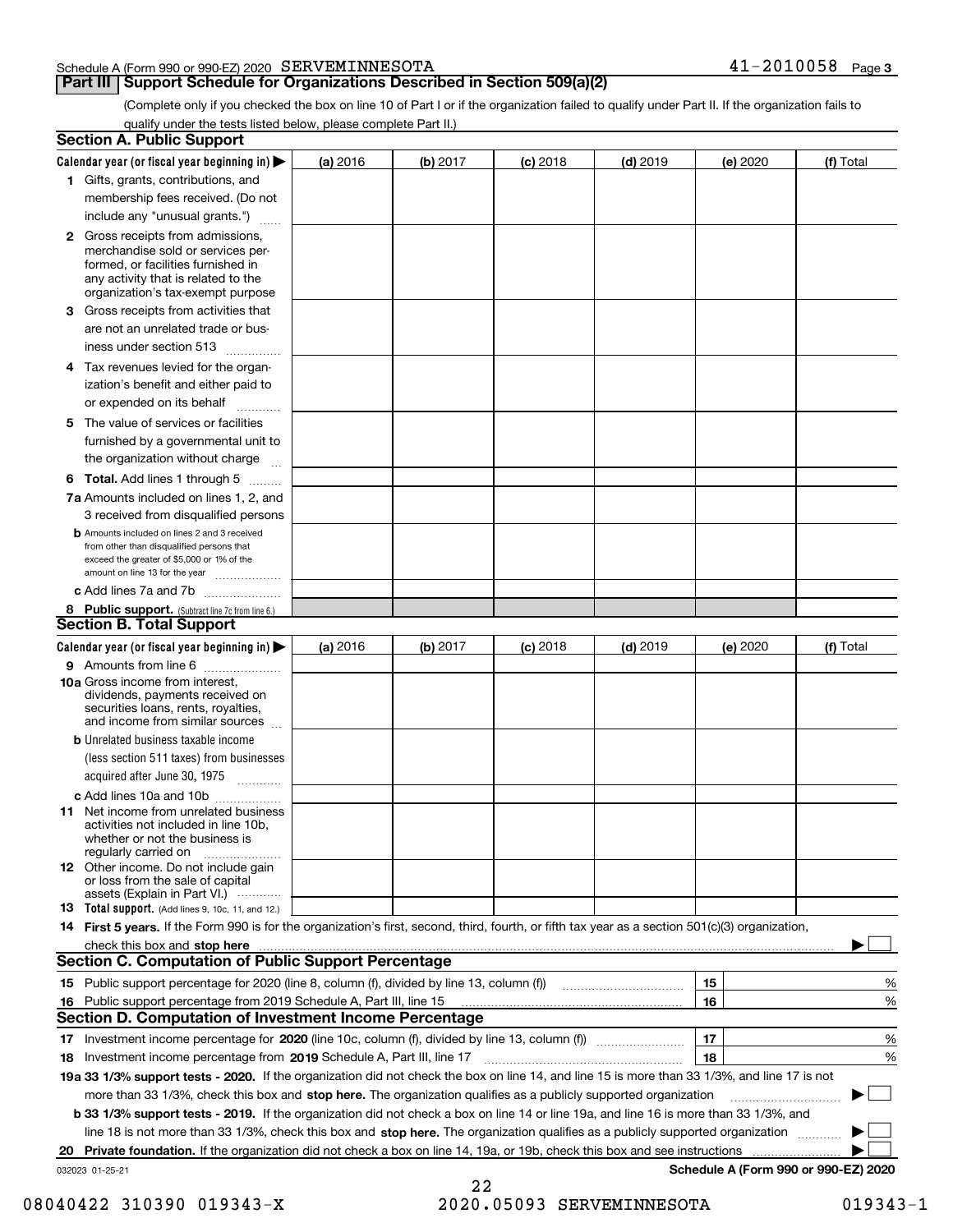Schedule A (Form 990 or 990-EZ) 2020 SERVEMINNESOTA 41-2010058 Page 3

## Part III Support Schedule for Organizations Described in Section 509(a)(2)

(Complete only if you checked the box on line 10 of Part I or if the organization failed to qualify under Part II. If the organization fails to qualify under the tests listed below, please complete Part II.)

### Section A. Public Support

| Calendar year (or fiscal year beginning in) ▶ | (a) 2016 | (b) 2017 | (c) 2018 | (d) 2019 | (e) 2020 | (f) Total |
|---|---|---|---|---|---|---|
| 1 Gifts, grants, contributions, and membership fees received. (Do not include any "unusual grants.") | | | | | | |
| 2 Gross receipts from admissions, merchandise sold or services performed, or facilities furnished in any activity that is related to the organization's tax-exempt purpose | | | | | | |
| 3 Gross receipts from activities that are not an unrelated trade or business under section 513 | | | | | | |
| 4 Tax revenues levied for the organization's benefit and either paid to or expended on its behalf | | | | | | |
| 5 The value of services or facilities furnished by a governmental unit to the organization without charge | | | | | | |
| 6 Total. Add lines 1 through 5 | | | | | | |
| 7a Amounts included on lines 1, 2, and 3 received from disqualified persons | | | | | | |
| b Amounts included on lines 2 and 3 received from other than disqualified persons that exceed the greater of $5,000 or 1% of the amount on line 13 for the year | | | | | | |
| c Add lines 7a and 7b | | | | | | |
| 8 Public support. (Subtract line 7c from line 6.) | | | | | | |

### Section B. Total Support

| Calendar year (or fiscal year beginning in) ▶ | (a) 2016 | (b) 2017 | (c) 2018 | (d) 2019 | (e) 2020 | (f) Total |
|---|---|---|---|---|---|---|
| 9 Amounts from line 6 | | | | | | |
| 10a Gross income from interest, dividends, payments received on securities loans, rents, royalties, and income from similar sources | | | | | | |
| b Unrelated business taxable income (less section 511 taxes) from businesses acquired after June 30, 1975 | | | | | | |
| c Add lines 10a and 10b | | | | | | |
| 11 Net income from unrelated business activities not included in line 10b, whether or not the business is regularly carried on | | | | | | |
| 12 Other income. Do not include gain or loss from the sale of capital assets (Explain in Part VI.) | | | | | | |
| 13 Total support. (Add lines 9, 10c, 11, and 12.) | | | | | | |

14 **First 5 years.** If the Form 990 is for the organization's first, second, third, fourth, or fifth tax year as a section 501(c)(3) organization, check this box and **stop here** ▶ ☐

### Section C. Computation of Public Support Percentage

| | | | |
|---|---|---|---|
| 15 | Public support percentage for 2020 (line 8, column (f), divided by line 13, column (f)) | 15 | % |
| 16 | Public support percentage from 2019 Schedule A, Part III, line 15 | 16 | % |

### Section D. Computation of Investment Income Percentage

| | | | |
|---|---|---|---|
| 17 | Investment income percentage for **2020** (line 10c, column (f), divided by line 13, column (f)) | 17 | % |
| 18 | Investment income percentage from **2019** Schedule A, Part III, line 17 | 18 | % |

**19a 33 1/3% support tests - 2020.** If the organization did not check the box on line 14, and line 15 is more than 33 1/3%, and line 17 is not more than 33 1/3%, check this box and **stop here.** The organization qualifies as a publicly supported organization ▶ ☐

**b 33 1/3% support tests - 2019.** If the organization did not check a box on line 14 or line 19a, and line 16 is more than 33 1/3%, and line 18 is not more than 33 1/3%, check this box and **stop here.** The organization qualifies as a publicly supported organization ▶ ☐

**20 Private foundation.** If the organization did not check a box on line 14, 19a, or 19b, check this box and see instructions ▶ ☐

032023 01-25-21 **Schedule A (Form 990 or 990-EZ) 2020**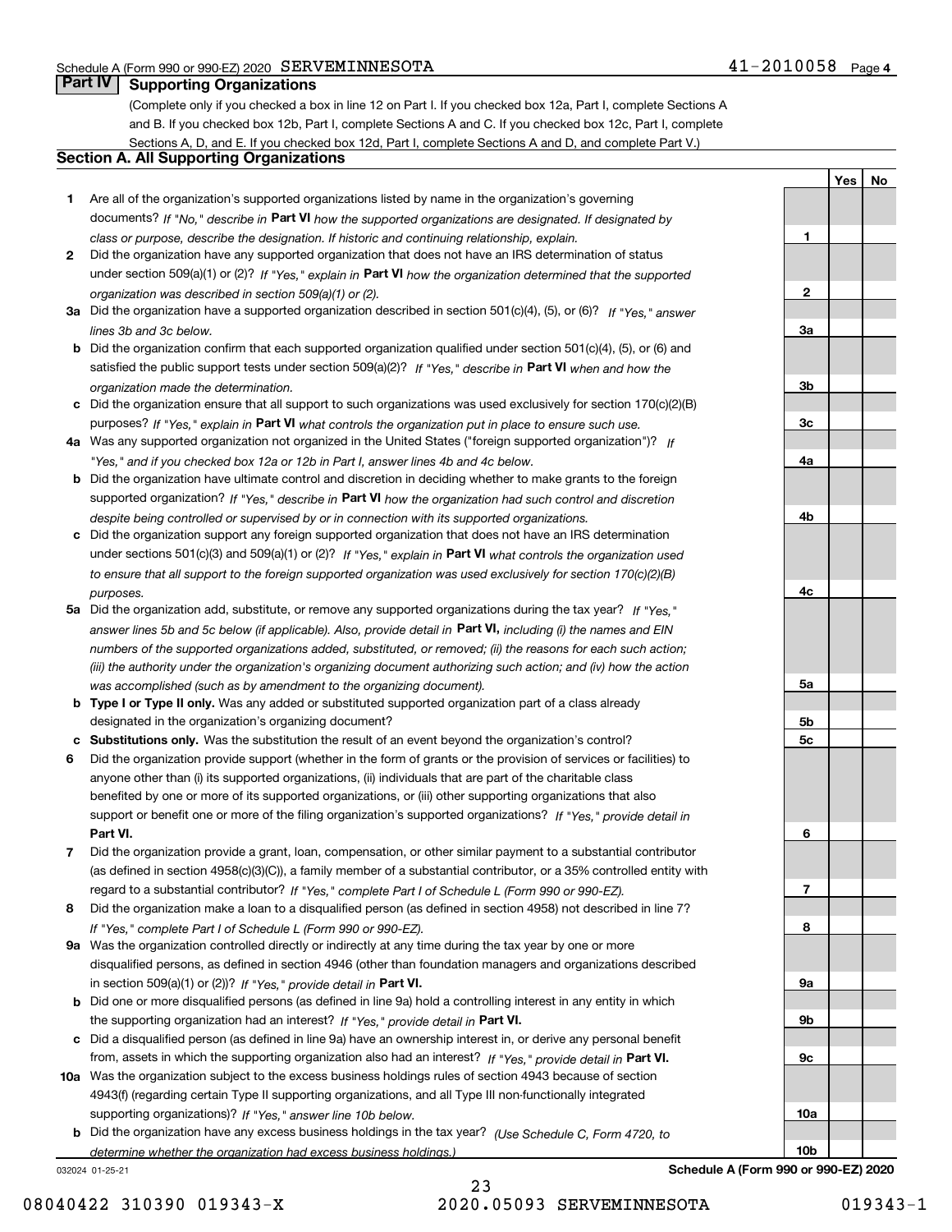Schedule A (Form 990 or 990-EZ) 2020 SERVEMINNESOTA 41-2010058 Page 4

## Part IV Supporting Organizations

(Complete only if you checked a box in line 12 on Part I. If you checked box 12a, Part I, complete Sections A and B. If you checked box 12b, Part I, complete Sections A and C. If you checked box 12c, Part I, complete Sections A, D, and E. If you checked box 12d, Part I, complete Sections A and D, and complete Part V.)

### Section A. All Supporting Organizations

| | | | Yes | No |
|---|---|---|---|---|
| **1** | Are all of the organization's supported organizations listed by name in the organization's governing documents? *If "No," describe in* **Part VI** *how the supported organizations are designated. If designated by class or purpose, describe the designation. If historic and continuing relationship, explain.* | 1 | | |
| **2** | Did the organization have any supported organization that does not have an IRS determination of status under section 509(a)(1) or (2)? *If "Yes," explain in* **Part VI** *how the organization determined that the supported organization was described in section 509(a)(1) or (2).* | 2 | | |
| **3a** | Did the organization have a supported organization described in section 501(c)(4), (5), or (6)? *If "Yes," answer lines 3b and 3c below.* | 3a | | |
| **b** | Did the organization confirm that each supported organization qualified under section 501(c)(4), (5), or (6) and satisfied the public support tests under section 509(a)(2)? *If "Yes," describe in* **Part VI** *when and how the organization made the determination.* | 3b | | |
| **c** | Did the organization ensure that all support to such organizations was used exclusively for section 170(c)(2)(B) purposes? *If "Yes," explain in* **Part VI** *what controls the organization put in place to ensure such use.* | 3c | | |
| **4a** | Was any supported organization not organized in the United States ("foreign supported organization")? *If "Yes," and if you checked box 12a or 12b in Part I, answer lines 4b and 4c below.* | 4a | | |
| **b** | Did the organization have ultimate control and discretion in deciding whether to make grants to the foreign supported organization? *If "Yes," describe in* **Part VI** *how the organization had such control and discretion despite being controlled or supervised by or in connection with its supported organizations.* | 4b | | |
| **c** | Did the organization support any foreign supported organization that does not have an IRS determination under sections 501(c)(3) and 509(a)(1) or (2)? *If "Yes," explain in* **Part VI** *what controls the organization used to ensure that all support to the foreign supported organization was used exclusively for section 170(c)(2)(B) purposes.* | 4c | | |
| **5a** | Did the organization add, substitute, or remove any supported organizations during the tax year? *If "Yes," answer lines 5b and 5c below (if applicable). Also, provide detail in* **Part VI,** *including (i) the names and EIN numbers of the supported organizations added, substituted, or removed; (ii) the reasons for each such action; (iii) the authority under the organization's organizing document authorizing such action; and (iv) how the action was accomplished (such as by amendment to the organizing document).* | 5a | | |
| **b** | **Type I or Type II only.** Was any added or substituted supported organization part of a class already designated in the organization's organizing document? | 5b | | |
| **c** | **Substitutions only.** Was the substitution the result of an event beyond the organization's control? | 5c | | |
| **6** | Did the organization provide support (whether in the form of grants or the provision of services or facilities) to anyone other than (i) its supported organizations, (ii) individuals that are part of the charitable class benefited by one or more of its supported organizations, or (iii) other supporting organizations that also support or benefit one or more of the filing organization's supported organizations? *If "Yes," provide detail in* **Part VI.** | 6 | | |
| **7** | Did the organization provide a grant, loan, compensation, or other similar payment to a substantial contributor (as defined in section 4958(c)(3)(C)), a family member of a substantial contributor, or a 35% controlled entity with regard to a substantial contributor? *If "Yes," complete Part I of Schedule L (Form 990 or 990-EZ).* | 7 | | |
| **8** | Did the organization make a loan to a disqualified person (as defined in section 4958) not described in line 7? *If "Yes," complete Part I of Schedule L (Form 990 or 990-EZ).* | 8 | | |
| **9a** | Was the organization controlled directly or indirectly at any time during the tax year by one or more disqualified persons, as defined in section 4946 (other than foundation managers and organizations described in section 509(a)(1) or (2))? *If "Yes," provide detail in* **Part VI.** | 9a | | |
| **b** | Did one or more disqualified persons (as defined in line 9a) hold a controlling interest in any entity in which the supporting organization had an interest? *If "Yes," provide detail in* **Part VI.** | 9b | | |
| **c** | Did a disqualified person (as defined in line 9a) have an ownership interest in, or derive any personal benefit from, assets in which the supporting organization also had an interest? *If "Yes," provide detail in* **Part VI.** | 9c | | |
| **10a** | Was the organization subject to the excess business holdings rules of section 4943 because of section 4943(f) (regarding certain Type II supporting organizations, and all Type III non-functionally integrated supporting organizations)? *If "Yes," answer line 10b below.* | 10a | | |
| **b** | Did the organization have any excess business holdings in the tax year? *(Use Schedule C, Form 4720, to determine whether the organization had excess business holdings.)* | 10b | | |

032024 01-25-21 **Schedule A (Form 990 or 990-EZ) 2020**

08040422 310390 019343-X 2020.05093 SERVEMINNESOTA 019343-1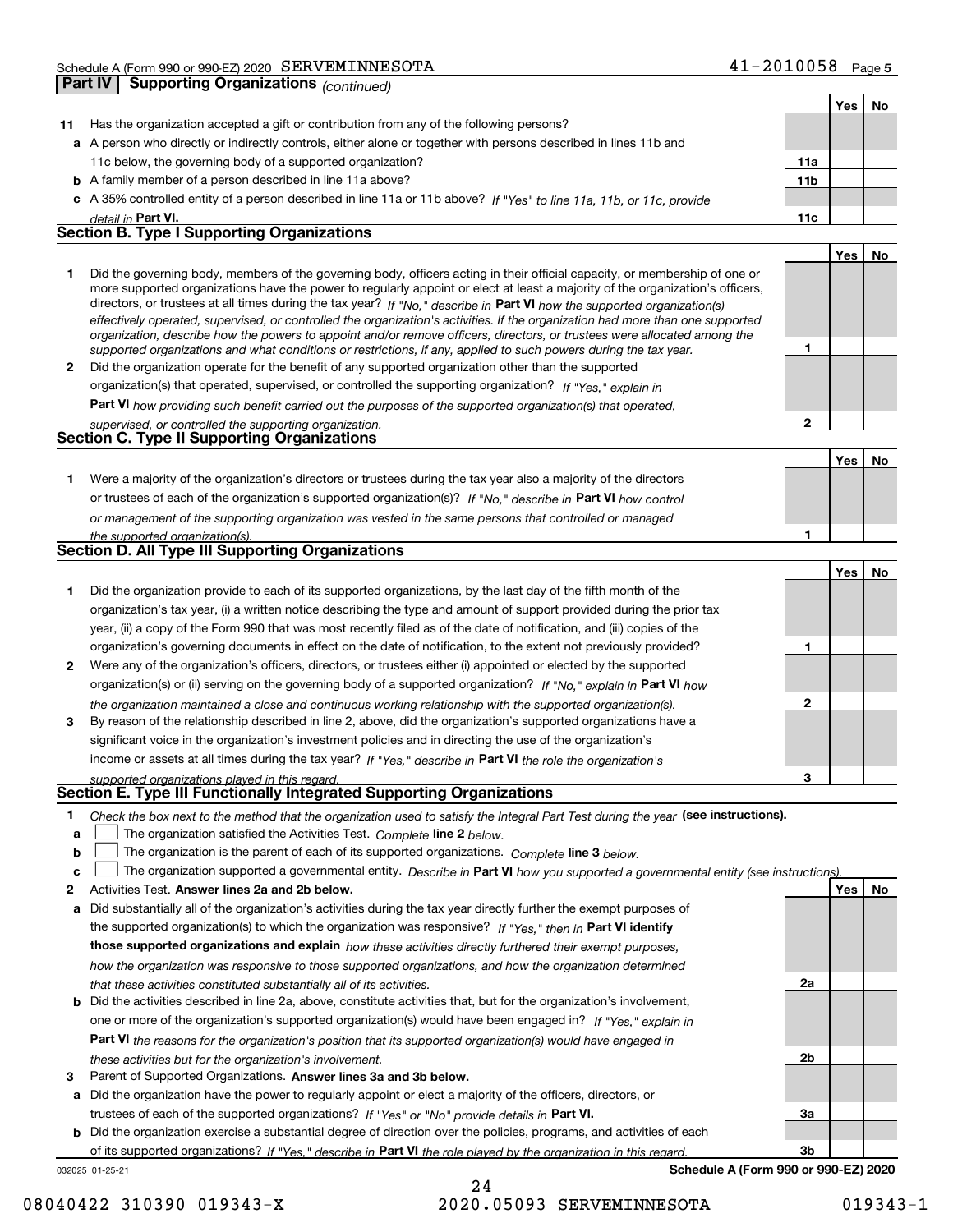Schedule A (Form 990 or 990-EZ) 2020 SERVEMINNESOTA 41-2010058 Page 5

## Part IV Supporting Organizations *(continued)*

| | | | Yes | No |
|---|---|---|---|---|
| **11** | Has the organization accepted a gift or contribution from any of the following persons? | | | |
| **a** | A person who directly or indirectly controls, either alone or together with persons described in lines 11b and 11c below, the governing body of a supported organization? | **11a** | | |
| **b** | A family member of a person described in line 11a above? | **11b** | | |
| **c** | A 35% controlled entity of a person described in line 11a or 11b above? *If "Yes" to line 11a, 11b, or 11c, provide detail in* **Part VI.** | **11c** | | |

### Section B. Type I Supporting Organizations

| | | | Yes | No |
|---|---|---|---|---|
| **1** | Did the governing body, members of the governing body, officers acting in their official capacity, or membership of one or more supported organizations have the power to regularly appoint or elect at least a majority of the organization's officers, directors, or trustees at all times during the tax year? *If "No," describe in* **Part VI** *how the supported organization(s) effectively operated, supervised, or controlled the organization's activities. If the organization had more than one supported organization, describe how the powers to appoint and/or remove officers, directors, or trustees were allocated among the supported organizations and what conditions or restrictions, if any, applied to such powers during the tax year.* | **1** | | |
| **2** | Did the organization operate for the benefit of any supported organization other than the supported organization(s) that operated, supervised, or controlled the supporting organization? *If "Yes," explain in* **Part VI** *how providing such benefit carried out the purposes of the supported organization(s) that operated, supervised, or controlled the supporting organization.* | **2** | | |

### Section C. Type II Supporting Organizations

| | | | Yes | No |
|---|---|---|---|---|
| **1** | Were a majority of the organization's directors or trustees during the tax year also a majority of the directors or trustees of each of the organization's supported organization(s)? *If "No," describe in* **Part VI** *how control or management of the supporting organization was vested in the same persons that controlled or managed the supported organization(s).* | **1** | | |

### Section D. All Type III Supporting Organizations

| | | | Yes | No |
|---|---|---|---|---|
| **1** | Did the organization provide to each of its supported organizations, by the last day of the fifth month of the organization's tax year, (i) a written notice describing the type and amount of support provided during the prior tax year, (ii) a copy of the Form 990 that was most recently filed as of the date of notification, and (iii) copies of the organization's governing documents in effect on the date of notification, to the extent not previously provided? | **1** | | |
| **2** | Were any of the organization's officers, directors, or trustees either (i) appointed or elected by the supported organization(s) or (ii) serving on the governing body of a supported organization? *If "No," explain in* **Part VI** *how the organization maintained a close and continuous working relationship with the supported organization(s).* | **2** | | |
| **3** | By reason of the relationship described in line 2, above, did the organization's supported organizations have a significant voice in the organization's investment policies and in directing the use of the organization's income or assets at all times during the tax year? *If "Yes," describe in* **Part VI** *the role the organization's supported organizations played in this regard.* | **3** | | |

### Section E. Type III Functionally Integrated Supporting Organizations

**1** *Check the box next to the method that the organization used to satisfy the Integral Part Test during the year* **(see instructions).**

**a** ☐ The organization satisfied the Activities Test. *Complete* **line 2** *below.*

**b** ☐ The organization is the parent of each of its supported organizations. *Complete* **line 3** *below.*

**c** ☐ The organization supported a governmental entity. *Describe in* **Part VI** *how you supported a governmental entity (see instructions).*

| | | | Yes | No |
|---|---|---|---|---|
| **2** | Activities Test. **Answer lines 2a and 2b below.** | | | |
| **a** | Did substantially all of the organization's activities during the tax year directly further the exempt purposes of the supported organization(s) to which the organization was responsive? *If "Yes," then in* **Part VI identify those supported organizations and explain** *how these activities directly furthered their exempt purposes, how the organization was responsive to those supported organizations, and how the organization determined that these activities constituted substantially all of its activities.* | **2a** | | |
| **b** | Did the activities described in line 2a, above, constitute activities that, but for the organization's involvement, one or more of the organization's supported organization(s) would have been engaged in? *If "Yes," explain in* **Part VI** *the reasons for the organization's position that its supported organization(s) would have engaged in these activities but for the organization's involvement.* | **2b** | | |
| **3** | Parent of Supported Organizations. **Answer lines 3a and 3b below.** | | | |
| **a** | Did the organization have the power to regularly appoint or elect a majority of the officers, directors, or trustees of each of the supported organizations? *If "Yes" or "No" provide details in* **Part VI.** | **3a** | | |
| **b** | Did the organization exercise a substantial degree of direction over the policies, programs, and activities of each of its supported organizations? *If "Yes," describe in* **Part VI** *the role played by the organization in this regard.* | **3b** | | |

032025 01-25-21 **Schedule A (Form 990 or 990-EZ) 2020**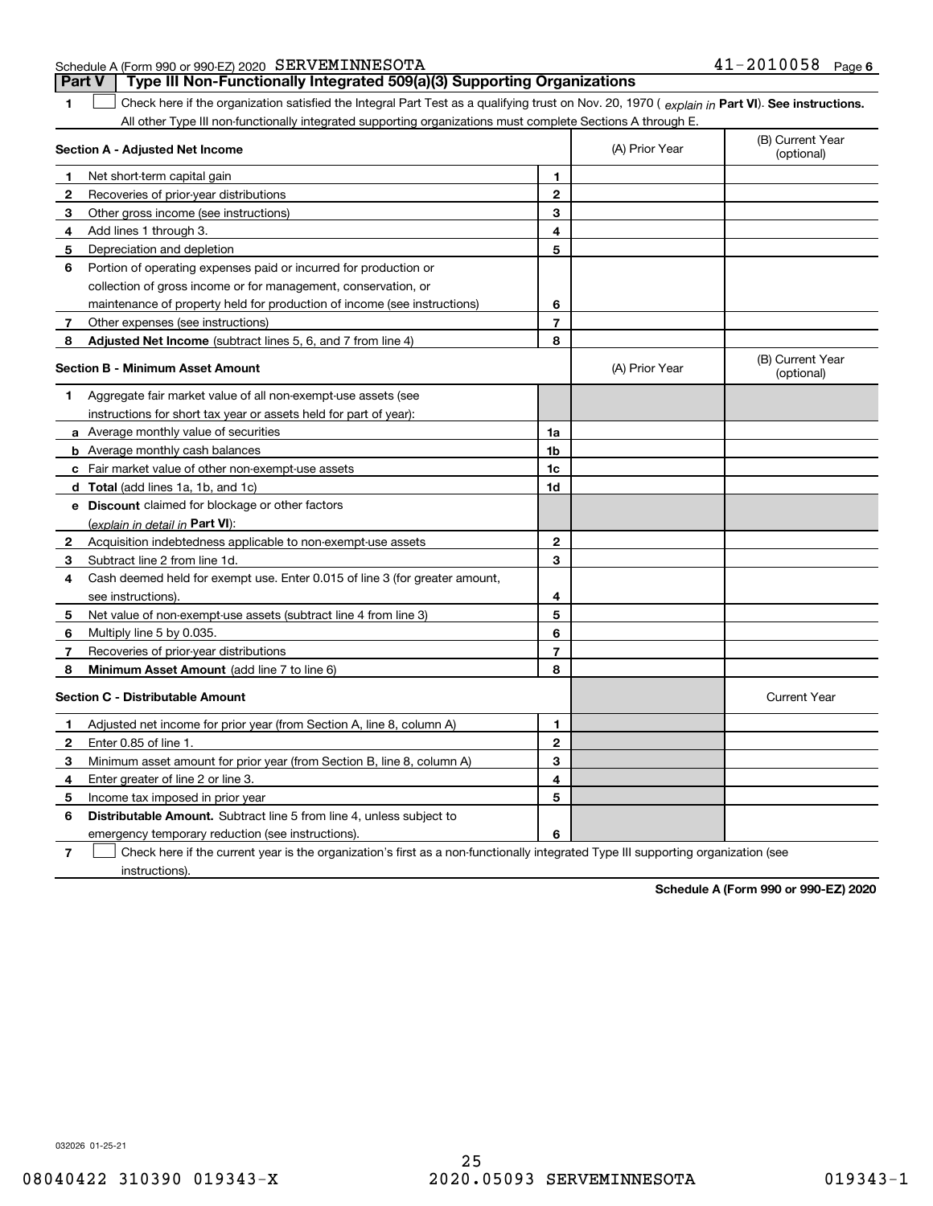Schedule A (Form 990 or 990-EZ) 2020 SERVEMINNESOTA 41-2010058 Page 6

## Part V Type III Non-Functionally Integrated 509(a)(3) Supporting Organizations

**1** ☐ Check here if the organization satisfied the Integral Part Test as a qualifying trust on Nov. 20, 1970 ( *explain in* **Part VI**). **See instructions.** All other Type III non-functionally integrated supporting organizations must complete Sections A through E.

| **Section A - Adjusted Net Income** | | | (A) Prior Year | (B) Current Year (optional) |
|---|---|---|---|---|
| **1** | Net short-term capital gain | 1 | | |
| **2** | Recoveries of prior-year distributions | 2 | | |
| **3** | Other gross income (see instructions) | 3 | | |
| **4** | Add lines 1 through 3. | 4 | | |
| **5** | Depreciation and depletion | 5 | | |
| **6** | Portion of operating expenses paid or incurred for production or collection of gross income or for management, conservation, or maintenance of property held for production of income (see instructions) | 6 | | |
| **7** | Other expenses (see instructions) | 7 | | |
| **8** | **Adjusted Net Income** (subtract lines 5, 6, and 7 from line 4) | 8 | | |

| **Section B - Minimum Asset Amount** | | | (A) Prior Year | (B) Current Year (optional) |
|---|---|---|---|---|
| **1** | Aggregate fair market value of all non-exempt-use assets (see instructions for short tax year or assets held for part of year): | | | |
| **a** | Average monthly value of securities | 1a | | |
| **b** | Average monthly cash balances | 1b | | |
| **c** | Fair market value of other non-exempt-use assets | 1c | | |
| **d** | **Total** (add lines 1a, 1b, and 1c) | 1d | | |
| **e** | **Discount** claimed for blockage or other factors (*explain in detail in* **Part VI**): | | | |
| **2** | Acquisition indebtedness applicable to non-exempt-use assets | 2 | | |
| **3** | Subtract line 2 from line 1d. | 3 | | |
| **4** | Cash deemed held for exempt use. Enter 0.015 of line 3 (for greater amount, see instructions). | 4 | | |
| **5** | Net value of non-exempt-use assets (subtract line 4 from line 3) | 5 | | |
| **6** | Multiply line 5 by 0.035. | 6 | | |
| **7** | Recoveries of prior-year distributions | 7 | | |
| **8** | **Minimum Asset Amount** (add line 7 to line 6) | 8 | | |

| **Section C - Distributable Amount** | | | | Current Year |
|---|---|---|---|---|
| **1** | Adjusted net income for prior year (from Section A, line 8, column A) | 1 | | |
| **2** | Enter 0.85 of line 1. | 2 | | |
| **3** | Minimum asset amount for prior year (from Section B, line 8, column A) | 3 | | |
| **4** | Enter greater of line 2 or line 3. | 4 | | |
| **5** | Income tax imposed in prior year | 5 | | |
| **6** | **Distributable Amount.** Subtract line 5 from line 4, unless subject to emergency temporary reduction (see instructions). | 6 | | |

**7** ☐ Check here if the current year is the organization's first as a non-functionally integrated Type III supporting organization (see instructions).

**Schedule A (Form 990 or 990-EZ) 2020**

032026 01-25-21

08040422 310390 019343-X 2020.05093 SERVEMINNESOTA 019343-1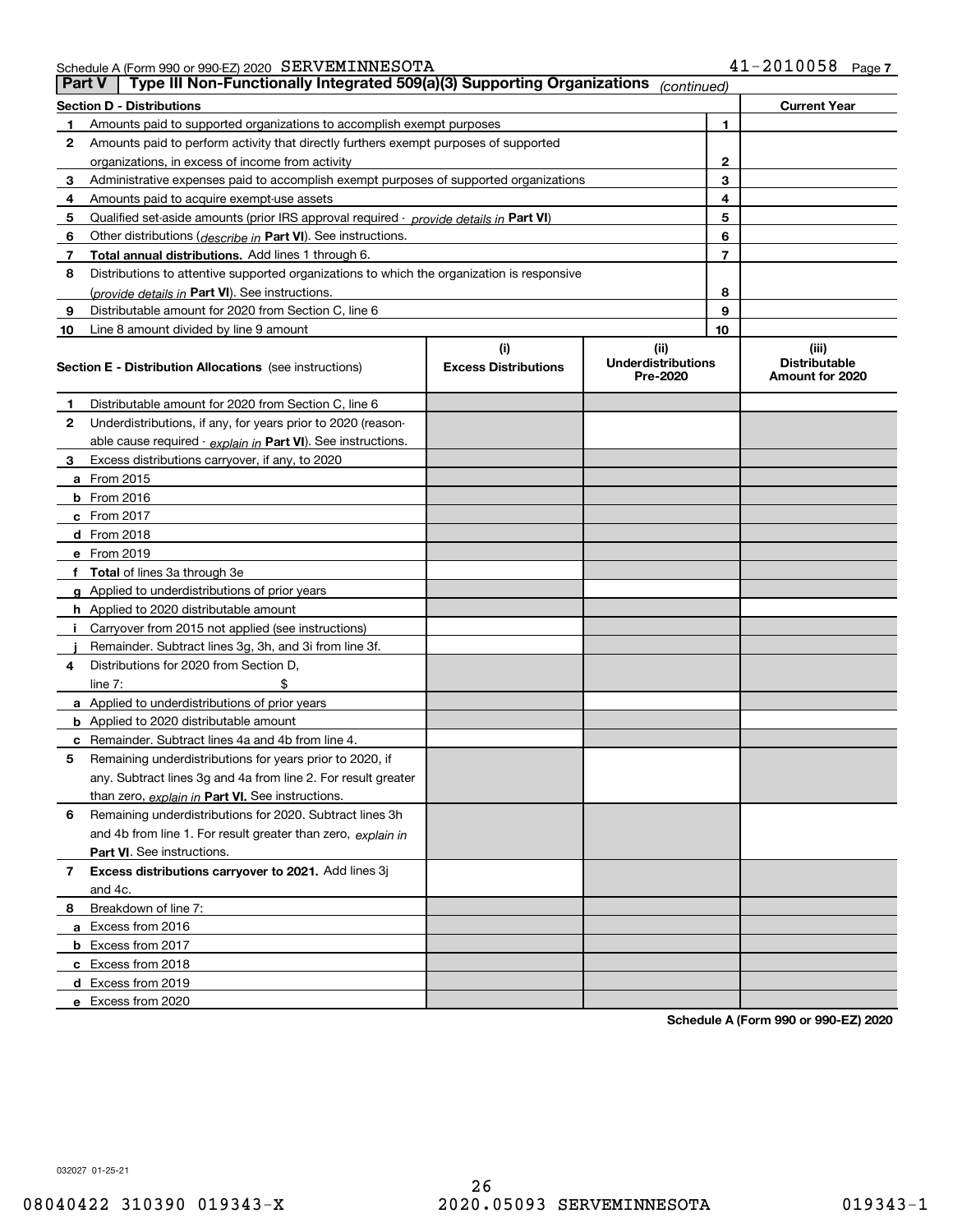Schedule A (Form 990 or 990-EZ) 2020 SERVEMINNESOTA 41-2010058

## Part V Type III Non-Functionally Integrated 509(a)(3) Supporting Organizations *(continued)*

| Section D - Distributions | | Current Year |
|---|---|---|
| **1** Amounts paid to supported organizations to accomplish exempt purposes | 1 | |
| **2** Amounts paid to perform activity that directly furthers exempt purposes of supported organizations, in excess of income from activity | 2 | |
| **3** Administrative expenses paid to accomplish exempt purposes of supported organizations | 3 | |
| **4** Amounts paid to acquire exempt-use assets | 4 | |
| **5** Qualified set-aside amounts (prior IRS approval required - *provide details in* **Part VI**) | 5 | |
| **6** Other distributions (*describe in* **Part VI**). See instructions. | 6 | |
| **7** **Total annual distributions.** Add lines 1 through 6. | 7 | |
| **8** Distributions to attentive supported organizations to which the organization is responsive (*provide details in* **Part VI**). See instructions. | 8 | |
| **9** Distributable amount for 2020 from Section C, line 6 | 9 | |
| **10** Line 8 amount divided by line 9 amount | 10 | |

| Section E - Distribution Allocations (see instructions) | (i) Excess Distributions | (ii) Underdistributions Pre-2020 | (iii) Distributable Amount for 2020 |
|---|---|---|---|
| **1** Distributable amount for 2020 from Section C, line 6 | | | |
| **2** Underdistributions, if any, for years prior to 2020 (reasonable cause required - *explain in* **Part VI**). See instructions. | | | |
| **3** Excess distributions carryover, if any, to 2020 | | | |
| **a** From 2015 | | | |
| **b** From 2016 | | | |
| **c** From 2017 | | | |
| **d** From 2018 | | | |
| **e** From 2019 | | | |
| **f** **Total** of lines 3a through 3e | | | |
| **g** Applied to underdistributions of prior years | | | |
| **h** Applied to 2020 distributable amount | | | |
| **i** Carryover from 2015 not applied (see instructions) | | | |
| **j** Remainder. Subtract lines 3g, 3h, and 3i from line 3f. | | | |
| **4** Distributions for 2020 from Section D, line 7: $ | | | |
| **a** Applied to underdistributions of prior years | | | |
| **b** Applied to 2020 distributable amount | | | |
| **c** Remainder. Subtract lines 4a and 4b from line 4. | | | |
| **5** Remaining underdistributions for years prior to 2020, if any. Subtract lines 3g and 4a from line 2. For result greater than zero, *explain in* **Part VI.** See instructions. | | | |
| **6** Remaining underdistributions for 2020. Subtract lines 3h and 4b from line 1. For result greater than zero, *explain in* **Part VI**. See instructions. | | | |
| **7** **Excess distributions carryover to 2021.** Add lines 3j and 4c. | | | |
| **8** Breakdown of line 7: | | | |
| **a** Excess from 2016 | | | |
| **b** Excess from 2017 | | | |
| **c** Excess from 2018 | | | |
| **d** Excess from 2019 | | | |
| **e** Excess from 2020 | | | |

**Schedule A (Form 990 or 990-EZ) 2020**

032027 01-25-21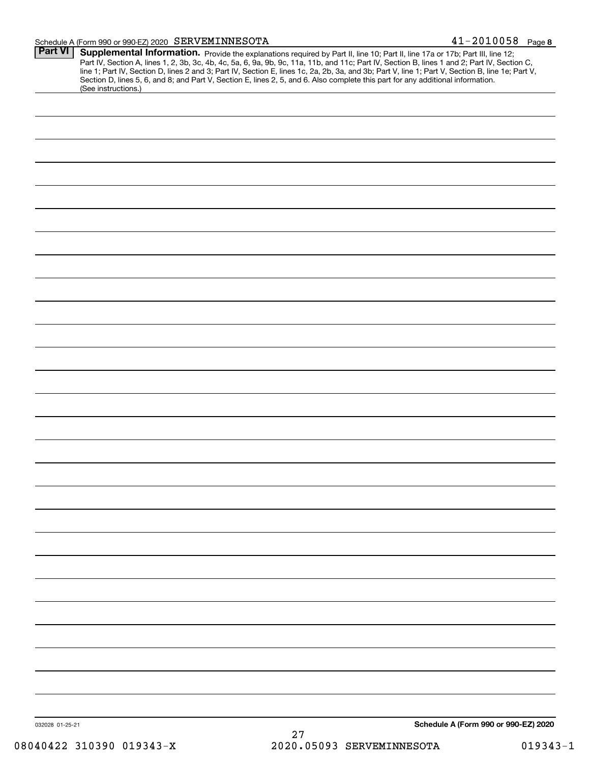Schedule A (Form 990 or 990-EZ) 2020 SERVEMINNESOTA 41-2010058 Page 8

**Part VI** **Supplemental Information.** Provide the explanations required by Part II, line 10; Part II, line 17a or 17b; Part III, line 12; Part IV, Section A, lines 1, 2, 3b, 3c, 4b, 4c, 5a, 6, 9a, 9b, 9c, 11a, 11b, and 11c; Part IV, Section B, lines 1 and 2; Part IV, Section C, line 1; Part IV, Section D, lines 2 and 3; Part IV, Section E, lines 1c, 2a, 2b, 3a, and 3b; Part V, line 1; Part V, Section B, line 1e; Part V, Section D, lines 5, 6, and 8; and Part V, Section E, lines 2, 5, and 6. Also complete this part for any additional information. (See instructions.)

032028 01-25-21 **Schedule A (Form 990 or 990-EZ) 2020**

08040422 310390 019343-X 2020.05093 SERVEMINNESOTA 019343-1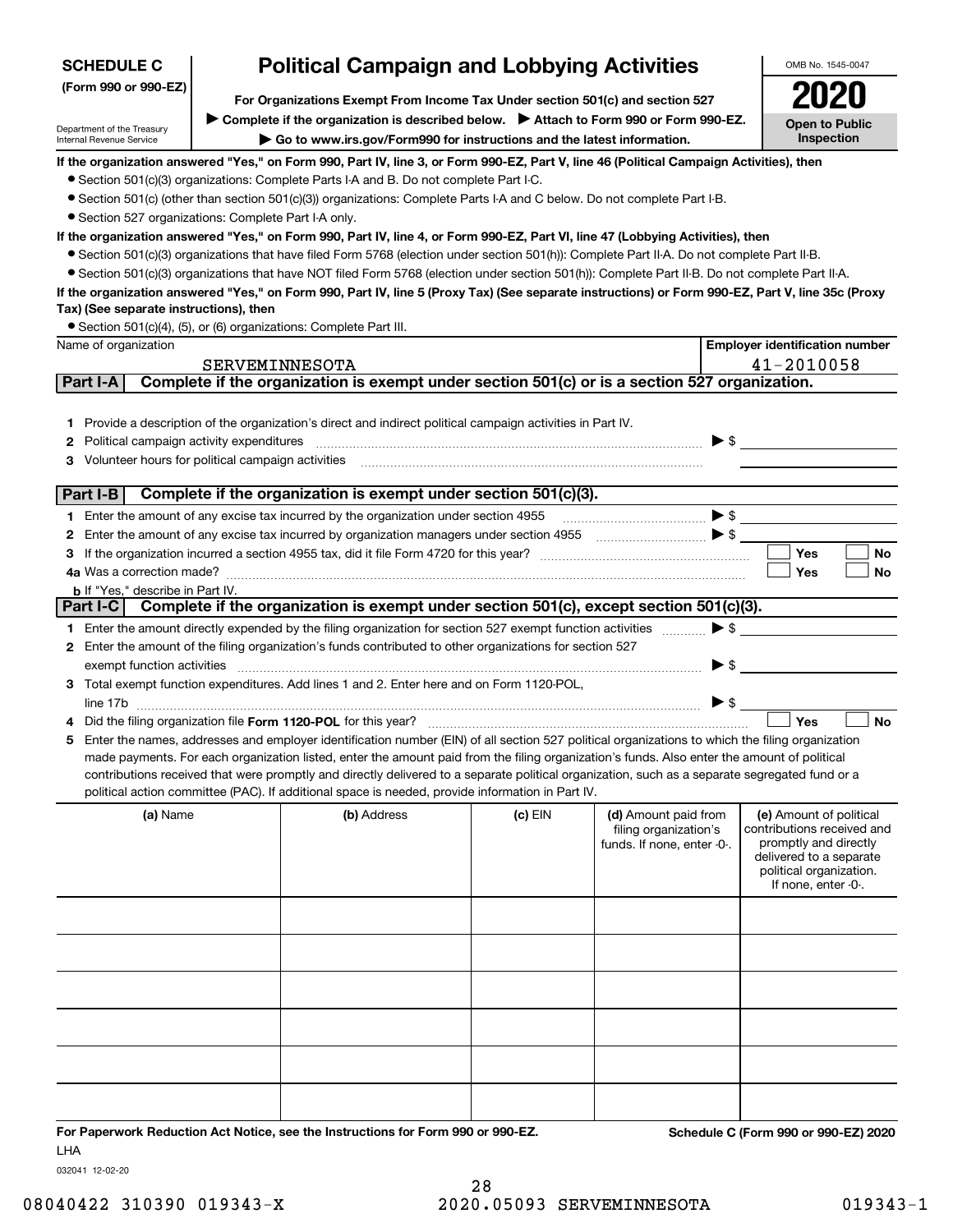**SCHEDULE C**
**(Form 990 or 990-EZ)**

Department of the Treasury
Internal Revenue Service

# Political Campaign and Lobbying Activities

**For Organizations Exempt From Income Tax Under section 501(c) and section 527**

▶ **Complete if the organization is described below.** ▶ **Attach to Form 990 or Form 990-EZ.**

▶ **Go to www.irs.gov/Form990 for instructions and the latest information.**

OMB No. 1545-0047

**2020**

**Open to Public Inspection**

**If the organization answered "Yes," on Form 990, Part IV, line 3, or Form 990-EZ, Part V, line 46 (Political Campaign Activities), then**

- Section 501(c)(3) organizations: Complete Parts I-A and B. Do not complete Part I-C.
- Section 501(c) (other than section 501(c)(3)) organizations: Complete Parts I-A and C below. Do not complete Part I-B.
- Section 527 organizations: Complete Part I-A only.

**If the organization answered "Yes," on Form 990, Part IV, line 4, or Form 990-EZ, Part VI, line 47 (Lobbying Activities), then**

- Section 501(c)(3) organizations that have filed Form 5768 (election under section 501(h)): Complete Part II-A. Do not complete Part II-B.
- Section 501(c)(3) organizations that have NOT filed Form 5768 (election under section 501(h)): Complete Part II-B. Do not complete Part II-A.

**If the organization answered "Yes," on Form 990, Part IV, line 5 (Proxy Tax) (See separate instructions) or Form 990-EZ, Part V, line 35c (Proxy Tax) (See separate instructions), then**

- Section 501(c)(4), (5), or (6) organizations: Complete Part III.

| Name of organization | Employer identification number |
|---|---|
| SERVEMINNESOTA | 41-2010058 |

## Part I-A Complete if the organization is exempt under section 501(c) or is a section 527 organization.

1. Provide a description of the organization's direct and indirect political campaign activities in Part IV.
2. Political campaign activity expenditures ▶ $
3. Volunteer hours for political campaign activities

## Part I-B Complete if the organization is exempt under section 501(c)(3).

1. Enter the amount of any excise tax incurred by the organization under section 4955 ▶ $
2. Enter the amount of any excise tax incurred by organization managers under section 4955 ▶ $
3. If the organization incurred a section 4955 tax, did it file Form 4720 for this year? ☐ Yes ☐ No

4a. Was a correction made? ☐ Yes ☐ No

b. If "Yes," describe in Part IV.

## Part I-C Complete if the organization is exempt under section 501(c), except section 501(c)(3).

1. Enter the amount directly expended by the filing organization for section 527 exempt function activities ▶ $
2. Enter the amount of the filing organization's funds contributed to other organizations for section 527 exempt function activities ▶ $
3. Total exempt function expenditures. Add lines 1 and 2. Enter here and on Form 1120-POL, line 17b ▶ $
4. Did the filing organization file **Form 1120-POL** for this year? ☐ Yes ☐ No
5. Enter the names, addresses and employer identification number (EIN) of all section 527 political organizations to which the filing organization made payments. For each organization listed, enter the amount paid from the filing organization's funds. Also enter the amount of political contributions received that were promptly and directly delivered to a separate political organization, such as a separate segregated fund or a political action committee (PAC). If additional space is needed, provide information in Part IV.

| (a) Name | (b) Address | (c) EIN | (d) Amount paid from filing organization's funds. If none, enter -0-. | (e) Amount of political contributions received and promptly and directly delivered to a separate political organization. If none, enter -0-. |
|---|---|---|---|---|
| | | | | |
| | | | | |
| | | | | |
| | | | | |
| | | | | |
| | | | | |

**For Paperwork Reduction Act Notice, see the Instructions for Form 990 or 990-EZ.** **Schedule C (Form 990 or 990-EZ) 2020**

LHA

032041 12-02-20

08040422 310390 019343-X 2020.05093 SERVEMINNESOTA 019343-1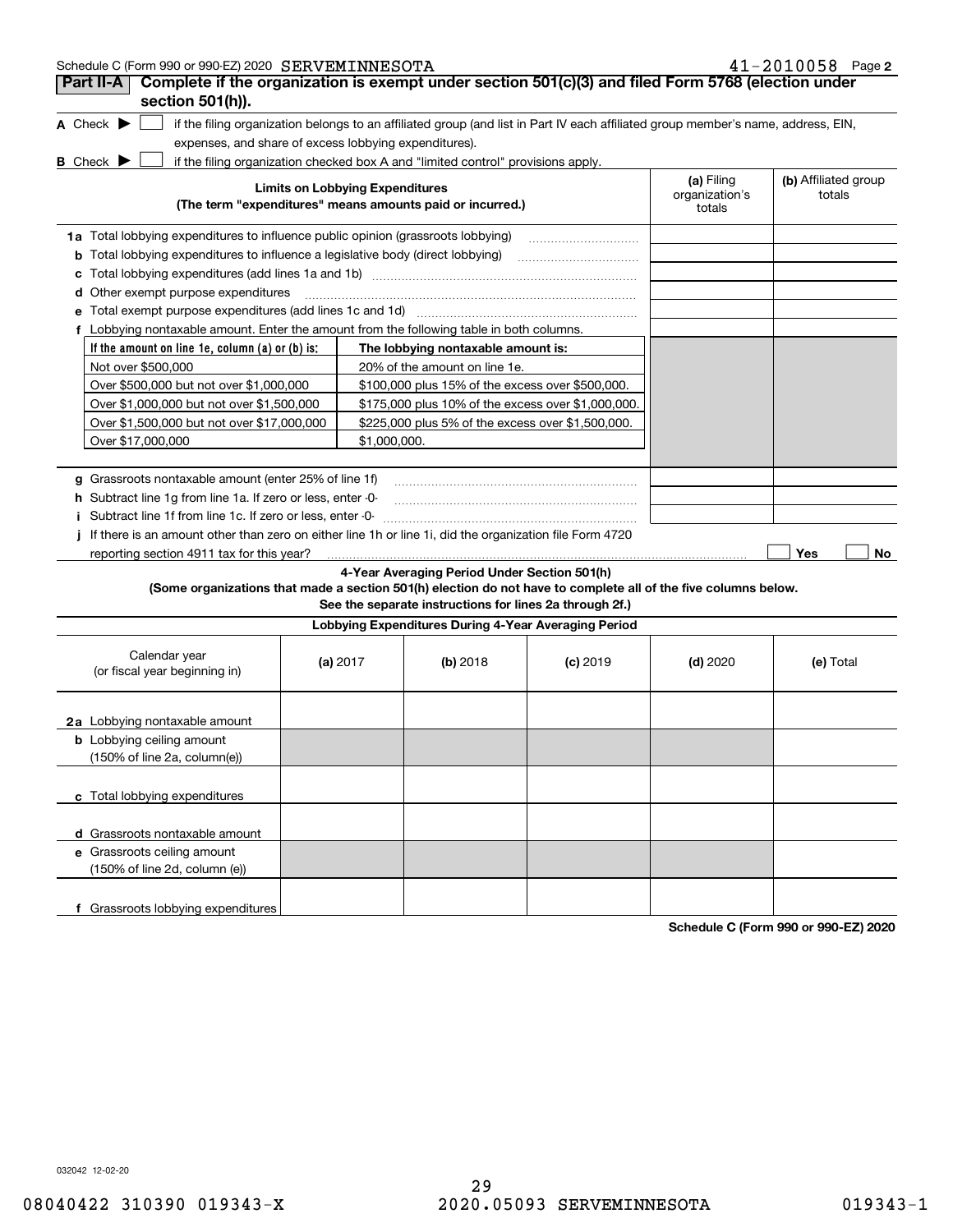Schedule C (Form 990 or 990-EZ) 2020 SERVEMINNESOTA 41-2010058 Page 2

## Part II-A Complete if the organization is exempt under section 501(c)(3) and filed Form 5768 (election under section 501(h)).

**A** Check ▶ ☐ if the filing organization belongs to an affiliated group (and list in Part IV each affiliated group member's name, address, EIN, expenses, and share of excess lobbying expenditures).

**B** Check ▶ ☐ if the filing organization checked box A and "limited control" provisions apply.

| Limits on Lobbying Expenditures (The term "expenditures" means amounts paid or incurred.) | (a) Filing organization's totals | (b) Affiliated group totals |
|---|---|---|
| **1a** Total lobbying expenditures to influence public opinion (grassroots lobbying) | | |
| **b** Total lobbying expenditures to influence a legislative body (direct lobbying) | | |
| **c** Total lobbying expenditures (add lines 1a and 1b) | | |
| **d** Other exempt purpose expenditures | | |
| **e** Total exempt purpose expenditures (add lines 1c and 1d) | | |
| **f** Lobbying nontaxable amount. Enter the amount from the following table in both columns. | | |

| If the amount on line 1e, column (a) or (b) is: | The lobbying nontaxable amount is: |
|---|---|
| Not over $500,000 | 20% of the amount on line 1e. |
| Over $500,000 but not over $1,000,000 | $100,000 plus 15% of the excess over $500,000. |
| Over $1,000,000 but not over $1,500,000 | $175,000 plus 10% of the excess over $1,000,000. |
| Over $1,500,000 but not over $17,000,000 | $225,000 plus 5% of the excess over $1,500,000. |
| Over $17,000,000 | $1,000,000. |

| | (a) Filing organization's totals | (b) Affiliated group totals |
|---|---|---|
| **g** Grassroots nontaxable amount (enter 25% of line 1f) | | |
| **h** Subtract line 1g from line 1a. If zero or less, enter -0- | | |
| **i** Subtract line 1f from line 1c. If zero or less, enter -0- | | |

**j** If there is an amount other than zero on either line 1h or line 1i, did the organization file Form 4720 reporting section 4911 tax for this year? ☐ Yes ☐ No

### 4-Year Averaging Period Under Section 501(h)

**(Some organizations that made a section 501(h) election do not have to complete all of the five columns below. See the separate instructions for lines 2a through 2f.)**

| Lobbying Expenditures During 4-Year Averaging Period | | | | | |
|---|---|---|---|---|---|
| Calendar year (or fiscal year beginning in) | (a) 2017 | (b) 2018 | (c) 2019 | (d) 2020 | (e) Total |
| **2a** Lobbying nontaxable amount | | | | | |
| **b** Lobbying ceiling amount (150% of line 2a, column(e)) | | | | | |
| **c** Total lobbying expenditures | | | | | |
| **d** Grassroots nontaxable amount | | | | | |
| **e** Grassroots ceiling amount (150% of line 2d, column (e)) | | | | | |
| **f** Grassroots lobbying expenditures | | | | | |

Schedule C (Form 990 or 990-EZ) 2020

032042 12-02-20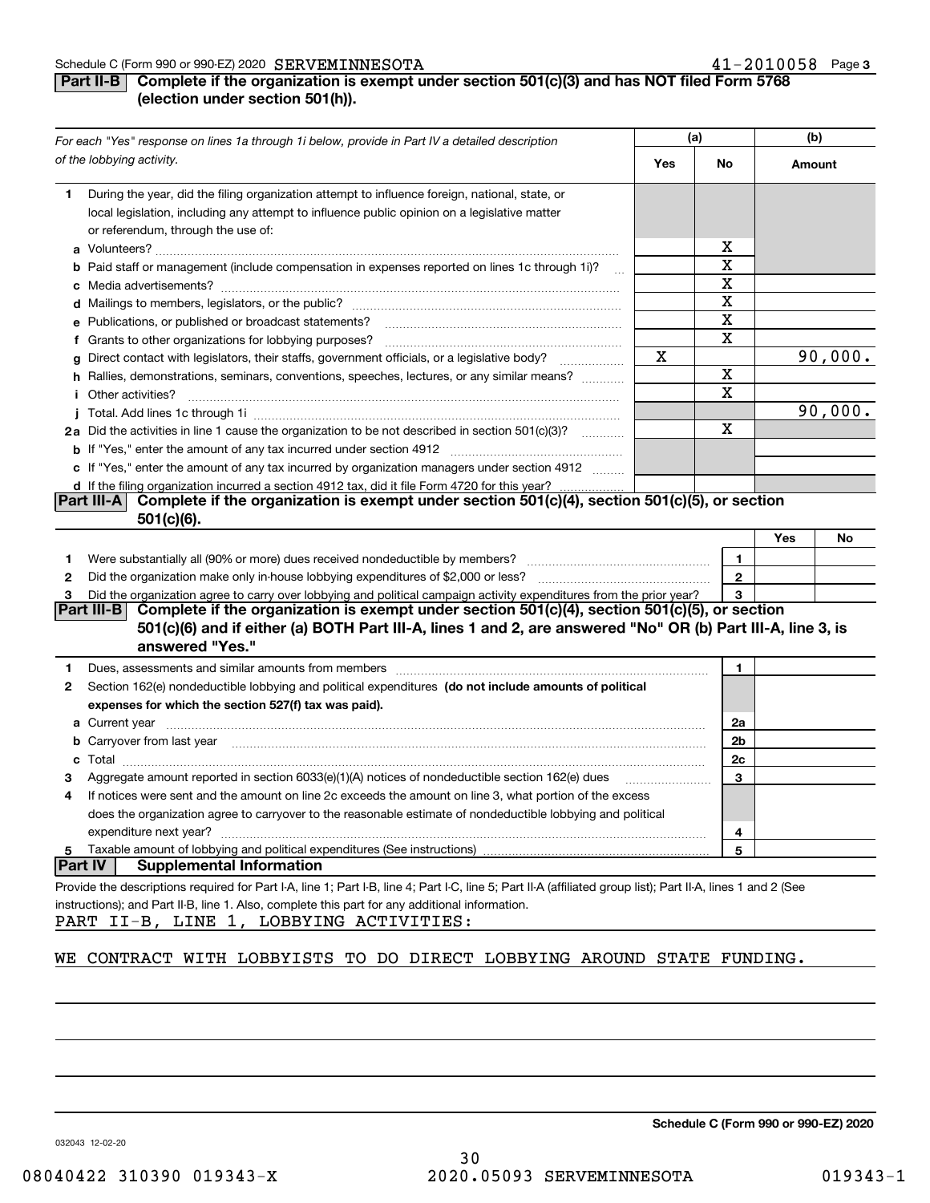Schedule C (Form 990 or 990-EZ) 2020 SERVEMINNESOTA 41-2010058 Page 3

## Part II-B Complete if the organization is exempt under section 501(c)(3) and has NOT filed Form 5768 (election under section 501(h)).

*For each "Yes" response on lines 1a through 1i below, provide in Part IV a detailed description of the lobbying activity.*

| | | (a) Yes | (a) No | (b) Amount |
|---|---|---|---|---|
| 1 | During the year, did the filing organization attempt to influence foreign, national, state, or local legislation, including any attempt to influence public opinion on a legislative matter or referendum, through the use of: | | | |
| a | Volunteers? | | X | |
| b | Paid staff or management (include compensation in expenses reported on lines 1c through 1i)? | | X | |
| c | Media advertisements? | | X | |
| d | Mailings to members, legislators, or the public? | | X | |
| e | Publications, or published or broadcast statements? | | X | |
| f | Grants to other organizations for lobbying purposes? | | X | |
| g | Direct contact with legislators, their staffs, government officials, or a legislative body? | X | | 90,000. |
| h | Rallies, demonstrations, seminars, conventions, speeches, lectures, or any similar means? | | X | |
| i | Other activities? | | X | |
| j | Total. Add lines 1c through 1i | | | 90,000. |
| 2a | Did the activities in line 1 cause the organization to be not described in section 501(c)(3)? | | X | |
| b | If "Yes," enter the amount of any tax incurred under section 4912 | | | |
| c | If "Yes," enter the amount of any tax incurred by organization managers under section 4912 | | | |
| d | If the filing organization incurred a section 4912 tax, did it file Form 4720 for this year? | | | |

## Part III-A Complete if the organization is exempt under section 501(c)(4), section 501(c)(5), or section 501(c)(6).

| | | | Yes | No |
|---|---|---|---|---|
| 1 | Were substantially all (90% or more) dues received nondeductible by members? | 1 | | |
| 2 | Did the organization make only in-house lobbying expenditures of $2,000 or less? | 2 | | |
| 3 | Did the organization agree to carry over lobbying and political campaign activity expenditures from the prior year? | 3 | | |

## Part III-B Complete if the organization is exempt under section 501(c)(4), section 501(c)(5), or section 501(c)(6) and if either (a) BOTH Part III-A, lines 1 and 2, are answered "No" OR (b) Part III-A, line 3, is answered "Yes."

| | | | |
|---|---|---|---|
| 1 | Dues, assessments and similar amounts from members | 1 | |
| 2 | Section 162(e) nondeductible lobbying and political expenditures **(do not include amounts of political expenses for which the section 527(f) tax was paid).** | | |
| a | Current year | 2a | |
| b | Carryover from last year | 2b | |
| c | Total | 2c | |
| 3 | Aggregate amount reported in section 6033(e)(1)(A) notices of nondeductible section 162(e) dues | 3 | |
| 4 | If notices were sent and the amount on line 2c exceeds the amount on line 3, what portion of the excess does the organization agree to carryover to the reasonable estimate of nondeductible lobbying and political expenditure next year? | 4 | |
| 5 | Taxable amount of lobbying and political expenditures (See instructions) | 5 | |

## Part IV Supplemental Information

Provide the descriptions required for Part I-A, line 1; Part I-B, line 4; Part I-C, line 5; Part II-A (affiliated group list); Part II-A, lines 1 and 2 (See instructions); and Part II-B, line 1. Also, complete this part for any additional information.

PART II-B, LINE 1, LOBBYING ACTIVITIES:

WE CONTRACT WITH LOBBYISTS TO DO DIRECT LOBBYING AROUND STATE FUNDING.

**Schedule C (Form 990 or 990-EZ) 2020**

032043 12-02-20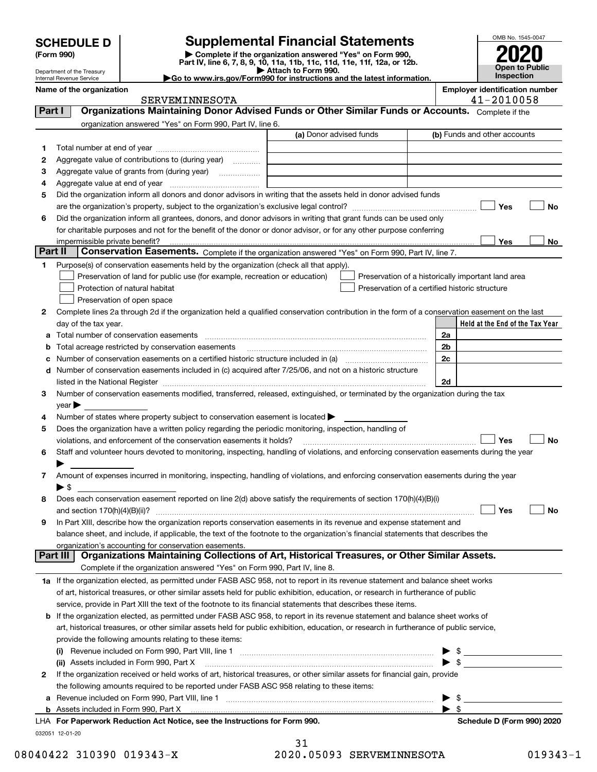# SCHEDULE D (Form 990)

Department of the Treasury
Internal Revenue Service

## Supplemental Financial Statements

▶ Complete if the organization answered "Yes" on Form 990, Part IV, line 6, 7, 8, 9, 10, 11a, 11b, 11c, 11d, 11e, 11f, 12a, or 12b.
▶ Attach to Form 990.
▶Go to www.irs.gov/Form990 for instructions and the latest information.

OMB No. 1545-0047

**2020**

**Open to Public Inspection**

**Name of the organization:** SERVEMINNESOTA

**Employer identification number:** 41-2010058

### Part I — Organizations Maintaining Donor Advised Funds or Other Similar Funds or Accounts.
Complete if the organization answered "Yes" on Form 990, Part IV, line 6.

| | | (a) Donor advised funds | (b) Funds and other accounts |
|---|---|---|---|
| 1 | Total number at end of year | | |
| 2 | Aggregate value of contributions to (during year) | | |
| 3 | Aggregate value of grants from (during year) | | |
| 4 | Aggregate value at end of year | | |

5 Did the organization inform all donors and donor advisors in writing that the assets held in donor advised funds are the organization's property, subject to the organization's exclusive legal control? ☐ Yes ☐ No

6 Did the organization inform all grantees, donors, and donor advisors in writing that grant funds can be used only for charitable purposes and not for the benefit of the donor or donor advisor, or for any other purpose conferring impermissible private benefit? ☐ Yes ☐ No

### Part II — Conservation Easements.
Complete if the organization answered "Yes" on Form 990, Part IV, line 7.

1 Purpose(s) of conservation easements held by the organization (check all that apply).

- ☐ Preservation of land for public use (for example, recreation or education)
- ☐ Protection of natural habitat
- ☐ Preservation of open space
- ☐ Preservation of a historically important land area
- ☐ Preservation of a certified historic structure

2 Complete lines 2a through 2d if the organization held a qualified conservation contribution in the form of a conservation easement on the last day of the tax year.

| | | | Held at the End of the Tax Year |
|---|---|---|---|
| a | Total number of conservation easements | 2a | |
| b | Total acreage restricted by conservation easements | 2b | |
| c | Number of conservation easements on a certified historic structure included in (a) | 2c | |
| d | Number of conservation easements included in (c) acquired after 7/25/06, and not on a historic structure listed in the National Register | 2d | |

3 Number of conservation easements modified, transferred, released, extinguished, or terminated by the organization during the tax year ▶

4 Number of states where property subject to conservation easement is located ▶

5 Does the organization have a written policy regarding the periodic monitoring, inspection, handling of violations, and enforcement of the conservation easements it holds? ☐ Yes ☐ No

6 Staff and volunteer hours devoted to monitoring, inspecting, handling of violations, and enforcing conservation easements during the year ▶

7 Amount of expenses incurred in monitoring, inspecting, handling of violations, and enforcing conservation easements during the year ▶ $

8 Does each conservation easement reported on line 2(d) above satisfy the requirements of section 170(h)(4)(B)(i) and section 170(h)(4)(B)(ii)? ☐ Yes ☐ No

9 In Part XIII, describe how the organization reports conservation easements in its revenue and expense statement and balance sheet, and include, if applicable, the text of the footnote to the organization's financial statements that describes the organization's accounting for conservation easements.

### Part III — Organizations Maintaining Collections of Art, Historical Treasures, or Other Similar Assets.
Complete if the organization answered "Yes" on Form 990, Part IV, line 8.

1a If the organization elected, as permitted under FASB ASC 958, not to report in its revenue statement and balance sheet works of art, historical treasures, or other similar assets held for public exhibition, education, or research in furtherance of public service, provide in Part XIII the text of the footnote to its financial statements that describes these items.

b If the organization elected, as permitted under FASB ASC 958, to report in its revenue statement and balance sheet works of art, historical treasures, or other similar assets held for public exhibition, education, or research in furtherance of public service, provide the following amounts relating to these items:

(i) Revenue included on Form 990, Part VIII, line 1 ▶ $

(ii) Assets included in Form 990, Part X ▶ $

2 If the organization received or held works of art, historical treasures, or other similar assets for financial gain, provide the following amounts required to be reported under FASB ASC 958 relating to these items:

a Revenue included on Form 990, Part VIII, line 1 ▶ $

b Assets included in Form 990, Part X ▶ $

**LHA For Paperwork Reduction Act Notice, see the Instructions for Form 990.** **Schedule D (Form 990) 2020**

032051 12-01-20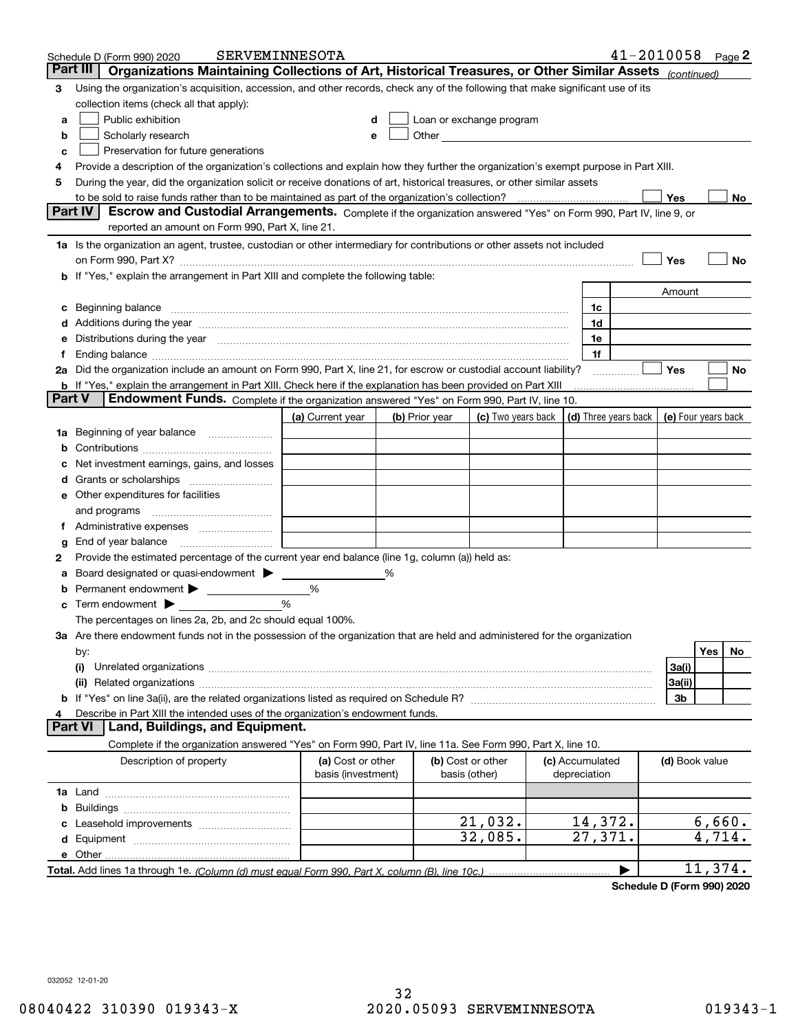Schedule D (Form 990) 2020 SERVEMINNESOTA 41-2010058 Page **2**

## Part III Organizations Maintaining Collections of Art, Historical Treasures, or Other Similar Assets *(continued)*

**3** Using the organization's acquisition, accession, and other records, check any of the following that make significant use of its collection items (check all that apply):

- **a** ☐ Public exhibition
- **b** ☐ Scholarly research
- **c** ☐ Preservation for future generations
- **d** ☐ Loan or exchange program
- **e** ☐ Other

**4** Provide a description of the organization's collections and explain how they further the organization's exempt purpose in Part XIII.

**5** During the year, did the organization solicit or receive donations of art, historical treasures, or other similar assets to be sold to raise funds rather than to be maintained as part of the organization's collection? ☐ Yes ☐ No

## Part IV Escrow and Custodial Arrangements.

Complete if the organization answered "Yes" on Form 990, Part IV, line 9, or reported an amount on Form 990, Part X, line 21.

**1a** Is the organization an agent, trustee, custodian or other intermediary for contributions or other assets not included on Form 990, Part X? ☐ Yes ☐ No

**b** If "Yes," explain the arrangement in Part XIII and complete the following table:

| | | Amount |
|---|---|---|
| **c** Beginning balance | 1c | |
| **d** Additions during the year | 1d | |
| **e** Distributions during the year | 1e | |
| **f** Ending balance | 1f | |

**2a** Did the organization include an amount on Form 990, Part X, line 21, for escrow or custodial account liability? ☐ Yes ☐ No

**b** If "Yes," explain the arrangement in Part XIII. Check here if the explanation has been provided on Part XIII ☐

## Part V Endowment Funds.

Complete if the organization answered "Yes" on Form 990, Part IV, line 10.

| | (a) Current year | (b) Prior year | (c) Two years back | (d) Three years back | (e) Four years back |
|---|---|---|---|---|---|
| **1a** Beginning of year balance | | | | | |
| **b** Contributions | | | | | |
| **c** Net investment earnings, gains, and losses | | | | | |
| **d** Grants or scholarships | | | | | |
| **e** Other expenditures for facilities and programs | | | | | |
| **f** Administrative expenses | | | | | |
| **g** End of year balance | | | | | |

**2** Provide the estimated percentage of the current year end balance (line 1g, column (a)) held as:

- **a** Board designated or quasi-endowment ▶ ______ %
- **b** Permanent endowment ▶ ______ %
- **c** Term endowment ▶ ______ %

The percentages on lines 2a, 2b, and 2c should equal 100%.

**3a** Are there endowment funds not in the possession of the organization that are held and administered for the organization by:

| | | Yes | No |
|---|---|---|---|
| **(i)** Unrelated organizations | 3a(i) | | |
| **(ii)** Related organizations | 3a(ii) | | |
| **b** If "Yes" on line 3a(ii), are the related organizations listed as required on Schedule R? | 3b | | |

**4** Describe in Part XIII the intended uses of the organization's endowment funds.

## Part VI Land, Buildings, and Equipment.

Complete if the organization answered "Yes" on Form 990, Part IV, line 11a. See Form 990, Part X, line 10.

| Description of property | (a) Cost or other basis (investment) | (b) Cost or other basis (other) | (c) Accumulated depreciation | (d) Book value |
|---|---|---|---|---|
| **1a** Land | | | | |
| **b** Buildings | | | | |
| **c** Leasehold improvements | | 21,032. | 14,372. | 6,660. |
| **d** Equipment | | 32,085. | 27,371. | 4,714. |
| **e** Other | | | | |
| **Total.** Add lines 1a through 1e. *(Column (d) must equal Form 990, Part X, column (B), line 10c.)* | | | | 11,374. |

**Schedule D (Form 990) 2020**

032052 12-01-20

08040422 310390 019343-X 2020.05093 SERVEMINNESOTA 019343-1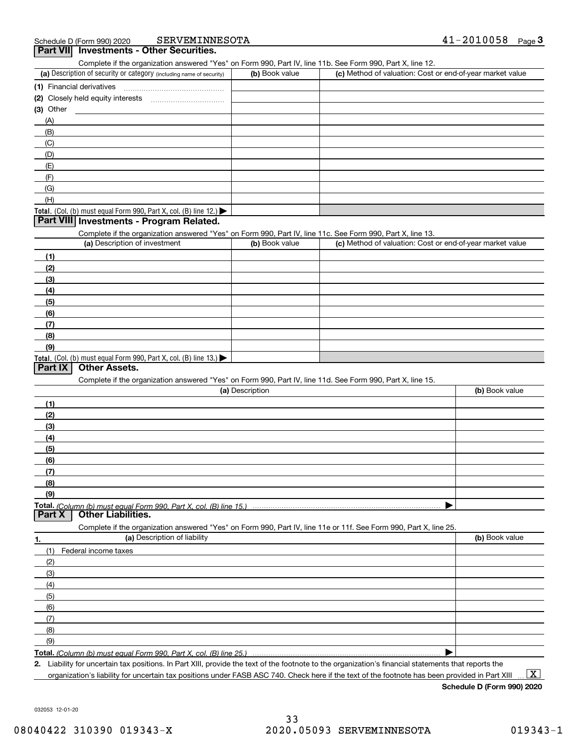Schedule D (Form 990) 2020 SERVEMINNESOTA 41-2010058 Page **3**

## Part VII Investments - Other Securities.

Complete if the organization answered "Yes" on Form 990, Part IV, line 11b. See Form 990, Part X, line 12.

| (a) Description of security or category (including name of security) | (b) Book value | (c) Method of valuation: Cost or end-of-year market value |
|---|---|---|
| (1) Financial derivatives | | |
| (2) Closely held equity interests | | |
| (3) Other | | |
| (A) | | |
| (B) | | |
| (C) | | |
| (D) | | |
| (E) | | |
| (F) | | |
| (G) | | |
| (H) | | |
| **Total.** (Col. (b) must equal Form 990, Part X, col. (B) line 12.) ▶ | | |

## Part VIII Investments - Program Related.

Complete if the organization answered "Yes" on Form 990, Part IV, line 11c. See Form 990, Part X, line 13.

| (a) Description of investment | (b) Book value | (c) Method of valuation: Cost or end-of-year market value |
|---|---|---|
| (1) | | |
| (2) | | |
| (3) | | |
| (4) | | |
| (5) | | |
| (6) | | |
| (7) | | |
| (8) | | |
| (9) | | |
| **Total.** (Col. (b) must equal Form 990, Part X, col. (B) line 13.) ▶ | | |

## Part IX Other Assets.

Complete if the organization answered "Yes" on Form 990, Part IV, line 11d. See Form 990, Part X, line 15.

| (a) Description | (b) Book value |
|---|---|
| (1) | |
| (2) | |
| (3) | |
| (4) | |
| (5) | |
| (6) | |
| (7) | |
| (8) | |
| (9) | |
| **Total.** *(Column (b) must equal Form 990, Part X, col. (B) line 15.)* ▶ | |

## Part X Other Liabilities.

Complete if the organization answered "Yes" on Form 990, Part IV, line 11e or 11f. See Form 990, Part X, line 25.

| 1. (a) Description of liability | (b) Book value |
|---|---|
| (1) Federal income taxes | |
| (2) | |
| (3) | |
| (4) | |
| (5) | |
| (6) | |
| (7) | |
| (8) | |
| (9) | |
| **Total.** *(Column (b) must equal Form 990, Part X, col. (B) line 25.)* ▶ | |

**2.** Liability for uncertain tax positions. In Part XIII, provide the text of the footnote to the organization's financial statements that reports the organization's liability for uncertain tax positions under FASB ASC 740. Check here if the text of the footnote has been provided in Part XIII ... [X]

**Schedule D (Form 990) 2020**

032053 12-01-20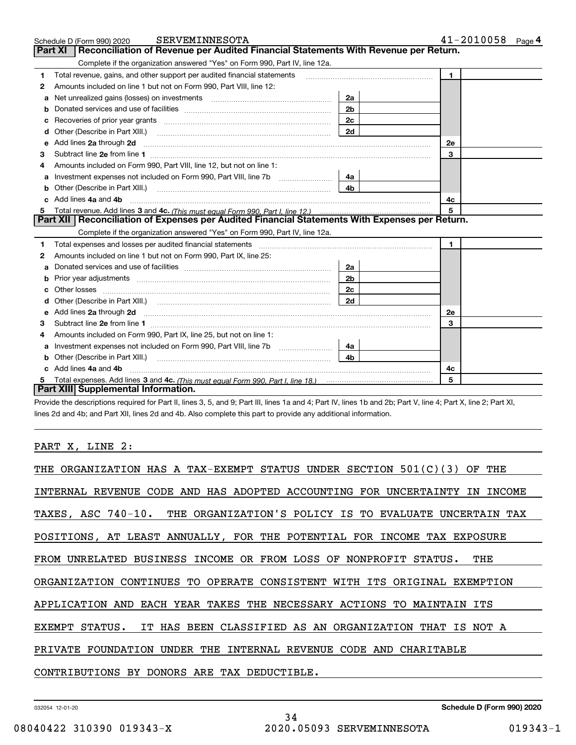Schedule D (Form 990) 2020 SERVEMINNESOTA 41-2010058 Page 4

## Part XI Reconciliation of Revenue per Audited Financial Statements With Revenue per Return.

Complete if the organization answered "Yes" on Form 990, Part IV, line 12a.

| | | | | | |
|---|---|---|---|---|---|
| 1 | Total revenue, gains, and other support per audited financial statements | | | 1 | |
| 2 | Amounts included on line 1 but not on Form 990, Part VIII, line 12: | | | | |
| a | Net unrealized gains (losses) on investments | 2a | | | |
| b | Donated services and use of facilities | 2b | | | |
| c | Recoveries of prior year grants | 2c | | | |
| d | Other (Describe in Part XIII.) | 2d | | | |
| e | Add lines 2a through 2d | | | 2e | |
| 3 | Subtract line 2e from line 1 | | | 3 | |
| 4 | Amounts included on Form 990, Part VIII, line 12, but not on line 1: | | | | |
| a | Investment expenses not included on Form 990, Part VIII, line 7b | 4a | | | |
| b | Other (Describe in Part XIII.) | 4b | | | |
| c | Add lines 4a and 4b | | | 4c | |
| 5 | Total revenue. Add lines 3 and 4c. *(This must equal Form 990, Part I, line 12.)* | | | 5 | |

## Part XII Reconciliation of Expenses per Audited Financial Statements With Expenses per Return.

Complete if the organization answered "Yes" on Form 990, Part IV, line 12a.

| | | | | | |
|---|---|---|---|---|---|
| 1 | Total expenses and losses per audited financial statements | | | 1 | |
| 2 | Amounts included on line 1 but not on Form 990, Part IX, line 25: | | | | |
| a | Donated services and use of facilities | 2a | | | |
| b | Prior year adjustments | 2b | | | |
| c | Other losses | 2c | | | |
| d | Other (Describe in Part XIII.) | 2d | | | |
| e | Add lines 2a through 2d | | | 2e | |
| 3 | Subtract line 2e from line 1 | | | 3 | |
| 4 | Amounts included on Form 990, Part IX, line 25, but not on line 1: | | | | |
| a | Investment expenses not included on Form 990, Part VIII, line 7b | 4a | | | |
| b | Other (Describe in Part XIII.) | 4b | | | |
| c | Add lines 4a and 4b | | | 4c | |
| 5 | Total expenses. Add lines 3 and 4c. *(This must equal Form 990, Part I, line 18.)* | | | 5 | |

## Part XIII Supplemental Information.

Provide the descriptions required for Part II, lines 3, 5, and 9; Part III, lines 1a and 4; Part IV, lines 1b and 2b; Part V, line 4; Part X, line 2; Part XI, lines 2d and 4b; and Part XII, lines 2d and 4b. Also complete this part to provide any additional information.

PART X, LINE 2:

THE ORGANIZATION HAS A TAX-EXEMPT STATUS UNDER SECTION 501(C)(3) OF THE INTERNAL REVENUE CODE AND HAS ADOPTED ACCOUNTING FOR UNCERTAINTY IN INCOME TAXES, ASC 740-10. THE ORGANIZATION'S POLICY IS TO EVALUATE UNCERTAIN TAX POSITIONS, AT LEAST ANNUALLY, FOR THE POTENTIAL FOR INCOME TAX EXPOSURE FROM UNRELATED BUSINESS INCOME OR FROM LOSS OF NONPROFIT STATUS. THE ORGANIZATION CONTINUES TO OPERATE CONSISTENT WITH ITS ORIGINAL EXEMPTION APPLICATION AND EACH YEAR TAKES THE NECESSARY ACTIONS TO MAINTAIN ITS EXEMPT STATUS. IT HAS BEEN CLASSIFIED AS AN ORGANIZATION THAT IS NOT A PRIVATE FOUNDATION UNDER THE INTERNAL REVENUE CODE AND CHARITABLE CONTRIBUTIONS BY DONORS ARE TAX DEDUCTIBLE.

032054 12-01-20 **Schedule D (Form 990) 2020**

08040422 310390 019343-X 2020.05093 SERVEMINNESOTA 019343-1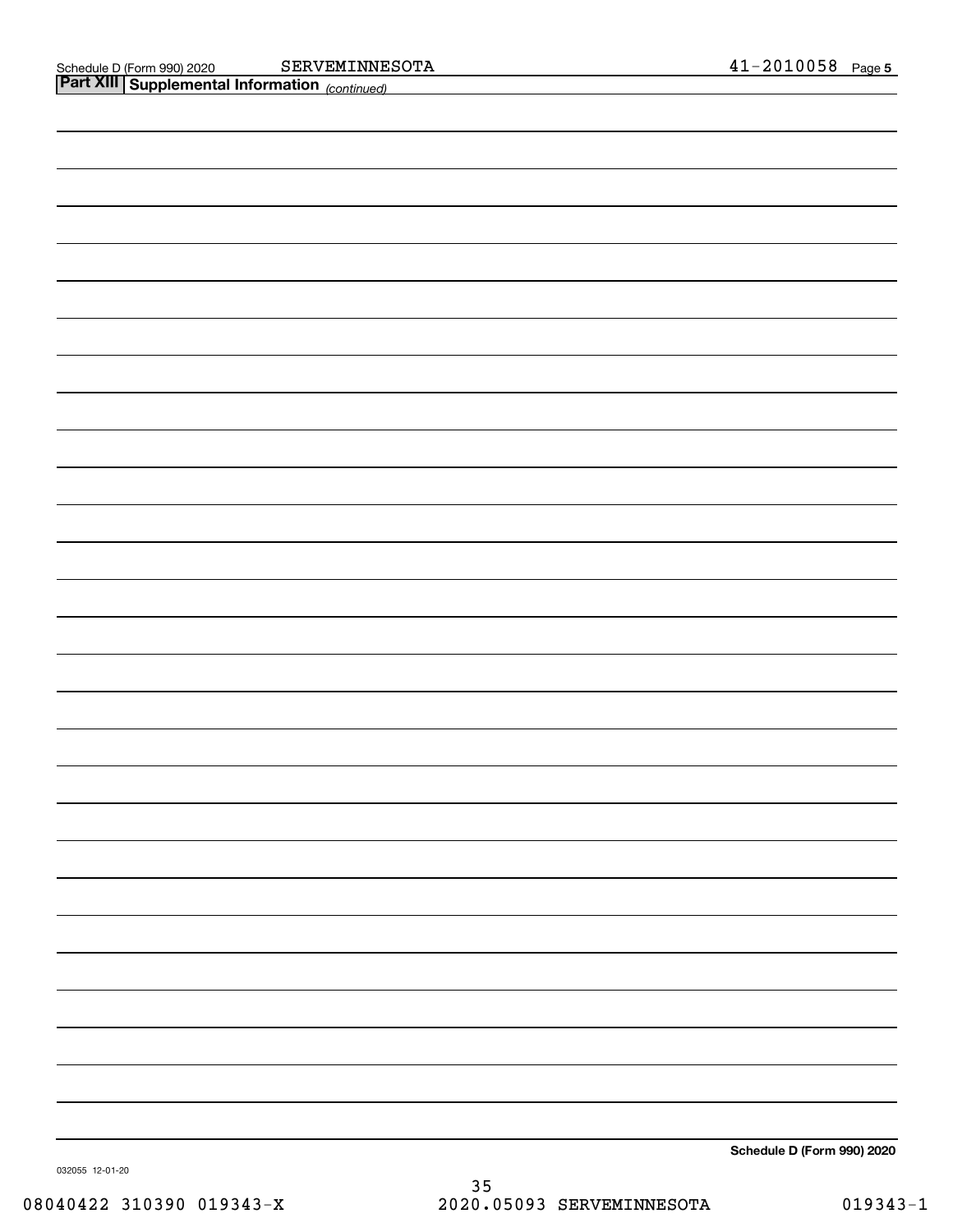## Part XIII Supplemental Information *(continued)*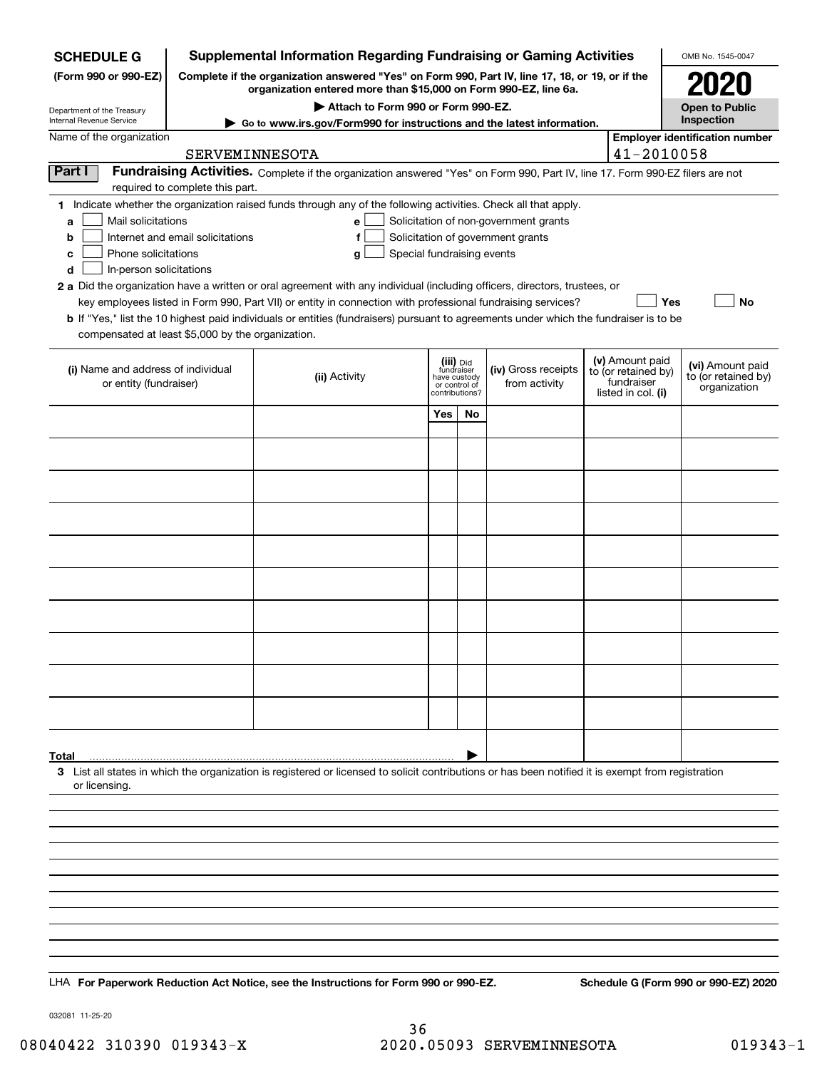# SCHEDULE G (Form 990 or 990-EZ)

**Supplemental Information Regarding Fundraising or Gaming Activities**

**Complete if the organization answered "Yes" on Form 990, Part IV, line 17, 18, or 19, or if the organization entered more than $15,000 on Form 990-EZ, line 6a.**

▶ **Attach to Form 990 or Form 990-EZ.**

▶ **Go to www.irs.gov/Form990 for instructions and the latest information.**

Department of the Treasury
Internal Revenue Service

OMB No. 1545-0047

**2020**

**Open to Public Inspection**

Name of the organization: SERVEMINNESOTA

**Employer identification number**: 41-2010058

## Part I Fundraising Activities.

Complete if the organization answered "Yes" on Form 990, Part IV, line 17. Form 990-EZ filers are not required to complete this part.

**1** Indicate whether the organization raised funds through any of the following activities. Check all that apply.

- **a** ☐ Mail solicitations
- **b** ☐ Internet and email solicitations
- **c** ☐ Phone solicitations
- **d** ☐ In-person solicitations
- **e** ☐ Solicitation of non-government grants
- **f** ☐ Solicitation of government grants
- **g** ☐ Special fundraising events

**2 a** Did the organization have a written or oral agreement with any individual (including officers, directors, trustees, or key employees listed in Form 990, Part VII) or entity in connection with professional fundraising services? ☐ Yes ☐ No

**b** If "Yes," list the 10 highest paid individuals or entities (fundraisers) pursuant to agreements under which the fundraiser is to be compensated at least $5,000 by the organization.

| (i) Name and address of individual or entity (fundraiser) | (ii) Activity | (iii) Did fundraiser have custody or control of contributions? Yes | No | (iv) Gross receipts from activity | (v) Amount paid to (or retained by) fundraiser listed in col. (i) | (vi) Amount paid to (or retained by) organization |
|---|---|---|---|---|---|---|
| | | | | | | |
| | | | | | | |
| | | | | | | |
| | | | | | | |
| | | | | | | |
| | | | | | | |
| | | | | | | |
| | | | | | | |
| | | | | | | |
| | | | | | | |
| **Total** ▶ | | | | | | |

**3** List all states in which the organization is registered or licensed to solicit contributions or has been notified it is exempt from registration or licensing.

LHA **For Paperwork Reduction Act Notice, see the Instructions for Form 990 or 990-EZ.** **Schedule G (Form 990 or 990-EZ) 2020**

032081 11-25-20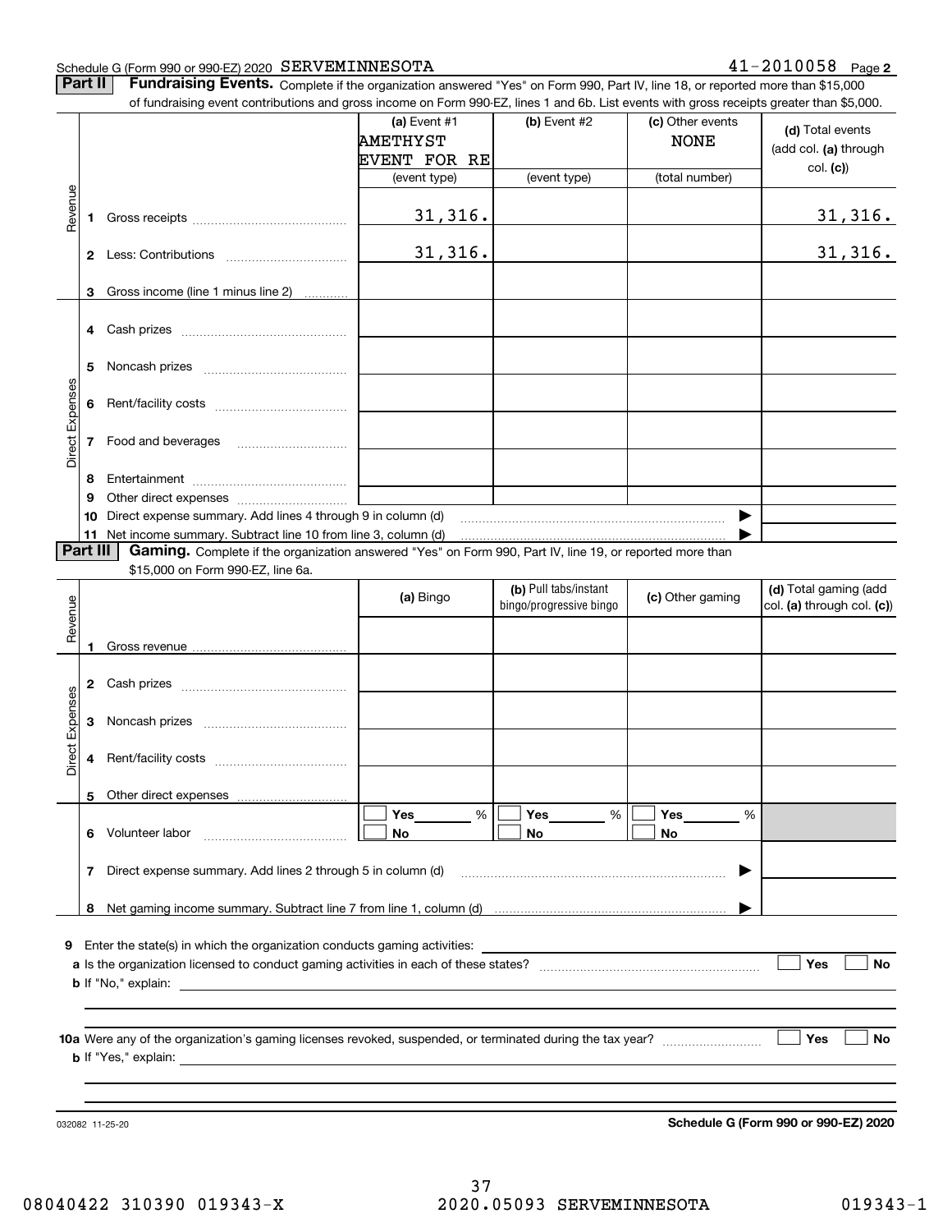Schedule G (Form 990 or 990-EZ) 2020 SERVEMINNESOTA 41-2010058 Page **2**

**Part II** **Fundraising Events.** Complete if the organization answered "Yes" on Form 990, Part IV, line 18, or reported more than $15,000 of fundraising event contributions and gross income on Form 990-EZ, lines 1 and 6b. List events with gross receipts greater than $5,000.

| | | (a) Event #1 AMETHYST EVENT FOR RE (event type) | (b) Event #2 (event type) | (c) Other events NONE (total number) | (d) Total events (add col. (a) through col. (c)) |
|---|---|---|---|---|---|
| Revenue | 1 Gross receipts | 31,316. | | | 31,316. |
| | 2 Less: Contributions | 31,316. | | | 31,316. |
| | 3 Gross income (line 1 minus line 2) | | | | |
| Direct Expenses | 4 Cash prizes | | | | |
| | 5 Noncash prizes | | | | |
| | 6 Rent/facility costs | | | | |
| | 7 Food and beverages | | | | |
| | 8 Entertainment | | | | |
| | 9 Other direct expenses | | | | |
| | 10 Direct expense summary. Add lines 4 through 9 in column (d) | | | ▶ | |
| | 11 Net income summary. Subtract line 10 from line 3, column (d) | | | ▶ | |

**Part III** **Gaming.** Complete if the organization answered "Yes" on Form 990, Part IV, line 19, or reported more than $15,000 on Form 990-EZ, line 6a.

| | | (a) Bingo | (b) Pull tabs/instant bingo/progressive bingo | (c) Other gaming | (d) Total gaming (add col. (a) through col. (c)) |
|---|---|---|---|---|---|
| Revenue | 1 Gross revenue | | | | |
| Direct Expenses | 2 Cash prizes | | | | |
| | 3 Noncash prizes | | | | |
| | 4 Rent/facility costs | | | | |
| | 5 Other direct expenses | | | | |
| | 6 Volunteer labor | ☐ Yes ____ % ☐ No | ☐ Yes ____ % ☐ No | ☐ Yes ____ % ☐ No | |
| | 7 Direct expense summary. Add lines 2 through 5 in column (d) | | | ▶ | |
| | 8 Net gaming income summary. Subtract line 7 from line 1, column (d) | | | ▶ | |

**9** Enter the state(s) in which the organization conducts gaming activities: ____________

**a** Is the organization licensed to conduct gaming activities in each of these states? ☐ Yes ☐ No

**b** If "No," explain: ____________

**10a** Were any of the organization's gaming licenses revoked, suspended, or terminated during the tax year? ☐ Yes ☐ No

**b** If "Yes," explain: ____________

032082 11-25-20 **Schedule G (Form 990 or 990-EZ) 2020**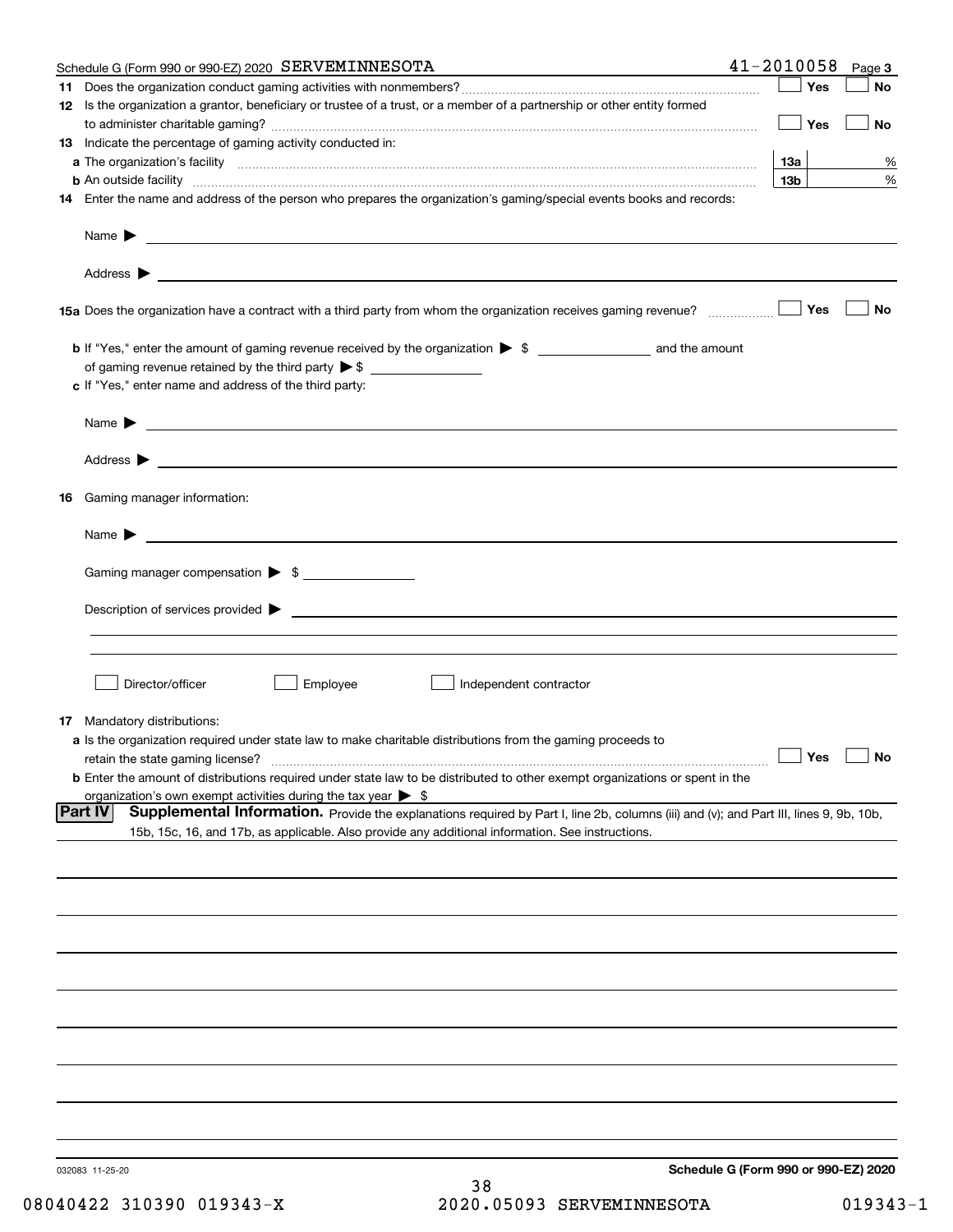Schedule G (Form 990 or 990-EZ) 2020 SERVEMINNESOTA 41-2010058

**11** Does the organization conduct gaming activities with nonmembers? ☐ Yes ☐ No

**12** Is the organization a grantor, beneficiary or trustee of a trust, or a member of a partnership or other entity formed to administer charitable gaming? ☐ Yes ☐ No

**13** Indicate the percentage of gaming activity conducted in:

**a** The organization's facility **13a** %

**b** An outside facility **13b** %

**14** Enter the name and address of the person who prepares the organization's gaming/special events books and records:

Name ▶

Address ▶

**15a** Does the organization have a contract with a third party from whom the organization receives gaming revenue? ☐ Yes ☐ No

**b** If "Yes," enter the amount of gaming revenue received by the organization ▶ $ ________ and the amount of gaming revenue retained by the third party ▶ $ ________

**c** If "Yes," enter name and address of the third party:

Name ▶

Address ▶

**16** Gaming manager information:

Name ▶

Gaming manager compensation ▶ $

Description of services provided ▶

☐ Director/officer ☐ Employee ☐ Independent contractor

**17** Mandatory distributions:

**a** Is the organization required under state law to make charitable distributions from the gaming proceeds to retain the state gaming license? ☐ Yes ☐ No

**b** Enter the amount of distributions required under state law to be distributed to other exempt organizations or spent in the organization's own exempt activities during the tax year ▶ $

**Part IV** **Supplemental Information.** Provide the explanations required by Part I, line 2b, columns (iii) and (v); and Part III, lines 9, 9b, 10b, 15b, 15c, 16, and 17b, as applicable. Also provide any additional information. See instructions.

032083 11-25-20 **Schedule G (Form 990 or 990-EZ) 2020**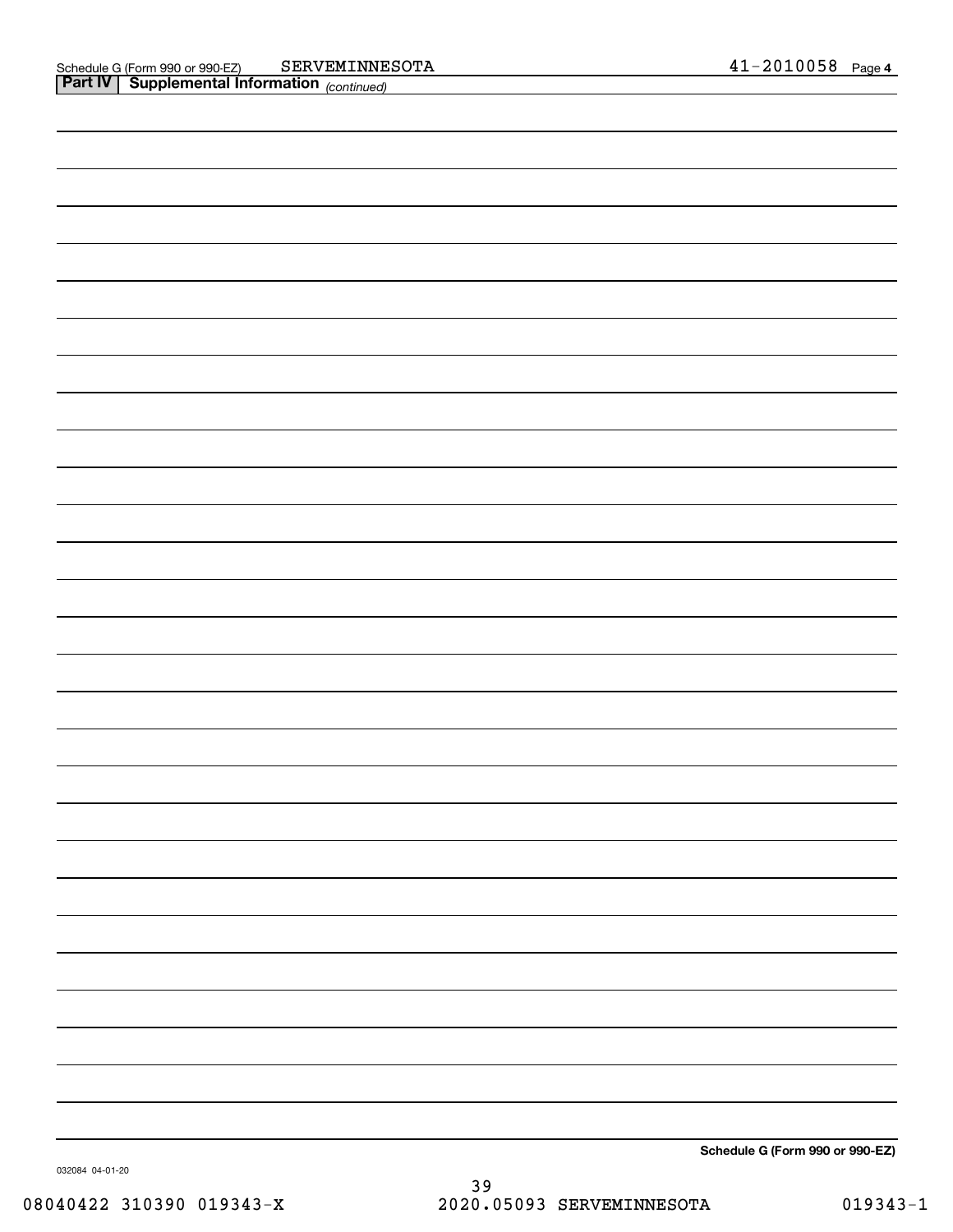Schedule G (Form 990 or 990-EZ) SERVEMINNESOTA 41-2010058 Page 4

**Part IV | Supplemental Information** *(continued)*

**Schedule G (Form 990 or 990-EZ)**

032084 04-01-20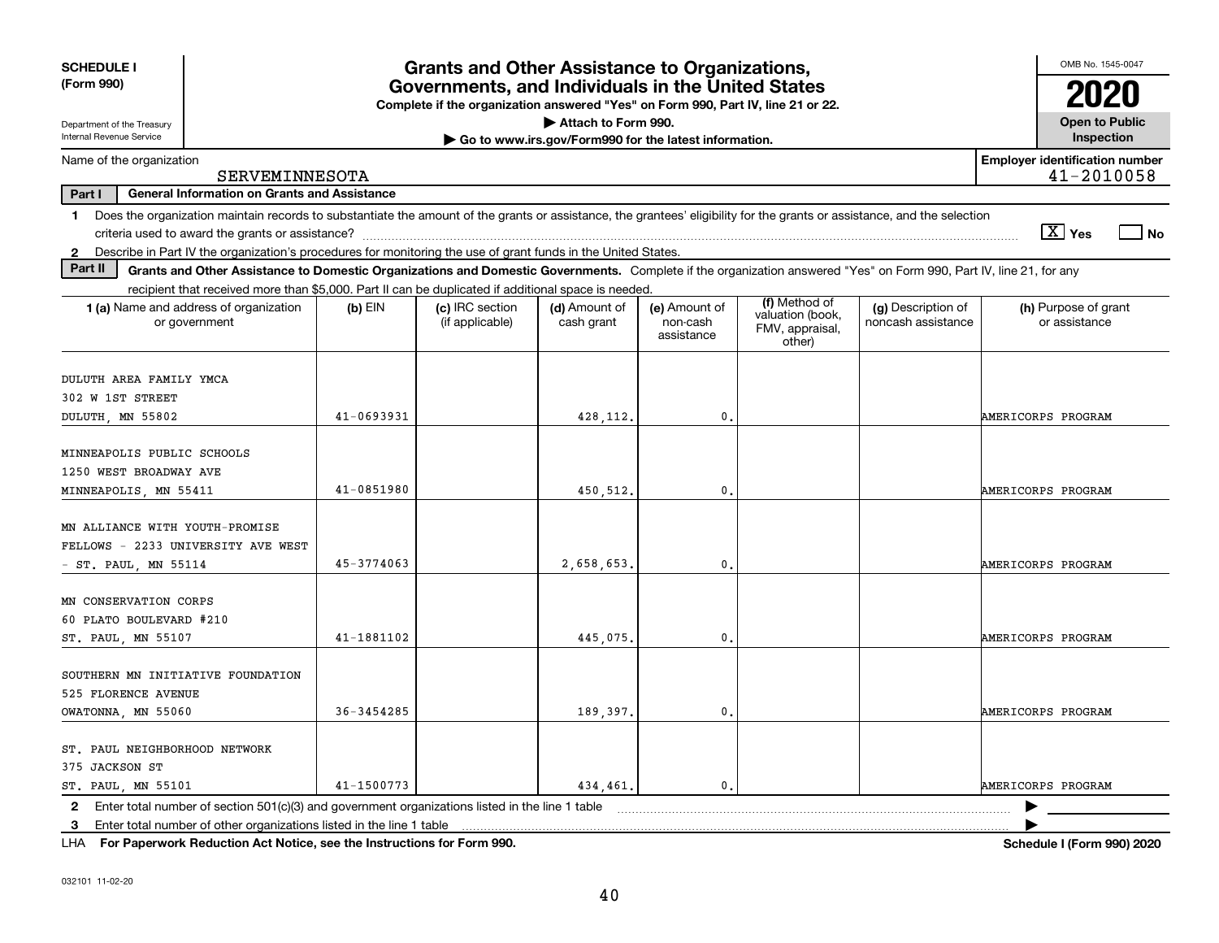**SCHEDULE I**
**(Form 990)**

Department of the Treasury
Internal Revenue Service

# Grants and Other Assistance to Organizations, Governments, and Individuals in the United States

**Complete if the organization answered "Yes" on Form 990, Part IV, line 21 or 22.**
**▶ Attach to Form 990.**
**▶ Go to www.irs.gov/Form990 for the latest information.**

OMB No. 1545-0047
**2020**
**Open to Public Inspection**

Name of the organization: SERVEMINNESOTA

**Employer identification number:** 41-2010058

**Part I General Information on Grants and Assistance**

1 Does the organization maintain records to substantiate the amount of the grants or assistance, the grantees' eligibility for the grants or assistance, and the selection criteria used to award the grants or assistance? [X] Yes [ ] No

2 Describe in Part IV the organization's procedures for monitoring the use of grant funds in the United States.

**Part II Grants and Other Assistance to Domestic Organizations and Domestic Governments.** Complete if the organization answered "Yes" on Form 990, Part IV, line 21, for any recipient that received more than $5,000. Part II can be duplicated if additional space is needed.

| 1 (a) Name and address of organization or government | (b) EIN | (c) IRC section (if applicable) | (d) Amount of cash grant | (e) Amount of non-cash assistance | (f) Method of valuation (book, FMV, appraisal, other) | (g) Description of noncash assistance | (h) Purpose of grant or assistance |
|---|---|---|---|---|---|---|---|
| DULUTH AREA FAMILY YMCA<br>302 W 1ST STREET<br>DULUTH, MN 55802 | 41-0693931 | | 428,112. | 0. | | | AMERICORPS PROGRAM |
| MINNEAPOLIS PUBLIC SCHOOLS<br>1250 WEST BROADWAY AVE<br>MINNEAPOLIS, MN 55411 | 41-0851980 | | 450,512. | 0. | | | AMERICORPS PROGRAM |
| MN ALLIANCE WITH YOUTH-PROMISE<br>FELLOWS - 2233 UNIVERSITY AVE WEST<br>- ST. PAUL, MN 55114 | 45-3774063 | | 2,658,653. | 0. | | | AMERICORPS PROGRAM |
| MN CONSERVATION CORPS<br>60 PLATO BOULEVARD #210<br>ST. PAUL, MN 55107 | 41-1881102 | | 445,075. | 0. | | | AMERICORPS PROGRAM |
| SOUTHERN MN INITIATIVE FOUNDATION<br>525 FLORENCE AVENUE<br>OWATONNA, MN 55060 | 36-3454285 | | 189,397. | 0. | | | AMERICORPS PROGRAM |
| ST. PAUL NEIGHBORHOOD NETWORK<br>375 JACKSON ST<br>ST. PAUL, MN 55101 | 41-1500773 | | 434,461. | 0. | | | AMERICORPS PROGRAM |

2 Enter total number of section 501(c)(3) and government organizations listed in the line 1 table ▶

3 Enter total number of other organizations listed in the line 1 table ▶

LHA **For Paperwork Reduction Act Notice, see the Instructions for Form 990.** **Schedule I (Form 990) 2020**

032101 11-02-20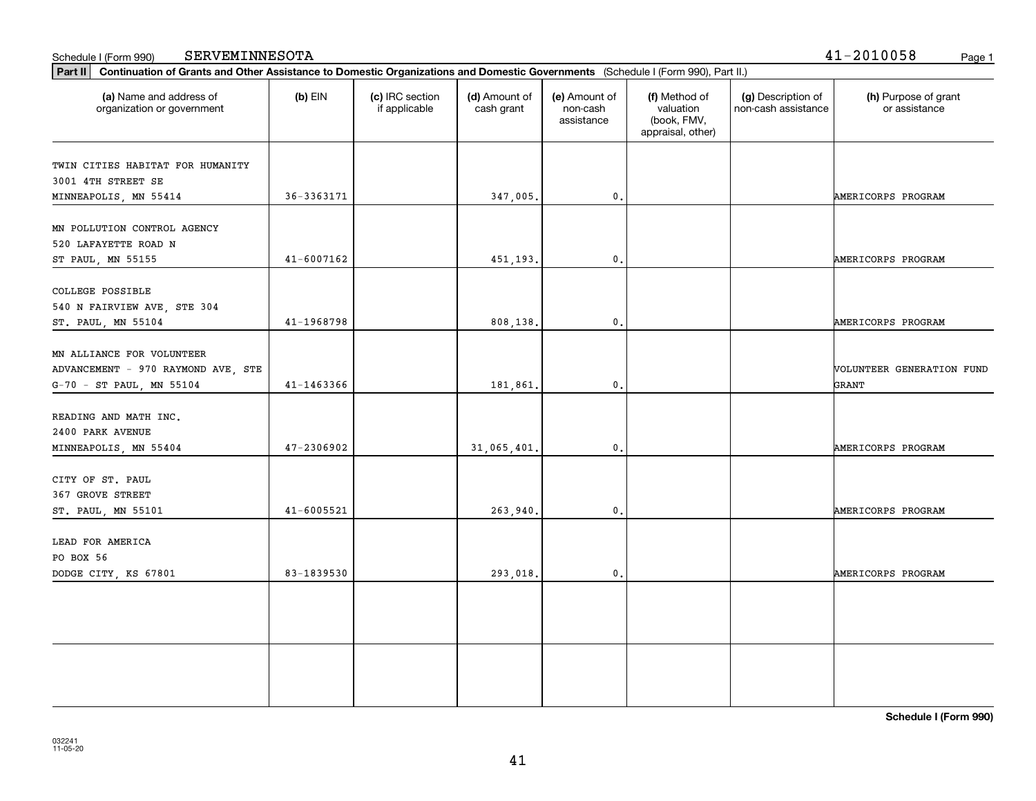Schedule I (Form 990) SERVEMINNESOTA 41-2010058

**Part II** **Continuation of Grants and Other Assistance to Domestic Organizations and Domestic Governments** (Schedule I (Form 990), Part II.)

| (a) Name and address of organization or government | (b) EIN | (c) IRC section if applicable | (d) Amount of cash grant | (e) Amount of non-cash assistance | (f) Method of valuation (book, FMV, appraisal, other) | (g) Description of non-cash assistance | (h) Purpose of grant or assistance |
|---|---|---|---|---|---|---|---|
| TWIN CITIES HABITAT FOR HUMANITY 3001 4TH STREET SE MINNEAPOLIS, MN 55414 | 36-3363171 | | 347,005. | 0. | | | AMERICORPS PROGRAM |
| MN POLLUTION CONTROL AGENCY 520 LAFAYETTE ROAD N ST PAUL, MN 55155 | 41-6007162 | | 451,193. | 0. | | | AMERICORPS PROGRAM |
| COLLEGE POSSIBLE 540 N FAIRVIEW AVE, STE 304 ST. PAUL, MN 55104 | 41-1968798 | | 808,138. | 0. | | | AMERICORPS PROGRAM |
| MN ALLIANCE FOR VOLUNTEER ADVANCEMENT - 970 RAYMOND AVE, STE G-70 - ST PAUL, MN 55104 | 41-1463366 | | 181,861. | 0. | | | VOLUNTEER GENERATION FUND GRANT |
| READING AND MATH INC. 2400 PARK AVENUE MINNEAPOLIS, MN 55404 | 47-2306902 | | 31,065,401. | 0. | | | AMERICORPS PROGRAM |
| CITY OF ST. PAUL 367 GROVE STREET ST. PAUL, MN 55101 | 41-6005521 | | 263,940. | 0. | | | AMERICORPS PROGRAM |
| LEAD FOR AMERICA PO BOX 56 DODGE CITY, KS 67801 | 83-1839530 | | 293,018. | 0. | | | AMERICORPS PROGRAM |
| | | | | | | | |
| | | | | | | | |

**Schedule I (Form 990)**

032241 11-05-20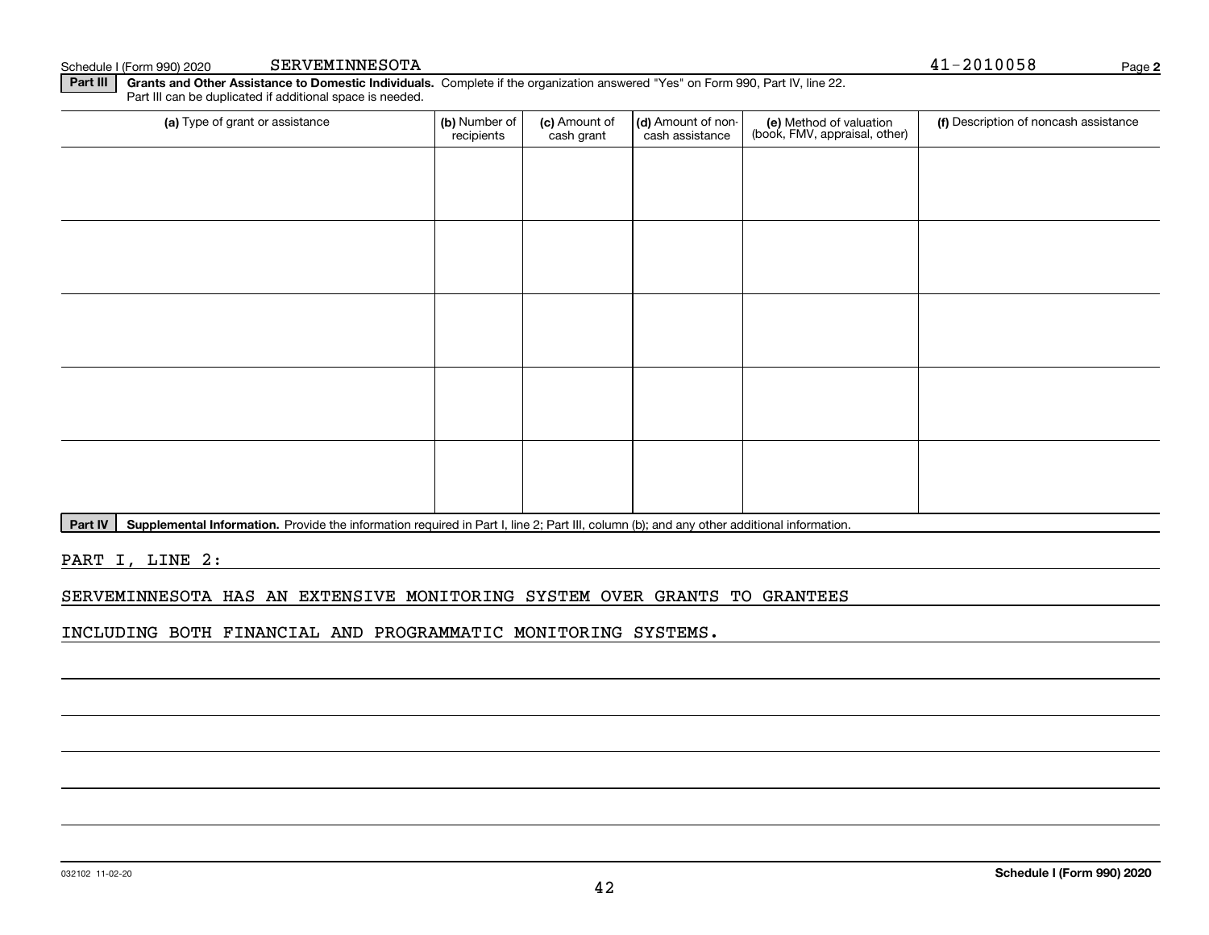Schedule I (Form 990) 2020 SERVEMINNESOTA 41-2010058 Page 2

**Part III** **Grants and Other Assistance to Domestic Individuals.** Complete if the organization answered "Yes" on Form 990, Part IV, line 22. Part III can be duplicated if additional space is needed.

| (a) Type of grant or assistance | (b) Number of recipients | (c) Amount of cash grant | (d) Amount of non-cash assistance | (e) Method of valuation (book, FMV, appraisal, other) | (f) Description of noncash assistance |
|---|---|---|---|---|---|
| | | | | | |
| | | | | | |
| | | | | | |
| | | | | | |
| | | | | | |

**Part IV** **Supplemental Information.** Provide the information required in Part I, line 2; Part III, column (b); and any other additional information.

PART I, LINE 2:

SERVEMINNESOTA HAS AN EXTENSIVE MONITORING SYSTEM OVER GRANTS TO GRANTEES INCLUDING BOTH FINANCIAL AND PROGRAMMATIC MONITORING SYSTEMS.

032102 11-02-20 **Schedule I (Form 990) 2020**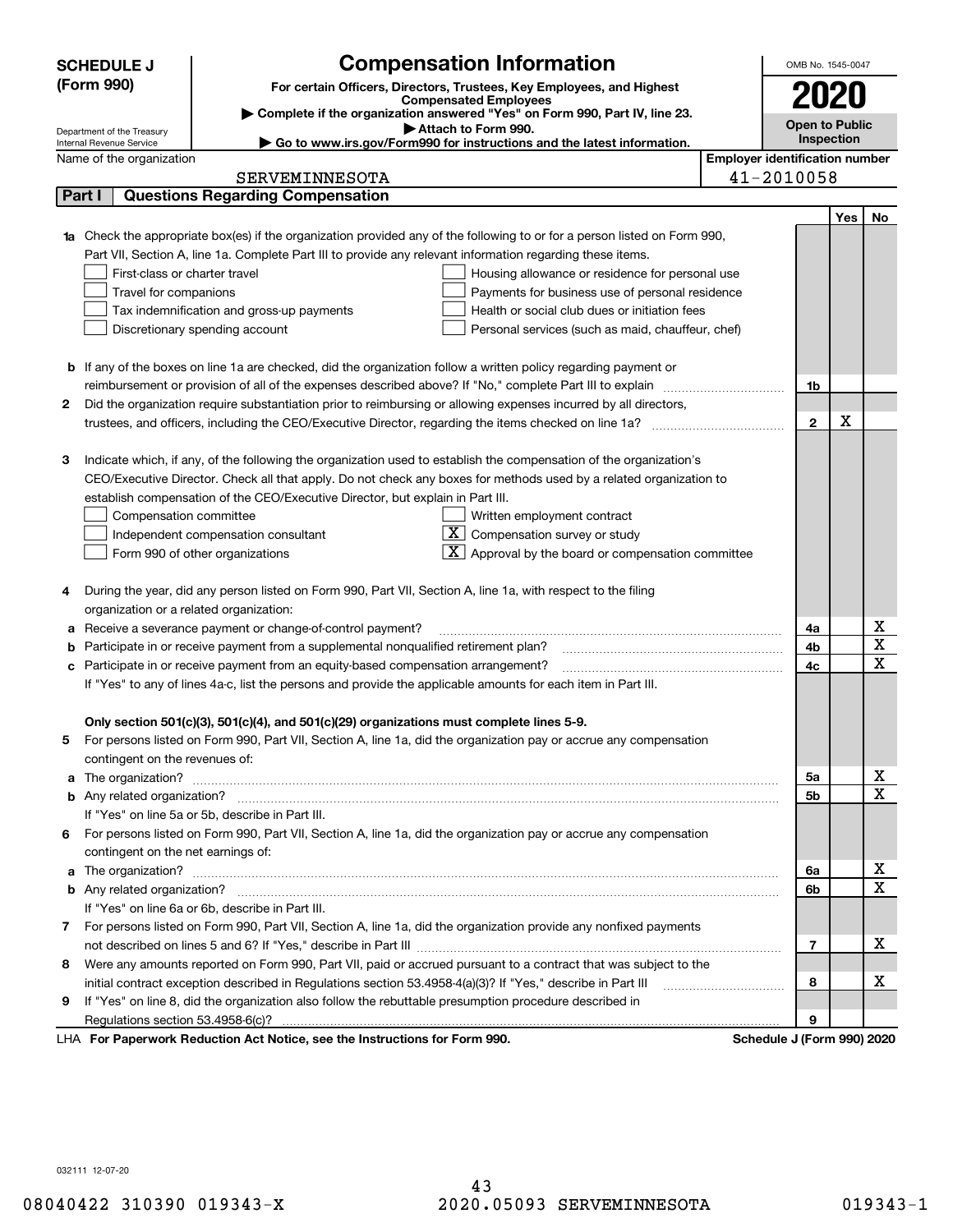**SCHEDULE J (Form 990)**

Department of the Treasury
Internal Revenue Service

# Compensation Information

**For certain Officers, Directors, Trustees, Key Employees, and Highest Compensated Employees**

▶ **Complete if the organization answered "Yes" on Form 990, Part IV, line 23.**

▶ **Attach to Form 990.**

▶ **Go to www.irs.gov/Form990 for instructions and the latest information.**

OMB No. 1545-0047

**2020**

**Open to Public Inspection**

Name of the organization: SERVEMINNESOTA

Employer identification number: 41-2010058

## Part I Questions Regarding Compensation

| | | | Yes | No |
|---|---|---|---|---|
| **1a** | Check the appropriate box(es) if the organization provided any of the following to or for a person listed on Form 990, Part VII, Section A, line 1a. Complete Part III to provide any relevant information regarding these items.<br>☐ First-class or charter travel ☐ Housing allowance or residence for personal use<br>☐ Travel for companions ☐ Payments for business use of personal residence<br>☐ Tax indemnification and gross-up payments ☐ Health or social club dues or initiation fees<br>☐ Discretionary spending account ☐ Personal services (such as maid, chauffeur, chef) | | | |
| **b** | If any of the boxes on line 1a are checked, did the organization follow a written policy regarding payment or reimbursement or provision of all of the expenses described above? If "No," complete Part III to explain | 1b | | |
| **2** | Did the organization require substantiation prior to reimbursing or allowing expenses incurred by all directors, trustees, and officers, including the CEO/Executive Director, regarding the items checked on line 1a? | 2 | X | |
| **3** | Indicate which, if any, of the following the organization used to establish the compensation of the organization's CEO/Executive Director. Check all that apply. Do not check any boxes for methods used by a related organization to establish compensation of the CEO/Executive Director, but explain in Part III.<br>☐ Compensation committee ☐ Written employment contract<br>☐ Independent compensation consultant ☒ Compensation survey or study<br>☐ Form 990 of other organizations ☒ Approval by the board or compensation committee | | | |
| **4** | During the year, did any person listed on Form 990, Part VII, Section A, line 1a, with respect to the filing organization or a related organization: | | | |
| **a** | Receive a severance payment or change-of-control payment? | 4a | | X |
| **b** | Participate in or receive payment from a supplemental nonqualified retirement plan? | 4b | | X |
| **c** | Participate in or receive payment from an equity-based compensation arrangement? | 4c | | X |
| | If "Yes" to any of lines 4a-c, list the persons and provide the applicable amounts for each item in Part III. | | | |
| | **Only section 501(c)(3), 501(c)(4), and 501(c)(29) organizations must complete lines 5-9.** | | | |
| **5** | For persons listed on Form 990, Part VII, Section A, line 1a, did the organization pay or accrue any compensation contingent on the revenues of: | | | |
| **a** | The organization? | 5a | | X |
| **b** | Any related organization? | 5b | | X |
| | If "Yes" on line 5a or 5b, describe in Part III. | | | |
| **6** | For persons listed on Form 990, Part VII, Section A, line 1a, did the organization pay or accrue any compensation contingent on the net earnings of: | | | |
| **a** | The organization? | 6a | | X |
| **b** | Any related organization? | 6b | | X |
| | If "Yes" on line 6a or 6b, describe in Part III. | | | |
| **7** | For persons listed on Form 990, Part VII, Section A, line 1a, did the organization provide any nonfixed payments not described on lines 5 and 6? If "Yes," describe in Part III | 7 | | X |
| **8** | Were any amounts reported on Form 990, Part VII, paid or accrued pursuant to a contract that was subject to the initial contract exception described in Regulations section 53.4958-4(a)(3)? If "Yes," describe in Part III | 8 | | X |
| **9** | If "Yes" on line 8, did the organization also follow the rebuttable presumption procedure described in Regulations section 53.4958-6(c)? | 9 | | |

LHA **For Paperwork Reduction Act Notice, see the Instructions for Form 990.** **Schedule J (Form 990) 2020**

032111 12-07-20

08040422 310390 019343-X 2020.05093 SERVEMINNESOTA 019343-1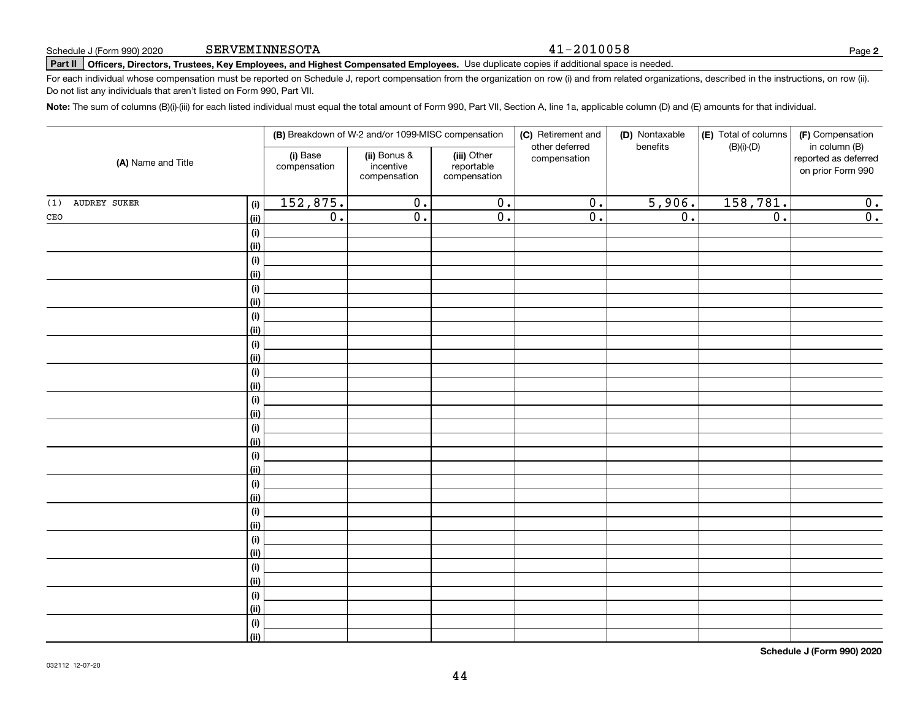Schedule J (Form 990) 2020 SERVEMINNESOTA 41-2010058

## Part II Officers, Directors, Trustees, Key Employees, and Highest Compensated Employees. Use duplicate copies if additional space is needed.

For each individual whose compensation must be reported on Schedule J, report compensation from the organization on row (i) and from related organizations, described in the instructions, on row (ii). Do not list any individuals that aren't listed on Form 990, Part VII.

**Note:** The sum of columns (B)(i)-(iii) for each listed individual must equal the total amount of Form 990, Part VII, Section A, line 1a, applicable column (D) and (E) amounts for that individual.

| (A) Name and Title | | (B) Breakdown of W-2 and/or 1099-MISC compensation | | | (C) Retirement and other deferred compensation | (D) Nontaxable benefits | (E) Total of columns (B)(i)-(D) | (F) Compensation in column (B) reported as deferred on prior Form 990 |
|---|---|---|---|---|---|---|---|---|
| | | (i) Base compensation | (ii) Bonus & incentive compensation | (iii) Other reportable compensation | | | | |
| (1) AUDREY SUKER | (i) | 152,875. | 0. | 0. | 0. | 5,906. | 158,781. | 0. |
| CEO | (ii) | 0. | 0. | 0. | 0. | 0. | 0. | 0. |

**Schedule J (Form 990) 2020**

032112 12-07-20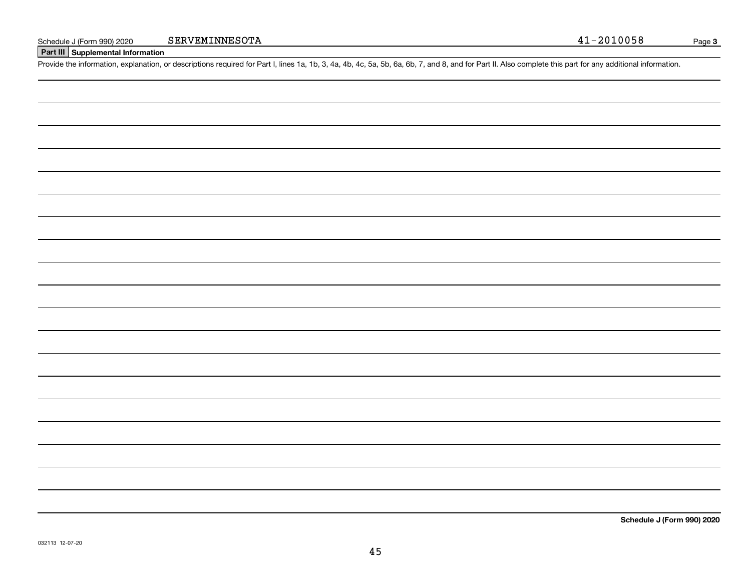Schedule J (Form 990) 2020 SERVEMINNESOTA 41-2010058

## Part III Supplemental Information

Provide the information, explanation, or descriptions required for Part I, lines 1a, 1b, 3, 4a, 4b, 4c, 5a, 5b, 6a, 6b, 7, and 8, and for Part II. Also complete this part for any additional information.

**Schedule J (Form 990) 2020**

032113 12-07-20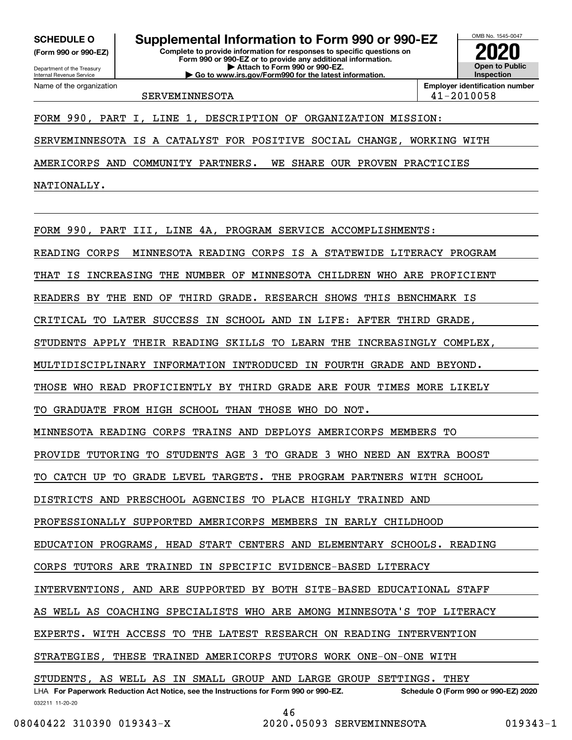**SCHEDULE O**
**(Form 990 or 990-EZ)**

Department of the Treasury
Internal Revenue Service

# Supplemental Information to Form 990 or 990-EZ

**Complete to provide information for responses to specific questions on Form 990 or 990-EZ or to provide any additional information.**
**▶ Attach to Form 990 or 990-EZ.**
**▶ Go to www.irs.gov/Form990 for the latest information.**

OMB No. 1545-0047

**2020**

**Open to Public Inspection**

Name of the organization: SERVEMINNESOTA

**Employer identification number**: 41-2010058

FORM 990, PART I, LINE 1, DESCRIPTION OF ORGANIZATION MISSION:

SERVEMINNESOTA IS A CATALYST FOR POSITIVE SOCIAL CHANGE, WORKING WITH AMERICORPS AND COMMUNITY PARTNERS. WE SHARE OUR PROVEN PRACTICIES NATIONALLY.

FORM 990, PART III, LINE 4A, PROGRAM SERVICE ACCOMPLISHMENTS:

READING CORPS MINNESOTA READING CORPS IS A STATEWIDE LITERACY PROGRAM THAT IS INCREASING THE NUMBER OF MINNESOTA CHILDREN WHO ARE PROFICIENT READERS BY THE END OF THIRD GRADE. RESEARCH SHOWS THIS BENCHMARK IS CRITICAL TO LATER SUCCESS IN SCHOOL AND IN LIFE: AFTER THIRD GRADE, STUDENTS APPLY THEIR READING SKILLS TO LEARN THE INCREASINGLY COMPLEX, MULTIDISCIPLINARY INFORMATION INTRODUCED IN FOURTH GRADE AND BEYOND. THOSE WHO READ PROFICIENTLY BY THIRD GRADE ARE FOUR TIMES MORE LIKELY TO GRADUATE FROM HIGH SCHOOL THAN THOSE WHO DO NOT.
MINNESOTA READING CORPS TRAINS AND DEPLOYS AMERICORPS MEMBERS TO PROVIDE TUTORING TO STUDENTS AGE 3 TO GRADE 3 WHO NEED AN EXTRA BOOST TO CATCH UP TO GRADE LEVEL TARGETS. THE PROGRAM PARTNERS WITH SCHOOL DISTRICTS AND PRESCHOOL AGENCIES TO PLACE HIGHLY TRAINED AND PROFESSIONALLY SUPPORTED AMERICORPS MEMBERS IN EARLY CHILDHOOD EDUCATION PROGRAMS, HEAD START CENTERS AND ELEMENTARY SCHOOLS. READING CORPS TUTORS ARE TRAINED IN SPECIFIC EVIDENCE-BASED LITERACY INTERVENTIONS, AND ARE SUPPORTED BY BOTH SITE-BASED EDUCATIONAL STAFF AS WELL AS COACHING SPECIALISTS WHO ARE AMONG MINNESOTA'S TOP LITERACY EXPERTS. WITH ACCESS TO THE LATEST RESEARCH ON READING INTERVENTION STRATEGIES, THESE TRAINED AMERICORPS TUTORS WORK ONE-ON-ONE WITH STUDENTS, AS WELL AS IN SMALL GROUP AND LARGE GROUP SETTINGS. THEY

LHA **For Paperwork Reduction Act Notice, see the Instructions for Form 990 or 990-EZ.** **Schedule O (Form 990 or 990-EZ) 2020**

032211 11-20-20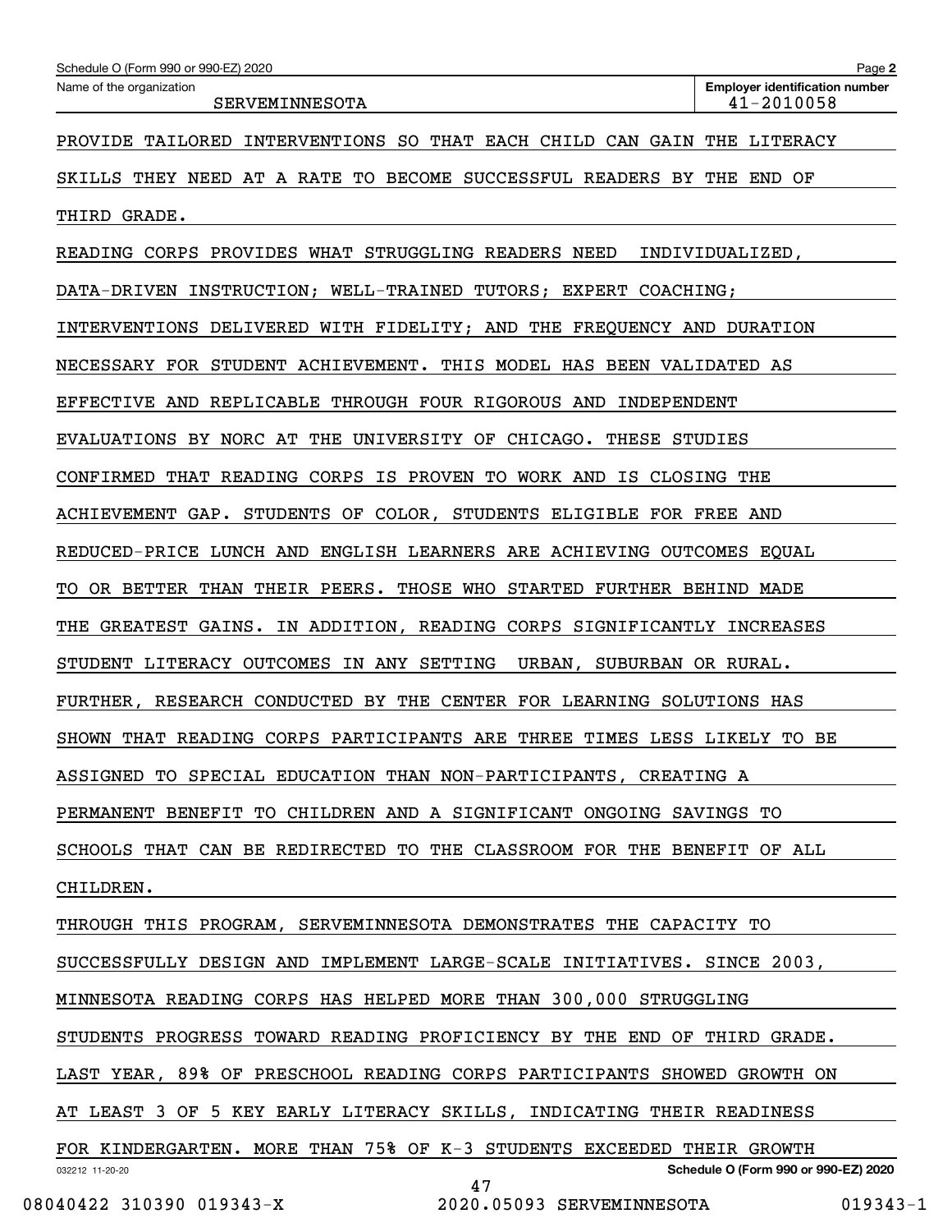PROVIDE TAILORED INTERVENTIONS SO THAT EACH CHILD CAN GAIN THE LITERACY SKILLS THEY NEED AT A RATE TO BECOME SUCCESSFUL READERS BY THE END OF THIRD GRADE.

READING CORPS PROVIDES WHAT STRUGGLING READERS NEED INDIVIDUALIZED, DATA-DRIVEN INSTRUCTION; WELL-TRAINED TUTORS; EXPERT COACHING; INTERVENTIONS DELIVERED WITH FIDELITY; AND THE FREQUENCY AND DURATION NECESSARY FOR STUDENT ACHIEVEMENT. THIS MODEL HAS BEEN VALIDATED AS EFFECTIVE AND REPLICABLE THROUGH FOUR RIGOROUS AND INDEPENDENT EVALUATIONS BY NORC AT THE UNIVERSITY OF CHICAGO. THESE STUDIES CONFIRMED THAT READING CORPS IS PROVEN TO WORK AND IS CLOSING THE ACHIEVEMENT GAP. STUDENTS OF COLOR, STUDENTS ELIGIBLE FOR FREE AND REDUCED-PRICE LUNCH AND ENGLISH LEARNERS ARE ACHIEVING OUTCOMES EQUAL TO OR BETTER THAN THEIR PEERS. THOSE WHO STARTED FURTHER BEHIND MADE THE GREATEST GAINS. IN ADDITION, READING CORPS SIGNIFICANTLY INCREASES STUDENT LITERACY OUTCOMES IN ANY SETTING URBAN, SUBURBAN OR RURAL. FURTHER, RESEARCH CONDUCTED BY THE CENTER FOR LEARNING SOLUTIONS HAS SHOWN THAT READING CORPS PARTICIPANTS ARE THREE TIMES LESS LIKELY TO BE ASSIGNED TO SPECIAL EDUCATION THAN NON-PARTICIPANTS, CREATING A PERMANENT BENEFIT TO CHILDREN AND A SIGNIFICANT ONGOING SAVINGS TO SCHOOLS THAT CAN BE REDIRECTED TO THE CLASSROOM FOR THE BENEFIT OF ALL CHILDREN.

THROUGH THIS PROGRAM, SERVEMINNESOTA DEMONSTRATES THE CAPACITY TO SUCCESSFULLY DESIGN AND IMPLEMENT LARGE-SCALE INITIATIVES. SINCE 2003, MINNESOTA READING CORPS HAS HELPED MORE THAN 300,000 STRUGGLING STUDENTS PROGRESS TOWARD READING PROFICIENCY BY THE END OF THIRD GRADE. LAST YEAR, 89% OF PRESCHOOL READING CORPS PARTICIPANTS SHOWED GROWTH ON AT LEAST 3 OF 5 KEY EARLY LITERACY SKILLS, INDICATING THEIR READINESS FOR KINDERGARTEN. MORE THAN 75% OF K-3 STUDENTS EXCEEDED THEIR GROWTH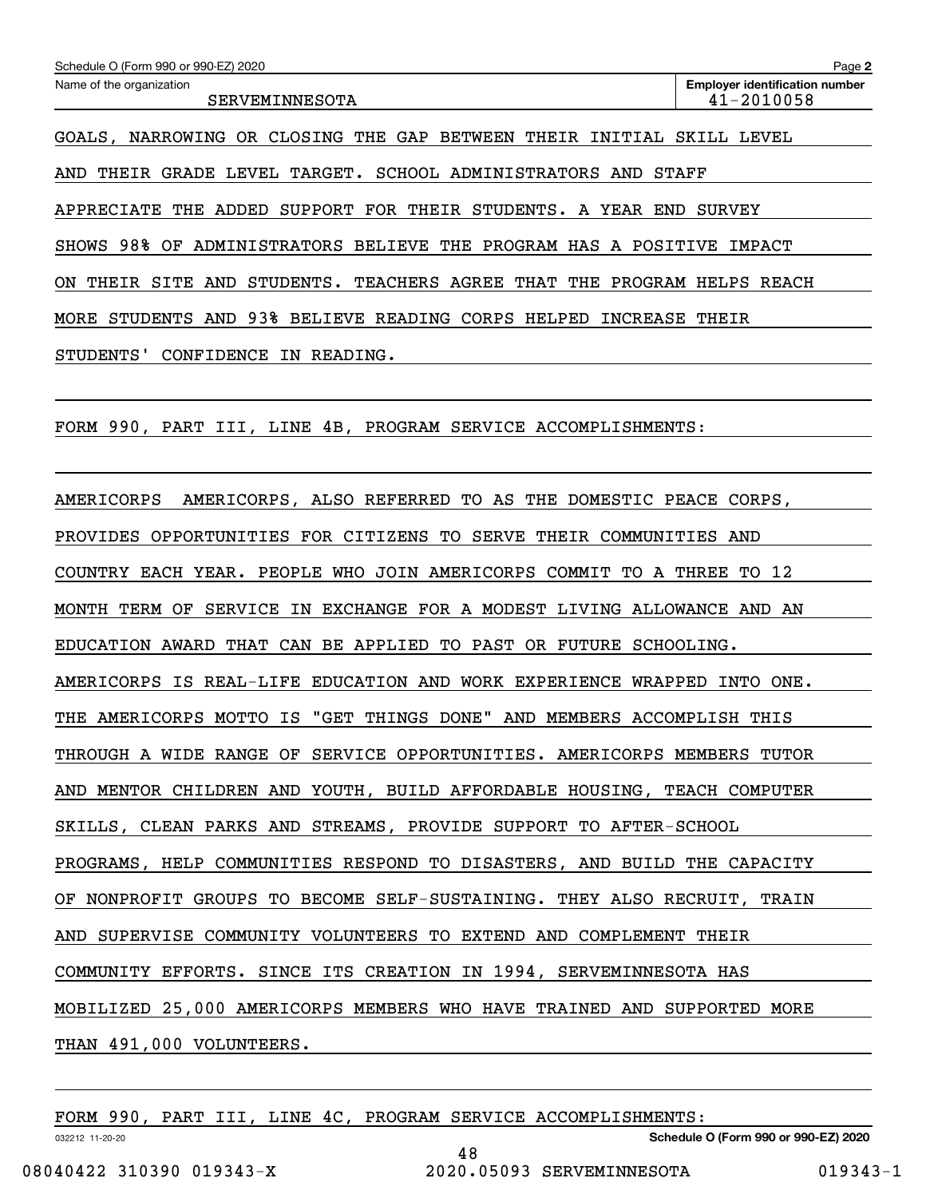GOALS, NARROWING OR CLOSING THE GAP BETWEEN THEIR INITIAL SKILL LEVEL AND THEIR GRADE LEVEL TARGET. SCHOOL ADMINISTRATORS AND STAFF APPRECIATE THE ADDED SUPPORT FOR THEIR STUDENTS. A YEAR END SURVEY SHOWS 98% OF ADMINISTRATORS BELIEVE THE PROGRAM HAS A POSITIVE IMPACT ON THEIR SITE AND STUDENTS. TEACHERS AGREE THAT THE PROGRAM HELPS REACH MORE STUDENTS AND 93% BELIEVE READING CORPS HELPED INCREASE THEIR STUDENTS' CONFIDENCE IN READING.

FORM 990, PART III, LINE 4B, PROGRAM SERVICE ACCOMPLISHMENTS:

AMERICORPS AMERICORPS, ALSO REFERRED TO AS THE DOMESTIC PEACE CORPS, PROVIDES OPPORTUNITIES FOR CITIZENS TO SERVE THEIR COMMUNITIES AND COUNTRY EACH YEAR. PEOPLE WHO JOIN AMERICORPS COMMIT TO A THREE TO 12 MONTH TERM OF SERVICE IN EXCHANGE FOR A MODEST LIVING ALLOWANCE AND AN EDUCATION AWARD THAT CAN BE APPLIED TO PAST OR FUTURE SCHOOLING. AMERICORPS IS REAL-LIFE EDUCATION AND WORK EXPERIENCE WRAPPED INTO ONE. THE AMERICORPS MOTTO IS "GET THINGS DONE" AND MEMBERS ACCOMPLISH THIS THROUGH A WIDE RANGE OF SERVICE OPPORTUNITIES. AMERICORPS MEMBERS TUTOR AND MENTOR CHILDREN AND YOUTH, BUILD AFFORDABLE HOUSING, TEACH COMPUTER SKILLS, CLEAN PARKS AND STREAMS, PROVIDE SUPPORT TO AFTER-SCHOOL PROGRAMS, HELP COMMUNITIES RESPOND TO DISASTERS, AND BUILD THE CAPACITY OF NONPROFIT GROUPS TO BECOME SELF-SUSTAINING. THEY ALSO RECRUIT, TRAIN AND SUPERVISE COMMUNITY VOLUNTEERS TO EXTEND AND COMPLEMENT THEIR COMMUNITY EFFORTS. SINCE ITS CREATION IN 1994, SERVEMINNESOTA HAS MOBILIZED 25,000 AMERICORPS MEMBERS WHO HAVE TRAINED AND SUPPORTED MORE THAN 491,000 VOLUNTEERS.

FORM 990, PART III, LINE 4C, PROGRAM SERVICE ACCOMPLISHMENTS: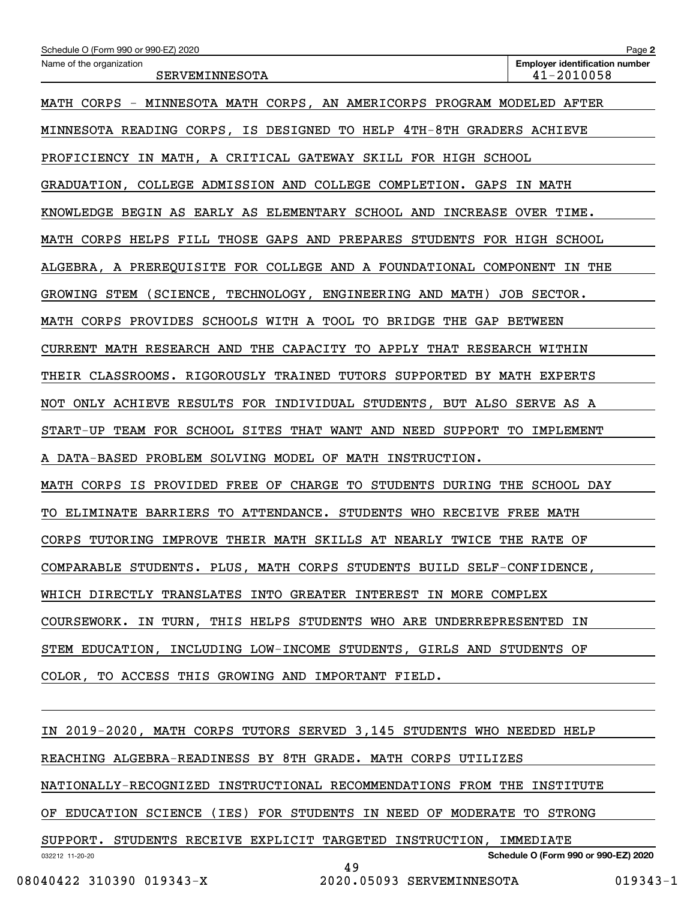Name of the organization: SERVEMINNESOTA

Employer identification number: 41-2010058

MATH CORPS - MINNESOTA MATH CORPS, AN AMERICORPS PROGRAM MODELED AFTER MINNESOTA READING CORPS, IS DESIGNED TO HELP 4TH-8TH GRADERS ACHIEVE PROFICIENCY IN MATH, A CRITICAL GATEWAY SKILL FOR HIGH SCHOOL GRADUATION, COLLEGE ADMISSION AND COLLEGE COMPLETION. GAPS IN MATH KNOWLEDGE BEGIN AS EARLY AS ELEMENTARY SCHOOL AND INCREASE OVER TIME. MATH CORPS HELPS FILL THOSE GAPS AND PREPARES STUDENTS FOR HIGH SCHOOL ALGEBRA, A PREREQUISITE FOR COLLEGE AND A FOUNDATIONAL COMPONENT IN THE GROWING STEM (SCIENCE, TECHNOLOGY, ENGINEERING AND MATH) JOB SECTOR. MATH CORPS PROVIDES SCHOOLS WITH A TOOL TO BRIDGE THE GAP BETWEEN CURRENT MATH RESEARCH AND THE CAPACITY TO APPLY THAT RESEARCH WITHIN THEIR CLASSROOMS. RIGOROUSLY TRAINED TUTORS SUPPORTED BY MATH EXPERTS NOT ONLY ACHIEVE RESULTS FOR INDIVIDUAL STUDENTS, BUT ALSO SERVE AS A START-UP TEAM FOR SCHOOL SITES THAT WANT AND NEED SUPPORT TO IMPLEMENT A DATA-BASED PROBLEM SOLVING MODEL OF MATH INSTRUCTION.

MATH CORPS IS PROVIDED FREE OF CHARGE TO STUDENTS DURING THE SCHOOL DAY TO ELIMINATE BARRIERS TO ATTENDANCE. STUDENTS WHO RECEIVE FREE MATH CORPS TUTORING IMPROVE THEIR MATH SKILLS AT NEARLY TWICE THE RATE OF COMPARABLE STUDENTS. PLUS, MATH CORPS STUDENTS BUILD SELF-CONFIDENCE, WHICH DIRECTLY TRANSLATES INTO GREATER INTEREST IN MORE COMPLEX COURSEWORK. IN TURN, THIS HELPS STUDENTS WHO ARE UNDERREPRESENTED IN STEM EDUCATION, INCLUDING LOW-INCOME STUDENTS, GIRLS AND STUDENTS OF COLOR, TO ACCESS THIS GROWING AND IMPORTANT FIELD.

IN 2019-2020, MATH CORPS TUTORS SERVED 3,145 STUDENTS WHO NEEDED HELP REACHING ALGEBRA-READINESS BY 8TH GRADE. MATH CORPS UTILIZES NATIONALLY-RECOGNIZED INSTRUCTIONAL RECOMMENDATIONS FROM THE INSTITUTE OF EDUCATION SCIENCE (IES) FOR STUDENTS IN NEED OF MODERATE TO STRONG SUPPORT. STUDENTS RECEIVE EXPLICIT TARGETED INSTRUCTION, IMMEDIATE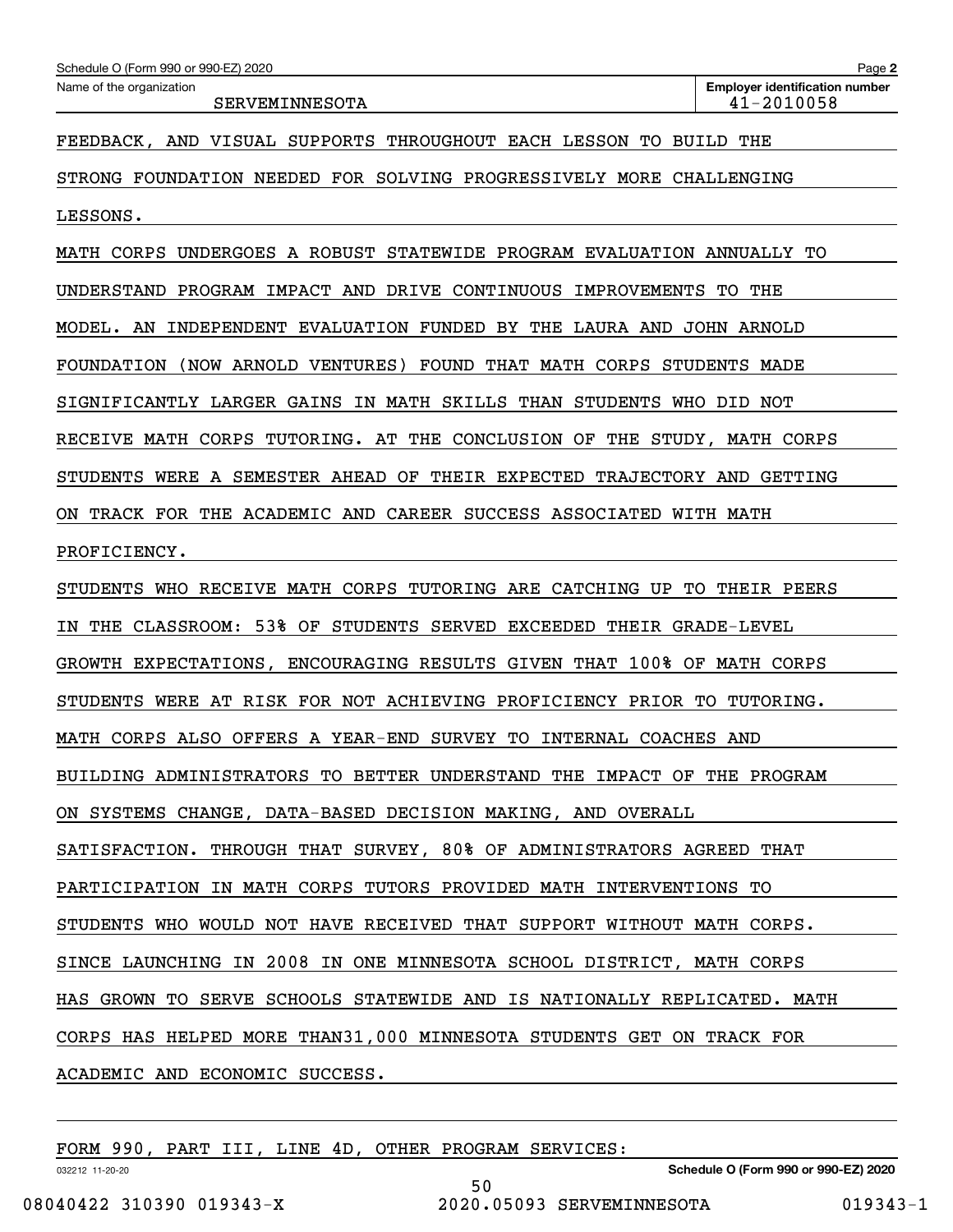FEEDBACK, AND VISUAL SUPPORTS THROUGHOUT EACH LESSON TO BUILD THE STRONG FOUNDATION NEEDED FOR SOLVING PROGRESSIVELY MORE CHALLENGING LESSONS.

MATH CORPS UNDERGOES A ROBUST STATEWIDE PROGRAM EVALUATION ANNUALLY TO UNDERSTAND PROGRAM IMPACT AND DRIVE CONTINUOUS IMPROVEMENTS TO THE MODEL. AN INDEPENDENT EVALUATION FUNDED BY THE LAURA AND JOHN ARNOLD FOUNDATION (NOW ARNOLD VENTURES) FOUND THAT MATH CORPS STUDENTS MADE SIGNIFICANTLY LARGER GAINS IN MATH SKILLS THAN STUDENTS WHO DID NOT RECEIVE MATH CORPS TUTORING. AT THE CONCLUSION OF THE STUDY, MATH CORPS STUDENTS WERE A SEMESTER AHEAD OF THEIR EXPECTED TRAJECTORY AND GETTING ON TRACK FOR THE ACADEMIC AND CAREER SUCCESS ASSOCIATED WITH MATH PROFICIENCY.

STUDENTS WHO RECEIVE MATH CORPS TUTORING ARE CATCHING UP TO THEIR PEERS IN THE CLASSROOM: 53% OF STUDENTS SERVED EXCEEDED THEIR GRADE-LEVEL GROWTH EXPECTATIONS, ENCOURAGING RESULTS GIVEN THAT 100% OF MATH CORPS STUDENTS WERE AT RISK FOR NOT ACHIEVING PROFICIENCY PRIOR TO TUTORING.

MATH CORPS ALSO OFFERS A YEAR-END SURVEY TO INTERNAL COACHES AND BUILDING ADMINISTRATORS TO BETTER UNDERSTAND THE IMPACT OF THE PROGRAM ON SYSTEMS CHANGE, DATA-BASED DECISION MAKING, AND OVERALL SATISFACTION. THROUGH THAT SURVEY, 80% OF ADMINISTRATORS AGREED THAT PARTICIPATION IN MATH CORPS TUTORS PROVIDED MATH INTERVENTIONS TO STUDENTS WHO WOULD NOT HAVE RECEIVED THAT SUPPORT WITHOUT MATH CORPS.

SINCE LAUNCHING IN 2008 IN ONE MINNESOTA SCHOOL DISTRICT, MATH CORPS HAS GROWN TO SERVE SCHOOLS STATEWIDE AND IS NATIONALLY REPLICATED. MATH CORPS HAS HELPED MORE THAN31,000 MINNESOTA STUDENTS GET ON TRACK FOR ACADEMIC AND ECONOMIC SUCCESS.

FORM 990, PART III, LINE 4D, OTHER PROGRAM SERVICES: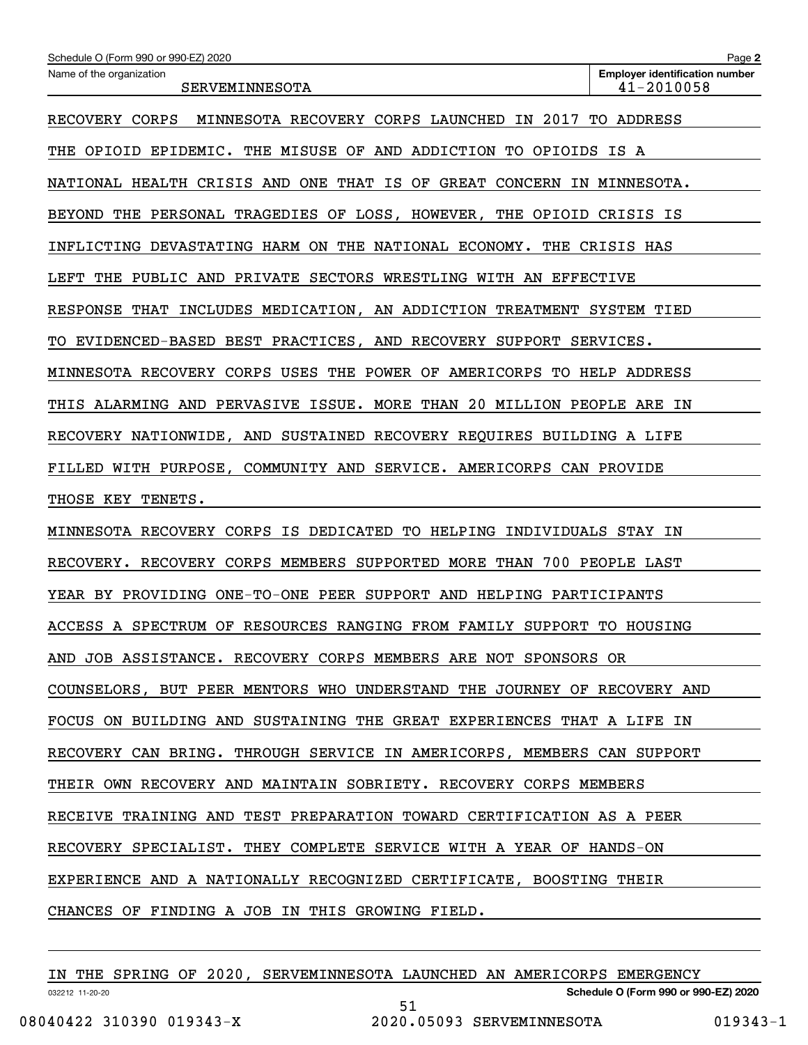Schedule O (Form 990 or 990-EZ) 2020

Name of the organization: SERVEMINNESOTA

Employer identification number: 41-2010058

RECOVERY CORPS  MINNESOTA RECOVERY CORPS LAUNCHED IN 2017 TO ADDRESS THE OPIOID EPIDEMIC. THE MISUSE OF AND ADDICTION TO OPIOIDS IS A NATIONAL HEALTH CRISIS AND ONE THAT IS OF GREAT CONCERN IN MINNESOTA. BEYOND THE PERSONAL TRAGEDIES OF LOSS, HOWEVER, THE OPIOID CRISIS IS INFLICTING DEVASTATING HARM ON THE NATIONAL ECONOMY. THE CRISIS HAS LEFT THE PUBLIC AND PRIVATE SECTORS WRESTLING WITH AN EFFECTIVE RESPONSE THAT INCLUDES MEDICATION, AN ADDICTION TREATMENT SYSTEM TIED TO EVIDENCED-BASED BEST PRACTICES, AND RECOVERY SUPPORT SERVICES. MINNESOTA RECOVERY CORPS USES THE POWER OF AMERICORPS TO HELP ADDRESS THIS ALARMING AND PERVASIVE ISSUE. MORE THAN 20 MILLION PEOPLE ARE IN RECOVERY NATIONWIDE, AND SUSTAINED RECOVERY REQUIRES BUILDING A LIFE FILLED WITH PURPOSE, COMMUNITY AND SERVICE. AMERICORPS CAN PROVIDE THOSE KEY TENETS.

MINNESOTA RECOVERY CORPS IS DEDICATED TO HELPING INDIVIDUALS STAY IN RECOVERY. RECOVERY CORPS MEMBERS SUPPORTED MORE THAN 700 PEOPLE LAST YEAR BY PROVIDING ONE-TO-ONE PEER SUPPORT AND HELPING PARTICIPANTS ACCESS A SPECTRUM OF RESOURCES RANGING FROM FAMILY SUPPORT TO HOUSING AND JOB ASSISTANCE. RECOVERY CORPS MEMBERS ARE NOT SPONSORS OR COUNSELORS, BUT PEER MENTORS WHO UNDERSTAND THE JOURNEY OF RECOVERY AND FOCUS ON BUILDING AND SUSTAINING THE GREAT EXPERIENCES THAT A LIFE IN RECOVERY CAN BRING. THROUGH SERVICE IN AMERICORPS, MEMBERS CAN SUPPORT THEIR OWN RECOVERY AND MAINTAIN SOBRIETY. RECOVERY CORPS MEMBERS RECEIVE TRAINING AND TEST PREPARATION TOWARD CERTIFICATION AS A PEER RECOVERY SPECIALIST. THEY COMPLETE SERVICE WITH A YEAR OF HANDS-ON EXPERIENCE AND A NATIONALLY RECOGNIZED CERTIFICATE, BOOSTING THEIR CHANCES OF FINDING A JOB IN THIS GROWING FIELD.

IN THE SPRING OF 2020, SERVEMINNESOTA LAUNCHED AN AMERICORPS EMERGENCY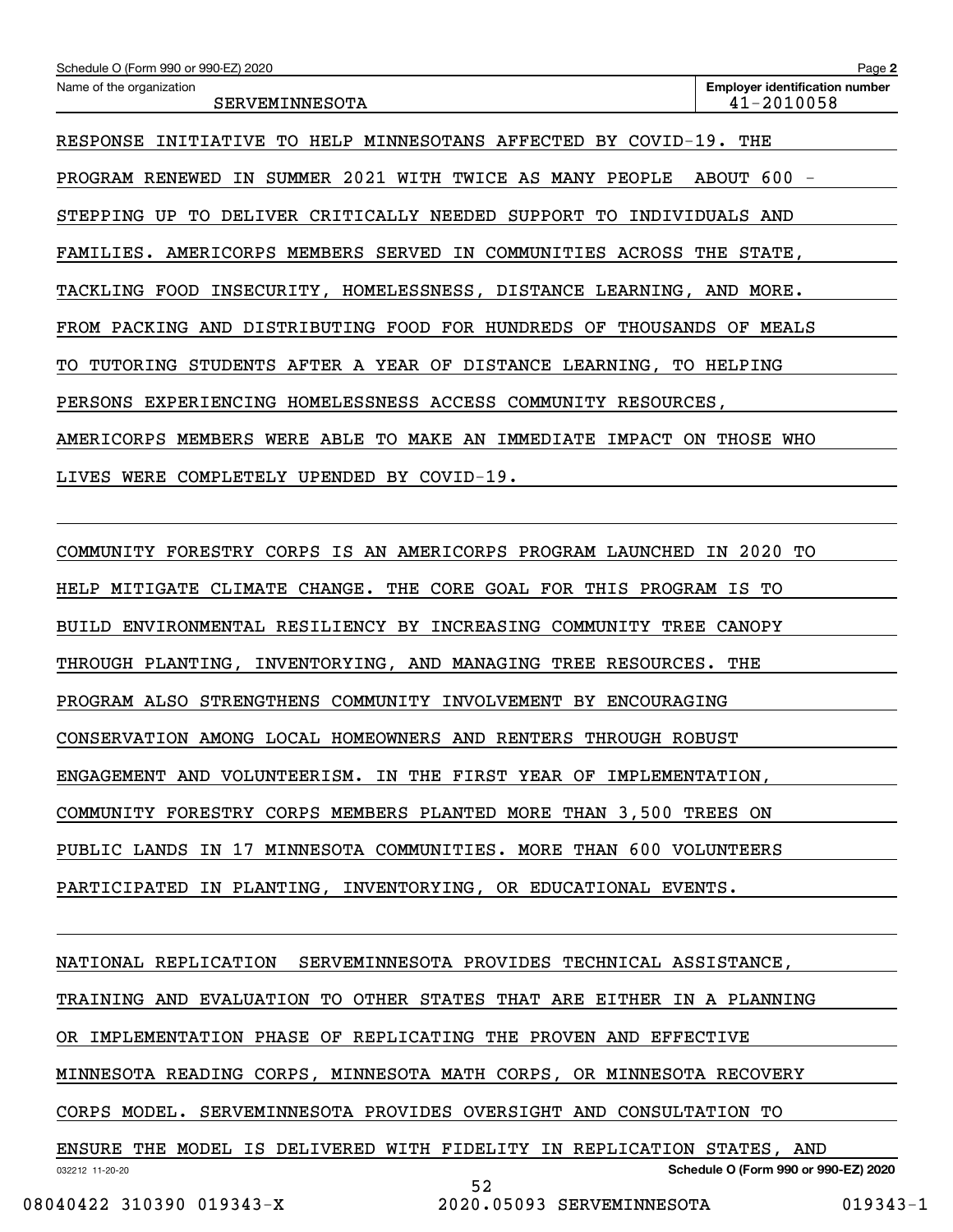Schedule O (Form 990 or 990-EZ) 2020

Name of the organization: SERVEMINNESOTA

Employer identification number: 41-2010058

RESPONSE INITIATIVE TO HELP MINNESOTANS AFFECTED BY COVID-19. THE PROGRAM RENEWED IN SUMMER 2021 WITH TWICE AS MANY PEOPLE ABOUT 600 - STEPPING UP TO DELIVER CRITICALLY NEEDED SUPPORT TO INDIVIDUALS AND FAMILIES. AMERICORPS MEMBERS SERVED IN COMMUNITIES ACROSS THE STATE, TACKLING FOOD INSECURITY, HOMELESSNESS, DISTANCE LEARNING, AND MORE. FROM PACKING AND DISTRIBUTING FOOD FOR HUNDREDS OF THOUSANDS OF MEALS TO TUTORING STUDENTS AFTER A YEAR OF DISTANCE LEARNING, TO HELPING PERSONS EXPERIENCING HOMELESSNESS ACCESS COMMUNITY RESOURCES, AMERICORPS MEMBERS WERE ABLE TO MAKE AN IMMEDIATE IMPACT ON THOSE WHO LIVES WERE COMPLETELY UPENDED BY COVID-19.

COMMUNITY FORESTRY CORPS IS AN AMERICORPS PROGRAM LAUNCHED IN 2020 TO HELP MITIGATE CLIMATE CHANGE. THE CORE GOAL FOR THIS PROGRAM IS TO BUILD ENVIRONMENTAL RESILIENCY BY INCREASING COMMUNITY TREE CANOPY THROUGH PLANTING, INVENTORYING, AND MANAGING TREE RESOURCES. THE PROGRAM ALSO STRENGTHENS COMMUNITY INVOLVEMENT BY ENCOURAGING CONSERVATION AMONG LOCAL HOMEOWNERS AND RENTERS THROUGH ROBUST ENGAGEMENT AND VOLUNTEERISM. IN THE FIRST YEAR OF IMPLEMENTATION, COMMUNITY FORESTRY CORPS MEMBERS PLANTED MORE THAN 3,500 TREES ON PUBLIC LANDS IN 17 MINNESOTA COMMUNITIES. MORE THAN 600 VOLUNTEERS PARTICIPATED IN PLANTING, INVENTORYING, OR EDUCATIONAL EVENTS.

NATIONAL REPLICATION SERVEMINNESOTA PROVIDES TECHNICAL ASSISTANCE, TRAINING AND EVALUATION TO OTHER STATES THAT ARE EITHER IN A PLANNING OR IMPLEMENTATION PHASE OF REPLICATING THE PROVEN AND EFFECTIVE MINNESOTA READING CORPS, MINNESOTA MATH CORPS, OR MINNESOTA RECOVERY CORPS MODEL. SERVEMINNESOTA PROVIDES OVERSIGHT AND CONSULTATION TO ENSURE THE MODEL IS DELIVERED WITH FIDELITY IN REPLICATION STATES, AND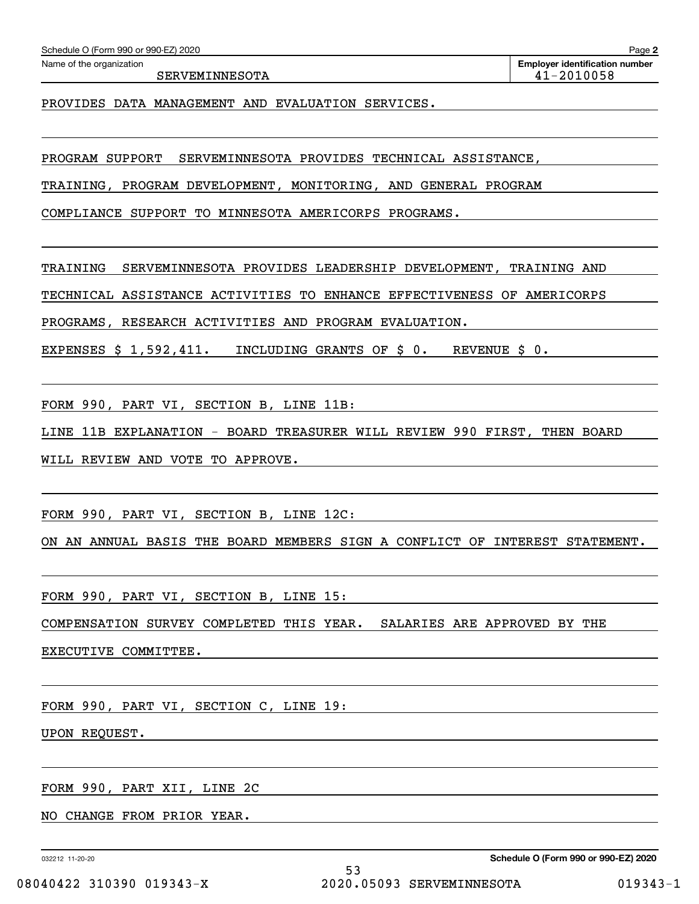Name of the organization: SERVEMINNESOTA

Employer identification number: 41-2010058

PROVIDES DATA MANAGEMENT AND EVALUATION SERVICES.

PROGRAM SUPPORT  SERVEMINNESOTA PROVIDES TECHNICAL ASSISTANCE, TRAINING, PROGRAM DEVELOPMENT, MONITORING, AND GENERAL PROGRAM COMPLIANCE SUPPORT TO MINNESOTA AMERICORPS PROGRAMS.

TRAINING  SERVEMINNESOTA PROVIDES LEADERSHIP DEVELOPMENT, TRAINING AND TECHNICAL ASSISTANCE ACTIVITIES TO ENHANCE EFFECTIVENESS OF AMERICORPS PROGRAMS, RESEARCH ACTIVITIES AND PROGRAM EVALUATION.

EXPENSES $ 1,592,411.   INCLUDING GRANTS OF $ 0.   REVENUE $ 0.

FORM 990, PART VI, SECTION B, LINE 11B:

LINE 11B EXPLANATION - BOARD TREASURER WILL REVIEW 990 FIRST, THEN BOARD WILL REVIEW AND VOTE TO APPROVE.

FORM 990, PART VI, SECTION B, LINE 12C:

ON AN ANNUAL BASIS THE BOARD MEMBERS SIGN A CONFLICT OF INTEREST STATEMENT.

FORM 990, PART VI, SECTION B, LINE 15:

COMPENSATION SURVEY COMPLETED THIS YEAR.  SALARIES ARE APPROVED BY THE EXECUTIVE COMMITTEE.

FORM 990, PART VI, SECTION C, LINE 19:

UPON REQUEST.

FORM 990, PART XII, LINE 2C

NO CHANGE FROM PRIOR YEAR.